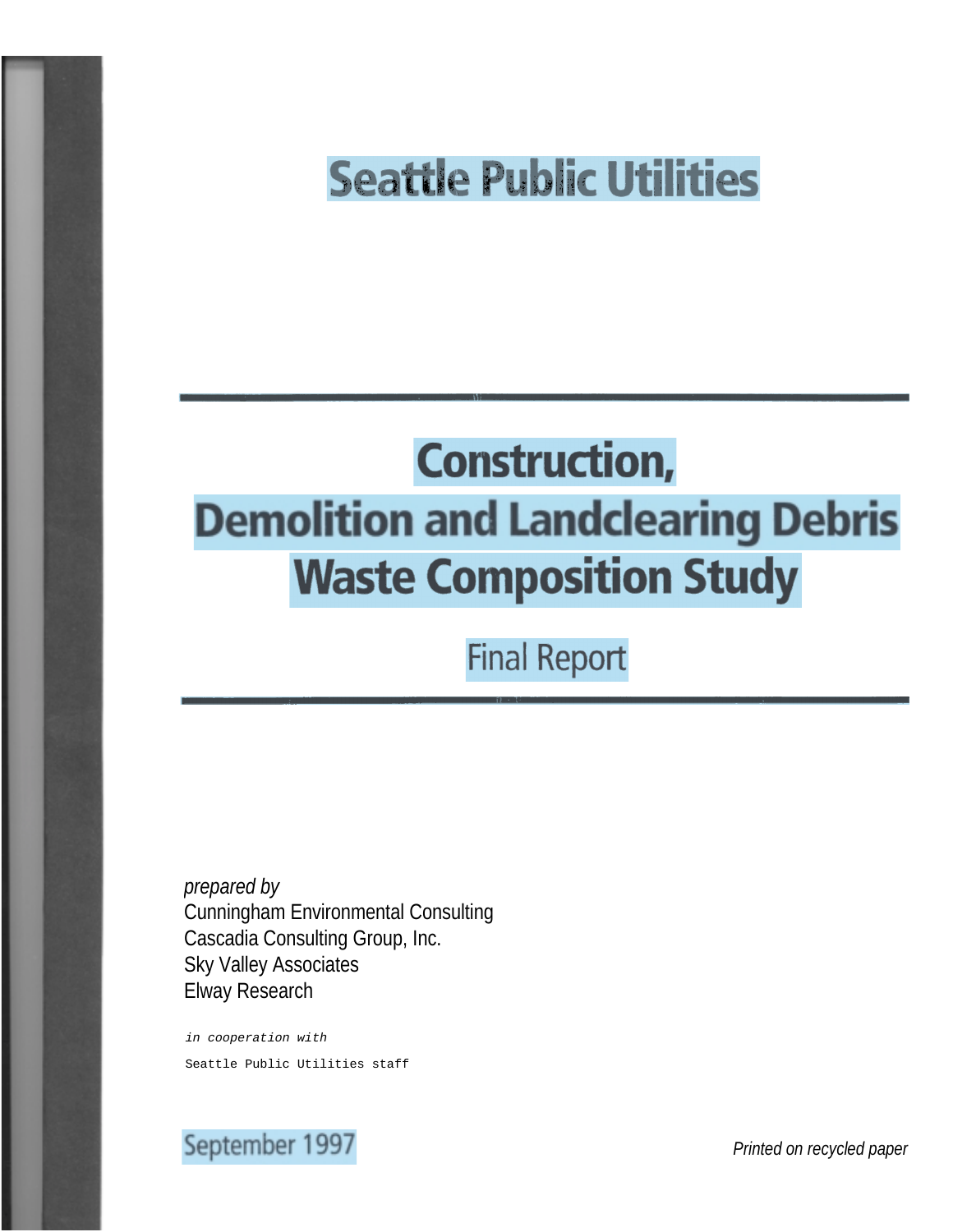# Seattle Public Utilities

# Construction, Demolition and Landclearing Debris Waste Composition Study

## Final Report

*prepared by*
Cunningham Environmental Consulting
Cascadia Consulting Group, Inc.
Sky Valley Associates
Elway Research

*in cooperation with*

Seattle Public Utilities staff

September 1997

*Printed on recycled paper*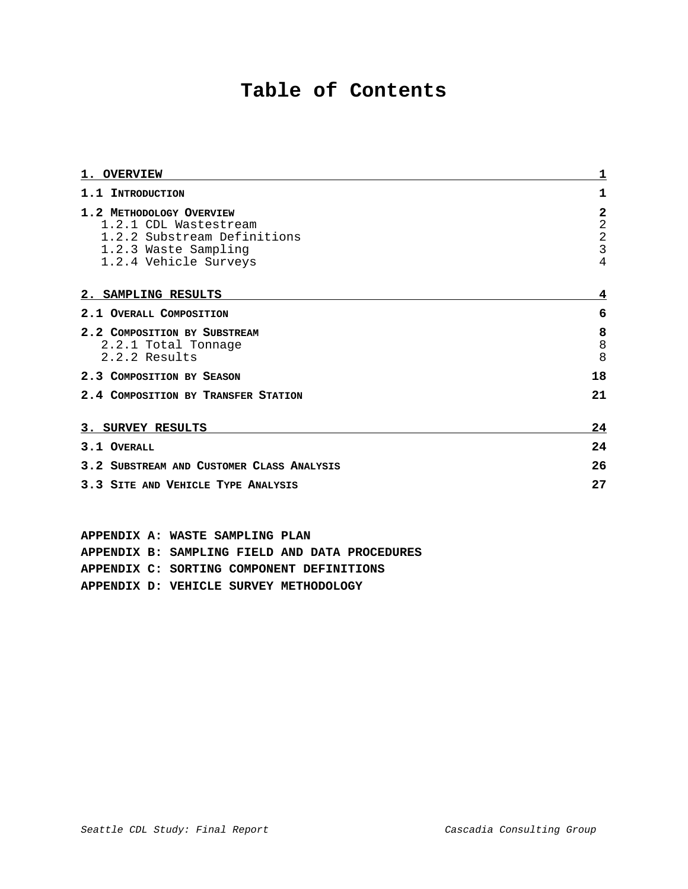# Table of Contents

| | |
|---|---|
| **1. OVERVIEW** | **1** |
| **1.1 INTRODUCTION** | **1** |
| **1.2 METHODOLOGY OVERVIEW** | **2** |
| 1.2.1 CDL Wastestream | 2 |
| 1.2.2 Substream Definitions | 2 |
| 1.2.3 Waste Sampling | 3 |
| 1.2.4 Vehicle Surveys | 4 |
| **2. SAMPLING RESULTS** | **4** |
| **2.1 OVERALL COMPOSITION** | **6** |
| **2.2 COMPOSITION BY SUBSTREAM** | **8** |
| 2.2.1 Total Tonnage | 8 |
| 2.2.2 Results | 8 |
| **2.3 COMPOSITION BY SEASON** | **18** |
| **2.4 COMPOSITION BY TRANSFER STATION** | **21** |
| **3. SURVEY RESULTS** | **24** |
| **3.1 OVERALL** | **24** |
| **3.2 SUBSTREAM AND CUSTOMER CLASS ANALYSIS** | **26** |
| **3.3 SITE AND VEHICLE TYPE ANALYSIS** | **27** |

**APPENDIX A: WASTE SAMPLING PLAN**

**APPENDIX B: SAMPLING FIELD AND DATA PROCEDURES**

**APPENDIX C: SORTING COMPONENT DEFINITIONS**

**APPENDIX D: VEHICLE SURVEY METHODOLOGY**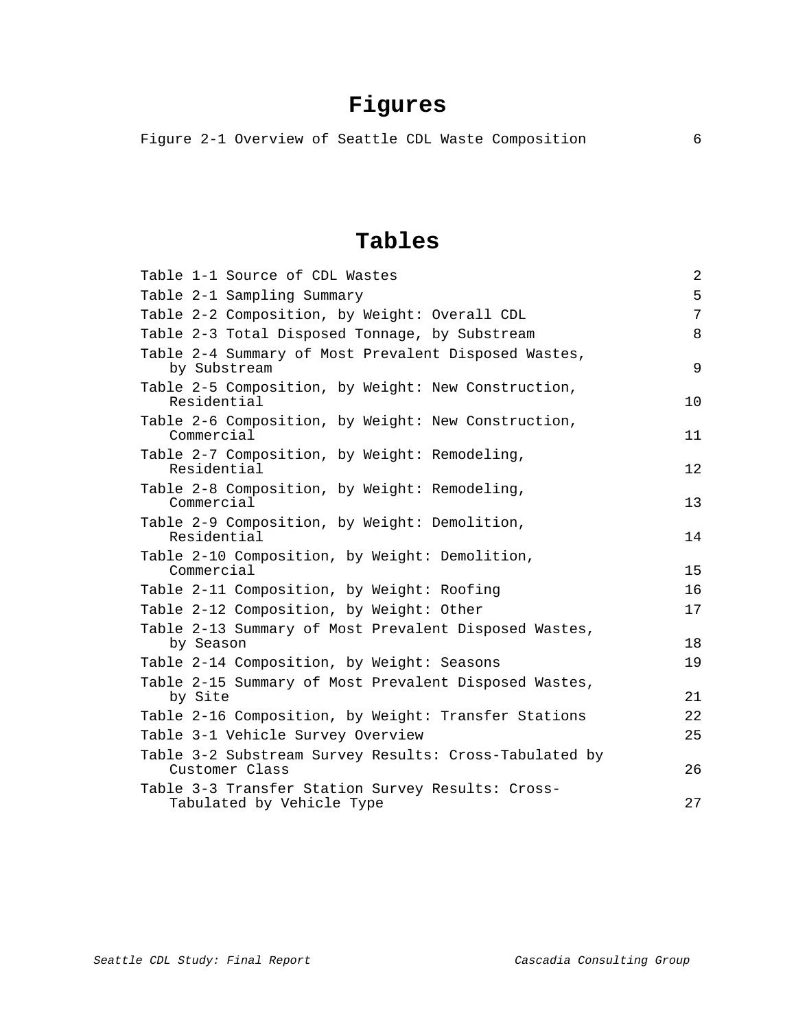# Figures

Figure 2-1 Overview of Seattle CDL Waste Composition 6

# Tables

Table 1-1 Source of CDL Wastes 2

Table 2-1 Sampling Summary 5

Table 2-2 Composition, by Weight: Overall CDL 7

Table 2-3 Total Disposed Tonnage, by Substream 8

Table 2-4 Summary of Most Prevalent Disposed Wastes, by Substream 9

Table 2-5 Composition, by Weight: New Construction, Residential 10

Table 2-6 Composition, by Weight: New Construction, Commercial 11

Table 2-7 Composition, by Weight: Remodeling, Residential 12

Table 2-8 Composition, by Weight: Remodeling, Commercial 13

Table 2-9 Composition, by Weight: Demolition, Residential 14

Table 2-10 Composition, by Weight: Demolition, Commercial 15

Table 2-11 Composition, by Weight: Roofing 16

Table 2-12 Composition, by Weight: Other 17

Table 2-13 Summary of Most Prevalent Disposed Wastes, by Season 18

Table 2-14 Composition, by Weight: Seasons 19

Table 2-15 Summary of Most Prevalent Disposed Wastes, by Site 21

Table 2-16 Composition, by Weight: Transfer Stations 22

Table 3-1 Vehicle Survey Overview 25

Table 3-2 Substream Survey Results: Cross-Tabulated by Customer Class 26

Table 3-3 Transfer Station Survey Results: Cross-Tabulated by Vehicle Type 27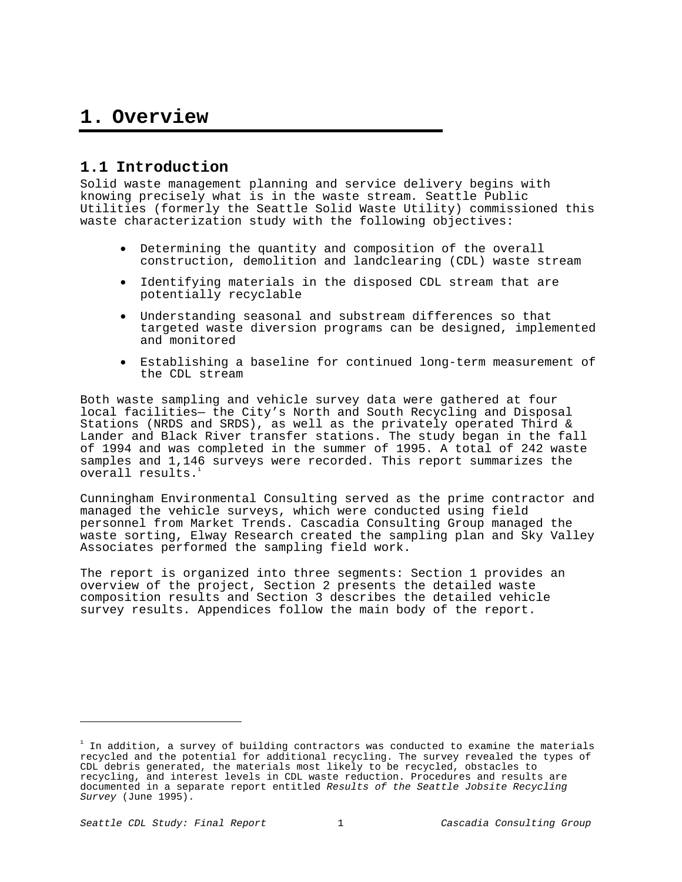# 1. Overview

## 1.1 Introduction

Solid waste management planning and service delivery begins with knowing precisely what is in the waste stream. Seattle Public Utilities (formerly the Seattle Solid Waste Utility) commissioned this waste characterization study with the following objectives:

- Determining the quantity and composition of the overall construction, demolition and landclearing (CDL) waste stream
- Identifying materials in the disposed CDL stream that are potentially recyclable
- Understanding seasonal and substream differences so that targeted waste diversion programs can be designed, implemented and monitored
- Establishing a baseline for continued long-term measurement of the CDL stream

Both waste sampling and vehicle survey data were gathered at four local facilities— the City's North and South Recycling and Disposal Stations (NRDS and SRDS), as well as the privately operated Third & Lander and Black River transfer stations. The study began in the fall of 1994 and was completed in the summer of 1995. A total of 242 waste samples and 1,146 surveys were recorded. This report summarizes the overall results.[1]

Cunningham Environmental Consulting served as the prime contractor and managed the vehicle surveys, which were conducted using field personnel from Market Trends. Cascadia Consulting Group managed the waste sorting, Elway Research created the sampling plan and Sky Valley Associates performed the sampling field work.

The report is organized into three segments: Section 1 provides an overview of the project, Section 2 presents the detailed waste composition results and Section 3 describes the detailed vehicle survey results. Appendices follow the main body of the report.

---

[1] In addition, a survey of building contractors was conducted to examine the materials recycled and the potential for additional recycling. The survey revealed the types of CDL debris generated, the materials most likely to be recycled, obstacles to recycling, and interest levels in CDL waste reduction. Procedures and results are documented in a separate report entitled *Results of the Seattle Jobsite Recycling Survey* (June 1995).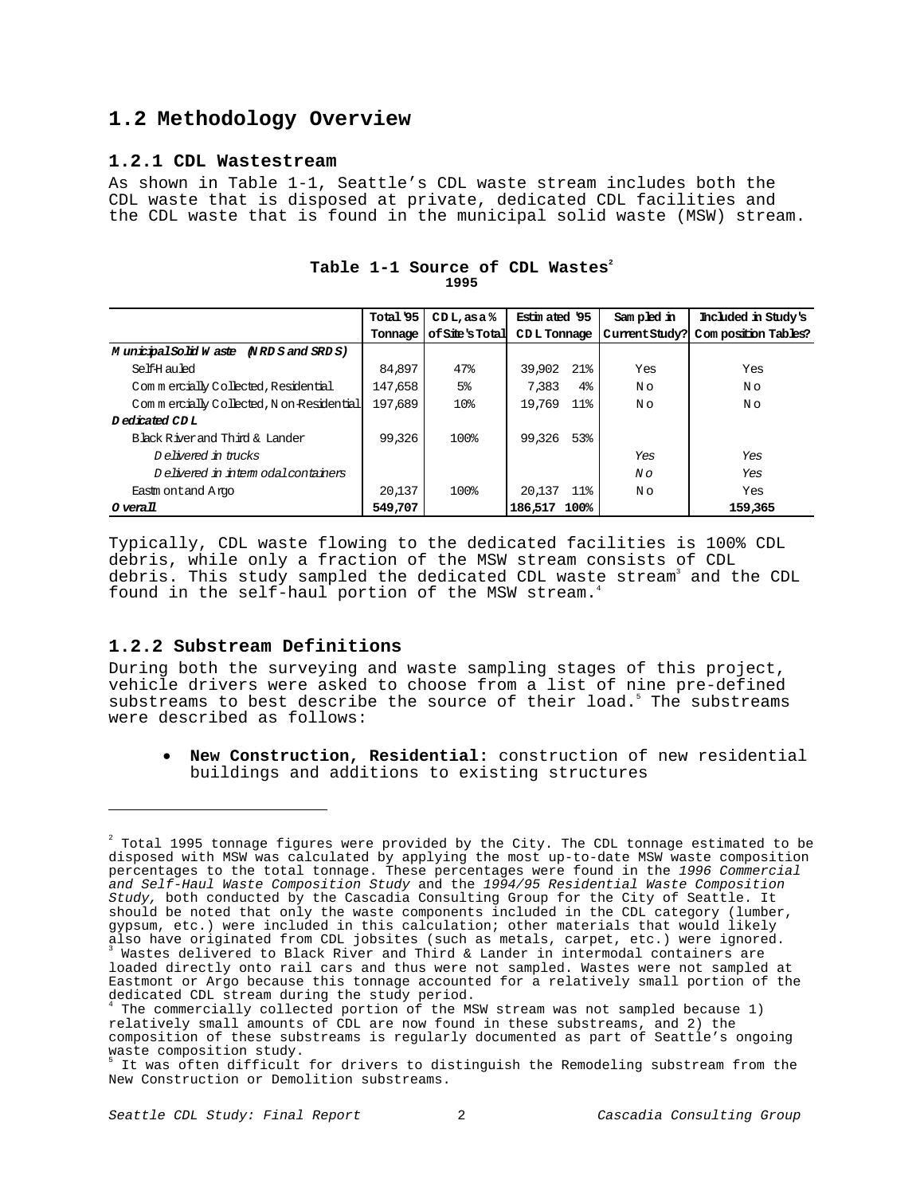## 1.2 Methodology Overview

### 1.2.1 CDL Wastestream

As shown in Table 1-1, Seattle's CDL waste stream includes both the CDL waste that is disposed at private, dedicated CDL facilities and the CDL waste that is found in the municipal solid waste (MSW) stream.

**Table 1-1 Source of CDL Wastes[2]**
**1995**

| | Total '95 Tonnage | CDL, as a % of Site's Total | Estimated '95 CDL Tonnage | | Sampled in Current Study? | Included in Study's Composition Tables? |
|---|---|---|---|---|---|---|
| ***Municipal Solid Waste (NRDS and SRDS)*** | | | | | | |
| Self-Hauled | 84,897 | 47% | 39,902 | 21% | Yes | Yes |
| Commercially Collected, Residential | 147,658 | 5% | 7,383 | 4% | No | No |
| Commercially Collected, Non-Residential | 197,689 | 10% | 19,769 | 11% | No | No |
| ***Dedicated CDL*** | | | | | | |
| Black River and Third & Lander | 99,326 | 100% | 99,326 | 53% | | |
| *Delivered in trucks* | | | | | *Yes* | *Yes* |
| *Delivered in intermodal containers* | | | | | *No* | *Yes* |
| Eastmont and Argo | 20,137 | 100% | 20,137 | 11% | No | Yes |
| ***Overall*** | **549,707** | | **186,517** | **100%** | | **159,365** |

Typically, CDL waste flowing to the dedicated facilities is 100% CDL debris, while only a fraction of the MSW stream consists of CDL debris. This study sampled the dedicated CDL waste stream[3] and the CDL found in the self-haul portion of the MSW stream.[4]

### 1.2.2 Substream Definitions

During both the surveying and waste sampling stages of this project, vehicle drivers were asked to choose from a list of nine pre-defined substreams to best describe the source of their load.[5] The substreams were described as follows:

- **New Construction, Residential:** construction of new residential buildings and additions to existing structures

---

[2] Total 1995 tonnage figures were provided by the City. The CDL tonnage estimated to be disposed with MSW was calculated by applying the most up-to-date MSW waste composition percentages to the total tonnage. These percentages were found in the *1996 Commercial and Self-Haul Waste Composition Study* and the *1994/95 Residential Waste Composition Study,* both conducted by the Cascadia Consulting Group for the City of Seattle. It should be noted that only the waste components included in the CDL category (lumber, gypsum, etc.) were included in this calculation; other materials that would likely also have originated from CDL jobsites (such as metals, carpet, etc.) were ignored.

[3] Wastes delivered to Black River and Third & Lander in intermodal containers are loaded directly onto rail cars and thus were not sampled. Wastes were not sampled at Eastmont or Argo because this tonnage accounted for a relatively small portion of the dedicated CDL stream during the study period.

[4] The commercially collected portion of the MSW stream was not sampled because 1) relatively small amounts of CDL are now found in these substreams, and 2) the composition of these substreams is regularly documented as part of Seattle's ongoing waste composition study.

[5] It was often difficult for drivers to distinguish the Remodeling substream from the New Construction or Demolition substreams.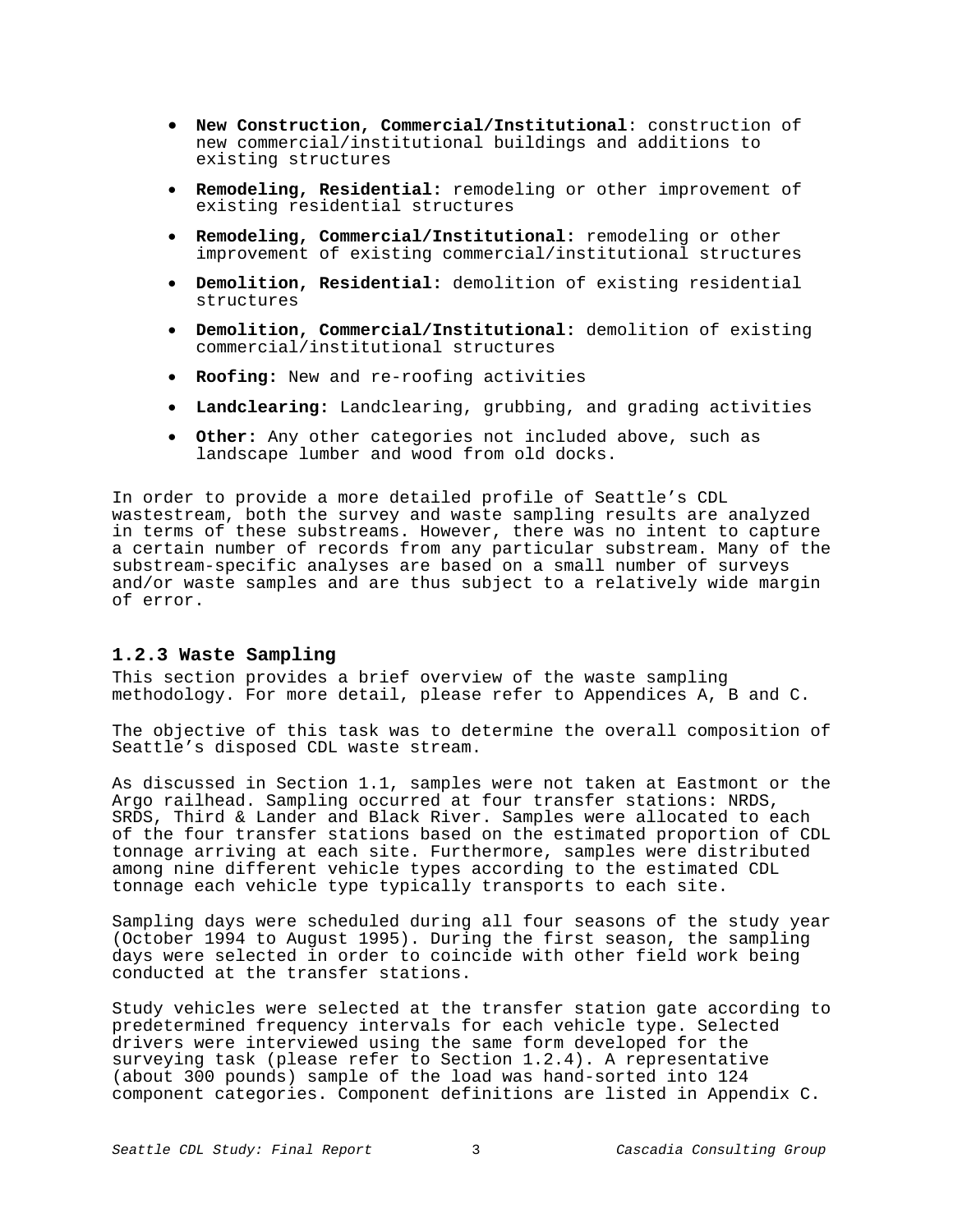- **New Construction, Commercial/Institutional**: construction of new commercial/institutional buildings and additions to existing structures
- **Remodeling, Residential:** remodeling or other improvement of existing residential structures
- **Remodeling, Commercial/Institutional:** remodeling or other improvement of existing commercial/institutional structures
- **Demolition, Residential:** demolition of existing residential structures
- **Demolition, Commercial/Institutional:** demolition of existing commercial/institutional structures
- **Roofing:** New and re-roofing activities
- **Landclearing:** Landclearing, grubbing, and grading activities
- **Other:** Any other categories not included above, such as landscape lumber and wood from old docks.

In order to provide a more detailed profile of Seattle's CDL wastestream, both the survey and waste sampling results are analyzed in terms of these substreams. However, there was no intent to capture a certain number of records from any particular substream. Many of the substream-specific analyses are based on a small number of surveys and/or waste samples and are thus subject to a relatively wide margin of error.

### 1.2.3 Waste Sampling

This section provides a brief overview of the waste sampling methodology. For more detail, please refer to Appendices A, B and C.

The objective of this task was to determine the overall composition of Seattle's disposed CDL waste stream.

As discussed in Section 1.1, samples were not taken at Eastmont or the Argo railhead. Sampling occurred at four transfer stations: NRDS, SRDS, Third & Lander and Black River. Samples were allocated to each of the four transfer stations based on the estimated proportion of CDL tonnage arriving at each site. Furthermore, samples were distributed among nine different vehicle types according to the estimated CDL tonnage each vehicle type typically transports to each site.

Sampling days were scheduled during all four seasons of the study year (October 1994 to August 1995). During the first season, the sampling days were selected in order to coincide with other field work being conducted at the transfer stations.

Study vehicles were selected at the transfer station gate according to predetermined frequency intervals for each vehicle type. Selected drivers were interviewed using the same form developed for the surveying task (please refer to Section 1.2.4). A representative (about 300 pounds) sample of the load was hand-sorted into 124 component categories. Component definitions are listed in Appendix C.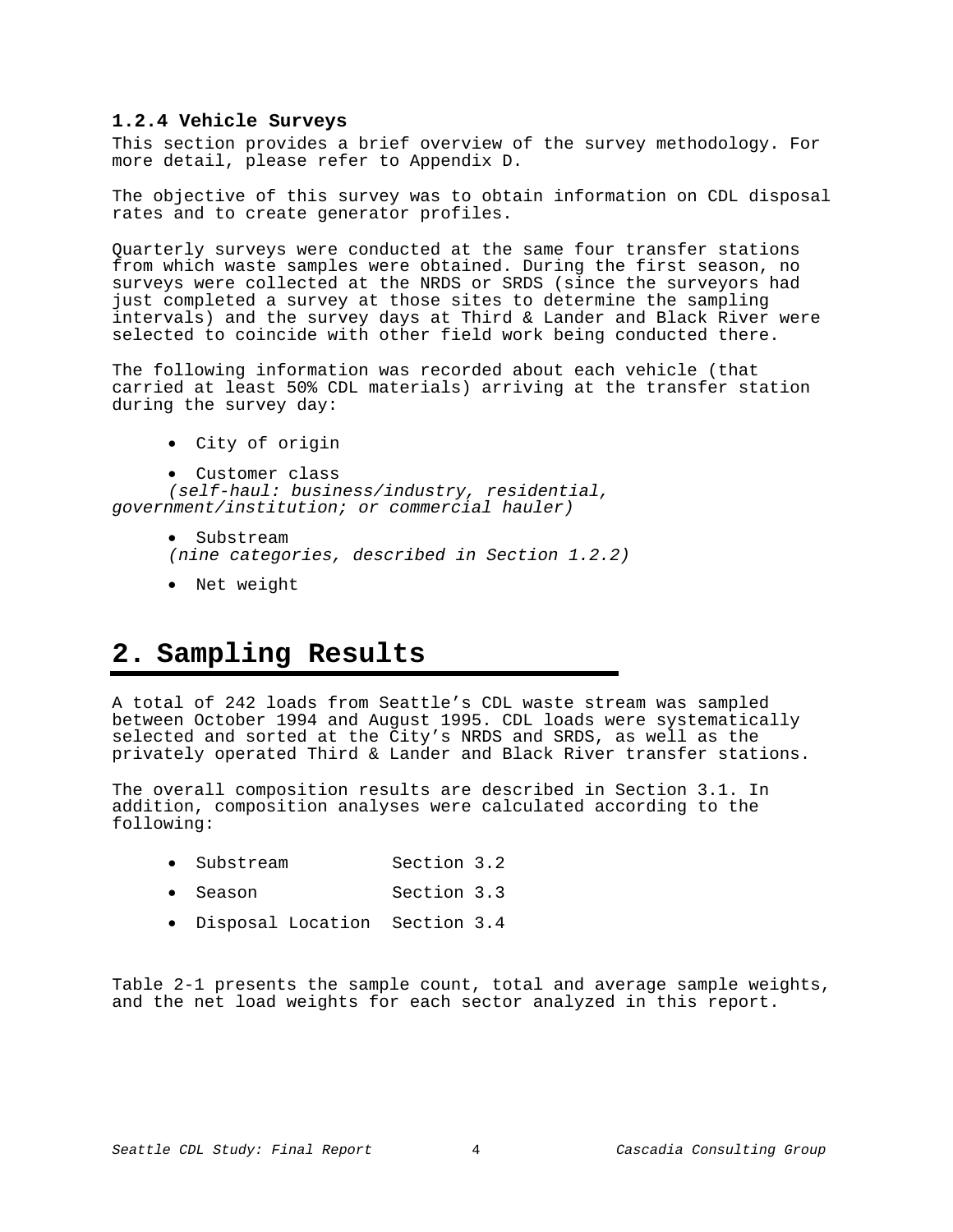### 1.2.4 Vehicle Surveys

This section provides a brief overview of the survey methodology. For more detail, please refer to Appendix D.

The objective of this survey was to obtain information on CDL disposal rates and to create generator profiles.

Quarterly surveys were conducted at the same four transfer stations from which waste samples were obtained. During the first season, no surveys were collected at the NRDS or SRDS (since the surveyors had just completed a survey at those sites to determine the sampling intervals) and the survey days at Third & Lander and Black River were selected to coincide with other field work being conducted there.

The following information was recorded about each vehicle (that carried at least 50% CDL materials) arriving at the transfer station during the survey day:

- City of origin
- Customer class
  *(self-haul: business/industry, residential, government/institution; or commercial hauler)*
- Substream
  *(nine categories, described in Section 1.2.2)*
- Net weight

# 2. Sampling Results

A total of 242 loads from Seattle's CDL waste stream was sampled between October 1994 and August 1995. CDL loads were systematically selected and sorted at the City's NRDS and SRDS, as well as the privately operated Third & Lander and Black River transfer stations.

The overall composition results are described in Section 3.1. In addition, composition analyses were calculated according to the following:

- Substream Section 3.2
- Season Section 3.3
- Disposal Location Section 3.4

Table 2-1 presents the sample count, total and average sample weights, and the net load weights for each sector analyzed in this report.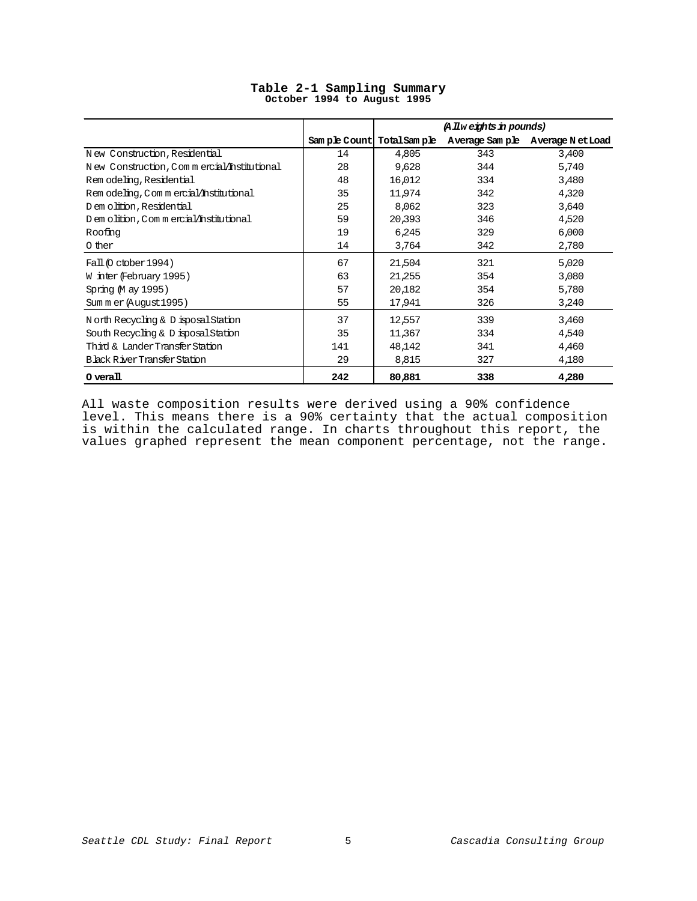# Table 2-1 Sampling Summary

October 1994 to August 1995

| | | *(All weights in pounds)* | | |
|---|---|---|---|---|
| | Sample Count | Total Sample | Average Sample | Average Net Load |
| New Construction, Residential | 14 | 4,805 | 343 | 3,400 |
| New Construction, Commercial/Institutional | 28 | 9,628 | 344 | 5,740 |
| Remodeling, Residential | 48 | 16,012 | 334 | 3,480 |
| Remodeling, Commercial/Institutional | 35 | 11,974 | 342 | 4,320 |
| Demolition, Residential | 25 | 8,062 | 323 | 3,640 |
| Demolition, Commercial/Institutional | 59 | 20,393 | 346 | 4,520 |
| Roofing | 19 | 6,245 | 329 | 6,000 |
| Other | 14 | 3,764 | 342 | 2,780 |
| Fall (October 1994) | 67 | 21,504 | 321 | 5,020 |
| Winter (February 1995) | 63 | 21,255 | 354 | 3,080 |
| Spring (May 1995) | 57 | 20,182 | 354 | 5,780 |
| Summer (August 1995) | 55 | 17,941 | 326 | 3,240 |
| North Recycling & Disposal Station | 37 | 12,557 | 339 | 3,460 |
| South Recycling & Disposal Station | 35 | 11,367 | 334 | 4,540 |
| Third & Lander Transfer Station | 141 | 48,142 | 341 | 4,460 |
| Black River Transfer Station | 29 | 8,815 | 327 | 4,180 |
| **Overall** | **242** | **80,881** | **338** | **4,280** |

All waste composition results were derived using a 90% confidence level. This means there is a 90% certainty that the actual composition is within the calculated range. In charts throughout this report, the values graphed represent the mean component percentage, not the range.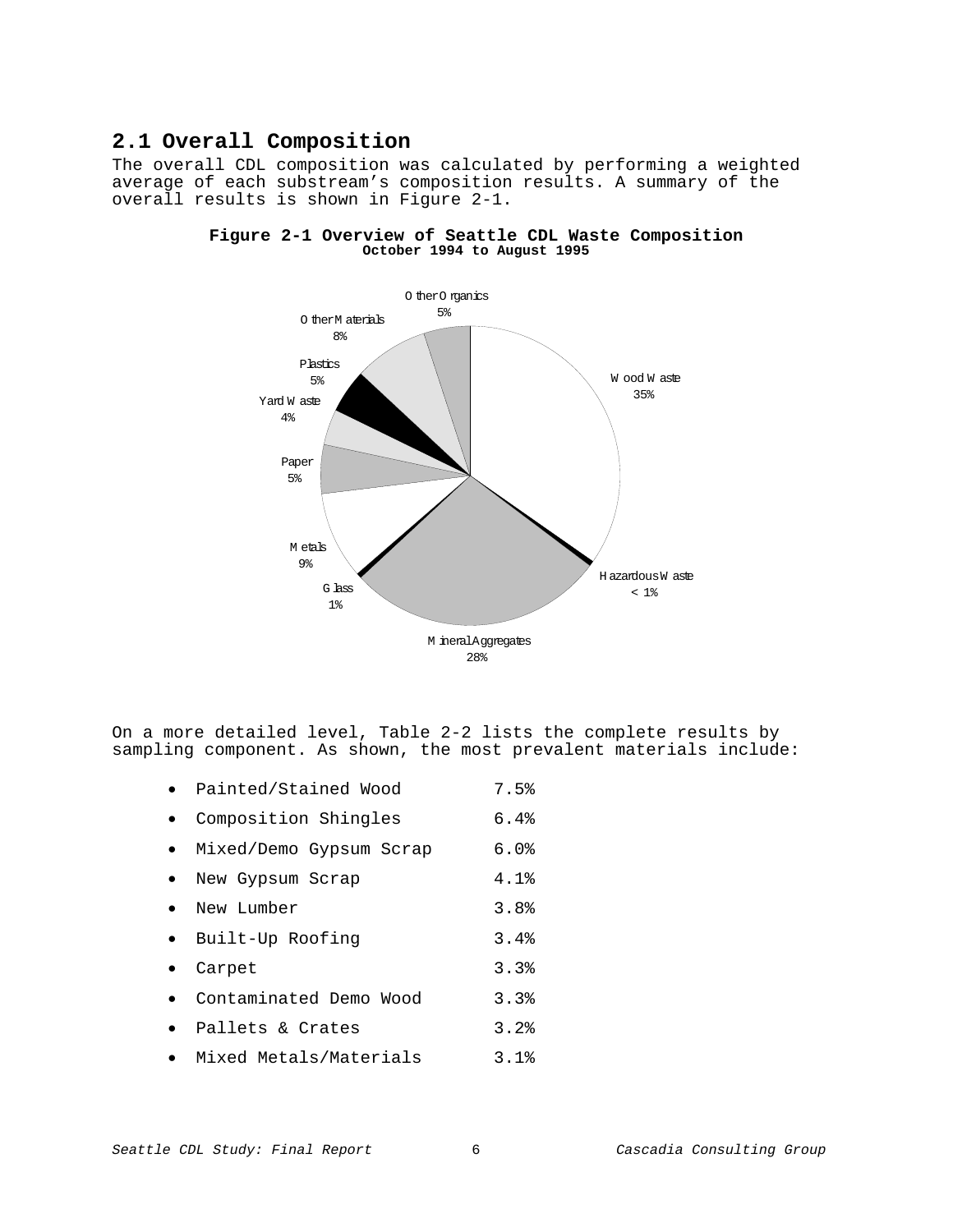## 2.1 Overall Composition

The overall CDL composition was calculated by performing a weighted average of each substream's composition results. A summary of the overall results is shown in Figure 2-1.

**Figure 2-1 Overview of Seattle CDL Waste Composition**
**October 1994 to August 1995**

| Category | Percent |
|---|---|
| Wood Waste | 35% |
| Hazardous Waste | < 1% |
| Mineral Aggregates | 28% |
| Glass | 1% |
| Metals | 9% |
| Paper | 5% |
| Yard Waste | 4% |
| Plastics | 5% |
| Other Materials | 8% |
| Other Organics | 5% |

On a more detailed level, Table 2-2 lists the complete results by sampling component. As shown, the most prevalent materials include:

- Painted/Stained Wood 7.5%
- Composition Shingles 6.4%
- Mixed/Demo Gypsum Scrap 6.0%
- New Gypsum Scrap 4.1%
- New Lumber 3.8%
- Built-Up Roofing 3.4%
- Carpet 3.3%
- Contaminated Demo Wood 3.3%
- Pallets & Crates 3.2%
- Mixed Metals/Materials 3.1%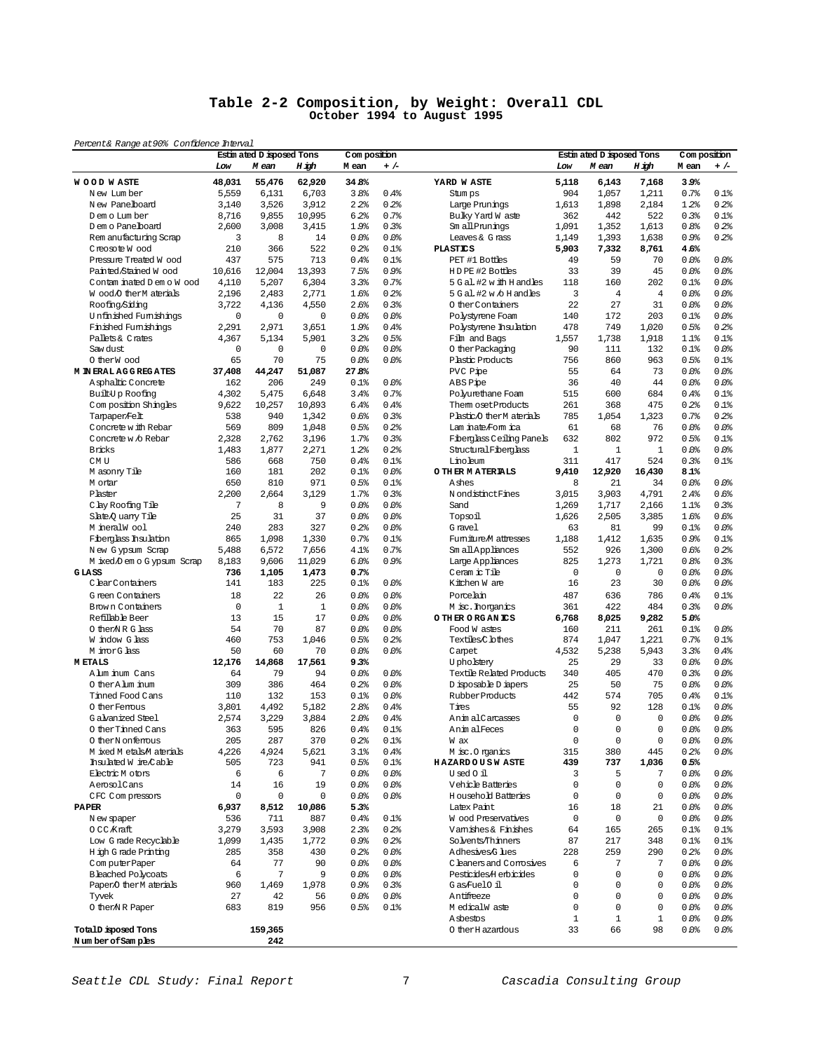# Table 2-2 Composition, by Weight: Overall CDL
## October 1994 to August 1995

*Percent & Range at 90% Confidence Interval*

| | Estimated Disposed Tons | | | Composition | | | Estimated Disposed Tons | | | Composition | |
|---|---|---|---|---|---|---|---|---|---|---|---|
| | Low | Mean | High | Mean | +/- | | Low | Mean | High | Mean | +/- |
| **WOOD WASTE** | **48,031** | **55,476** | **62,920** | **34.8%** | | **YARD WASTE** | **5,118** | **6,143** | **7,168** | **3.9%** | |
| New Lumber | 5,559 | 6,131 | 6,703 | 3.8% | 0.4% | Stumps | 904 | 1,057 | 1,211 | 0.7% | 0.1% |
| New Panelboard | 3,140 | 3,526 | 3,912 | 2.2% | 0.2% | Large Prunings | 1,613 | 1,898 | 2,184 | 1.2% | 0.2% |
| Demo Lumber | 8,716 | 9,855 | 10,995 | 6.2% | 0.7% | Bulky Yard Waste | 362 | 442 | 522 | 0.3% | 0.1% |
| Demo Panelboard | 2,600 | 3,008 | 3,415 | 1.9% | 0.3% | Small Prunings | 1,091 | 1,352 | 1,613 | 0.8% | 0.2% |
| Remanufacturing Scrap | 3 | 8 | 14 | 0.0% | 0.0% | Leaves & Grass | 1,149 | 1,393 | 1,638 | 0.9% | 0.2% |
| Creosote Wood | 210 | 366 | 522 | 0.2% | 0.1% | **PLASTICS** | **5,903** | **7,332** | **8,761** | **4.6%** | |
| Pressure Treated Wood | 437 | 575 | 713 | 0.4% | 0.1% | PET #1 Bottles | 49 | 59 | 70 | 0.0% | 0.0% |
| Painted/Stained Wood | 10,616 | 12,004 | 13,393 | 7.5% | 0.9% | HDPE #2 Bottles | 33 | 39 | 45 | 0.0% | 0.0% |
| Contaminated Demo Wood | 4,110 | 5,207 | 6,304 | 3.3% | 0.7% | 5 Gal. #2 with Handles | 118 | 160 | 202 | 0.1% | 0.0% |
| Wood/Other Materials | 2,196 | 2,483 | 2,771 | 1.6% | 0.2% | 5 Gal. #2 w/o Handles | 3 | 4 | 4 | 0.0% | 0.0% |
| Roofing/Siding | 3,722 | 4,136 | 4,550 | 2.6% | 0.3% | Other Containers | 22 | 27 | 31 | 0.0% | 0.0% |
| Unfinished Furnishings | 0 | 0 | 0 | 0.0% | 0.0% | Polystyrene Foam | 140 | 172 | 203 | 0.1% | 0.0% |
| Finished Furnishings | 2,291 | 2,971 | 3,651 | 1.9% | 0.4% | Polystyrene Insulation | 478 | 749 | 1,020 | 0.5% | 0.2% |
| Pallets & Crates | 4,367 | 5,134 | 5,901 | 3.2% | 0.5% | Film and Bags | 1,557 | 1,738 | 1,918 | 1.1% | 0.1% |
| Sawdust | 0 | 0 | 0 | 0.0% | 0.0% | Other Packaging | 90 | 111 | 132 | 0.1% | 0.0% |
| Other Wood | 65 | 70 | 75 | 0.0% | 0.0% | Plastic Products | 756 | 860 | 963 | 0.5% | 0.1% |
| **MINERAL AGGREGATES** | **37,408** | **44,247** | **51,087** | **27.8%** | | PVC Pipe | 55 | 64 | 73 | 0.0% | 0.0% |
| Asphaltic Concrete | 162 | 206 | 249 | 0.1% | 0.0% | ABS Pipe | 36 | 40 | 44 | 0.0% | 0.0% |
| Built-Up Roofing | 4,302 | 5,475 | 6,648 | 3.4% | 0.7% | Polyurethane Foam | 515 | 600 | 684 | 0.4% | 0.1% |
| Composition Shingles | 9,622 | 10,257 | 10,893 | 6.4% | 0.4% | Thermoset Products | 261 | 368 | 475 | 0.2% | 0.1% |
| Tarpaper/Felt | 538 | 940 | 1,342 | 0.6% | 0.3% | Plastic/Other Materials | 785 | 1,054 | 1,323 | 0.7% | 0.2% |
| Concrete with Rebar | 569 | 809 | 1,048 | 0.5% | 0.2% | Laminate/Formica | 61 | 68 | 76 | 0.0% | 0.0% |
| Concrete w/o Rebar | 2,328 | 2,762 | 3,196 | 1.7% | 0.3% | Fiberglass Ceiling Panels | 632 | 802 | 972 | 0.5% | 0.1% |
| Bricks | 1,483 | 1,877 | 2,271 | 1.2% | 0.2% | Structural Fiberglass | 1 | 1 | 1 | 0.0% | 0.0% |
| CMU | 586 | 668 | 750 | 0.4% | 0.1% | Linoleum | 311 | 417 | 524 | 0.3% | 0.1% |
| Masonry Tile | 160 | 181 | 202 | 0.1% | 0.0% | **OTHER MATERIALS** | **9,410** | **12,920** | **16,430** | **8.1%** | |
| Mortar | 650 | 810 | 971 | 0.5% | 0.1% | Ashes | 8 | 21 | 34 | 0.0% | 0.0% |
| Plaster | 2,200 | 2,664 | 3,129 | 1.7% | 0.3% | Nondistinct Fines | 3,015 | 3,903 | 4,791 | 2.4% | 0.6% |
| Clay Roofing Tile | 7 | 8 | 9 | 0.0% | 0.0% | Sand | 1,269 | 1,717 | 2,166 | 1.1% | 0.3% |
| Slate/Quarry Tile | 25 | 31 | 37 | 0.0% | 0.0% | Topsoil | 1,626 | 2,505 | 3,385 | 1.6% | 0.6% |
| Mineral Wool | 240 | 283 | 327 | 0.2% | 0.0% | Gravel | 63 | 81 | 99 | 0.1% | 0.0% |
| Fiberglass Insulation | 865 | 1,098 | 1,330 | 0.7% | 0.1% | Furniture/Mattresses | 1,188 | 1,412 | 1,635 | 0.9% | 0.1% |
| New Gypsum Scrap | 5,488 | 6,572 | 7,656 | 4.1% | 0.7% | Small Appliances | 552 | 926 | 1,300 | 0.6% | 0.2% |
| Mixed/Demo Gypsum Scrap | 8,183 | 9,606 | 11,029 | 6.0% | 0.9% | Large Appliances | 825 | 1,273 | 1,721 | 0.8% | 0.3% |
| **GLASS** | **736** | **1,105** | **1,473** | **0.7%** | | Ceramic Tile | 0 | 0 | 0 | 0.0% | 0.0% |
| Clear Containers | 141 | 183 | 225 | 0.1% | 0.0% | Kitchen Ware | 16 | 23 | 30 | 0.0% | 0.0% |
| Green Containers | 18 | 22 | 26 | 0.0% | 0.0% | Porcelain | 487 | 636 | 786 | 0.4% | 0.1% |
| Brown Containers | 0 | 1 | 1 | 0.0% | 0.0% | Misc. Inorganics | 361 | 422 | 484 | 0.3% | 0.0% |
| Refillable Beer | 13 | 15 | 17 | 0.0% | 0.0% | **OTHER ORGANICS** | **6,768** | **8,025** | **9,282** | **5.0%** | |
| Other/NR Glass | 54 | 70 | 87 | 0.0% | 0.0% | Food Wastes | 160 | 211 | 261 | 0.1% | 0.0% |
| Window Glass | 460 | 753 | 1,046 | 0.5% | 0.2% | Textiles/Clothes | 874 | 1,047 | 1,221 | 0.7% | 0.1% |
| Mirror Glass | 50 | 60 | 70 | 0.0% | 0.0% | Carpet | 4,532 | 5,238 | 5,943 | 3.3% | 0.4% |
| **METALS** | **12,176** | **14,868** | **17,561** | **9.3%** | | Upholstery | 25 | 29 | 33 | 0.0% | 0.0% |
| Aluminum Cans | 64 | 79 | 94 | 0.0% | 0.0% | Textile Related Products | 340 | 405 | 470 | 0.3% | 0.0% |
| Other Aluminum | 309 | 386 | 464 | 0.2% | 0.0% | Disposable Diapers | 25 | 50 | 75 | 0.0% | 0.0% |
| Tinned Food Cans | 110 | 132 | 153 | 0.1% | 0.0% | Rubber Products | 442 | 574 | 705 | 0.4% | 0.1% |
| Other Ferrous | 3,801 | 4,492 | 5,182 | 2.8% | 0.4% | Tires | 55 | 92 | 128 | 0.1% | 0.0% |
| Galvanized Steel | 2,574 | 3,229 | 3,884 | 2.0% | 0.4% | Animal Carcasses | 0 | 0 | 0 | 0.0% | 0.0% |
| Other Tinned Cans | 363 | 595 | 826 | 0.4% | 0.1% | Animal Feces | 0 | 0 | 0 | 0.0% | 0.0% |
| Other Nonferrous | 205 | 287 | 370 | 0.2% | 0.1% | Wax | 0 | 0 | 0 | 0.0% | 0.0% |
| Mixed Metals/Materials | 4,226 | 4,924 | 5,621 | 3.1% | 0.4% | Misc. Organics | 315 | 380 | 445 | 0.2% | 0.0% |
| Insulated Wire/Cable | 505 | 723 | 941 | 0.5% | 0.1% | **HAZARDOUS WASTE** | **439** | **737** | **1,036** | **0.5%** | |
| Electric Motors | 6 | 6 | 7 | 0.0% | 0.0% | Used Oil | 3 | 5 | 7 | 0.0% | 0.0% |
| Aerosol Cans | 14 | 16 | 19 | 0.0% | 0.0% | Vehicle Batteries | 0 | 0 | 0 | 0.0% | 0.0% |
| CFC Compressors | 0 | 0 | 0 | 0.0% | 0.0% | Household Batteries | 0 | 0 | 0 | 0.0% | 0.0% |
| **PAPER** | **6,937** | **8,512** | **10,086** | **5.3%** | | Latex Paint | 16 | 18 | 21 | 0.0% | 0.0% |
| Newspaper | 536 | 711 | 887 | 0.4% | 0.1% | Wood Preservatives | 0 | 0 | 0 | 0.0% | 0.0% |
| OCC/Kraft | 3,279 | 3,593 | 3,908 | 2.3% | 0.2% | Varnishes & Finishes | 64 | 165 | 265 | 0.1% | 0.1% |
| Low Grade Recyclable | 1,099 | 1,435 | 1,772 | 0.9% | 0.2% | Solvents/Thinners | 87 | 217 | 348 | 0.1% | 0.1% |
| High Grade Printing | 285 | 358 | 430 | 0.2% | 0.0% | Adhesives/Glues | 228 | 259 | 290 | 0.2% | 0.0% |
| Computer Paper | 64 | 77 | 90 | 0.0% | 0.0% | Cleaners and Corrosives | 6 | 7 | 7 | 0.0% | 0.0% |
| Bleached Polycoats | 6 | 7 | 9 | 0.0% | 0.0% | Pesticides/Herbicides | 0 | 0 | 0 | 0.0% | 0.0% |
| Paper/Other Materials | 960 | 1,469 | 1,978 | 0.9% | 0.3% | Gas/Fuel Oil | 0 | 0 | 0 | 0.0% | 0.0% |
| Tyvek | 27 | 42 | 56 | 0.0% | 0.0% | Antifreeze | 0 | 0 | 0 | 0.0% | 0.0% |
| Other/NR Paper | 683 | 819 | 956 | 0.5% | 0.1% | Medical Waste | 0 | 0 | 0 | 0.0% | 0.0% |
| | | | | | | Asbestos | 1 | 1 | 1 | 0.0% | 0.0% |
| **Total Disposed Tons** | | **159,365** | | | | Other Hazardous | 33 | 66 | 98 | 0.0% | 0.0% |
| **Number of Samples** | | **242** | | | | | | | | | |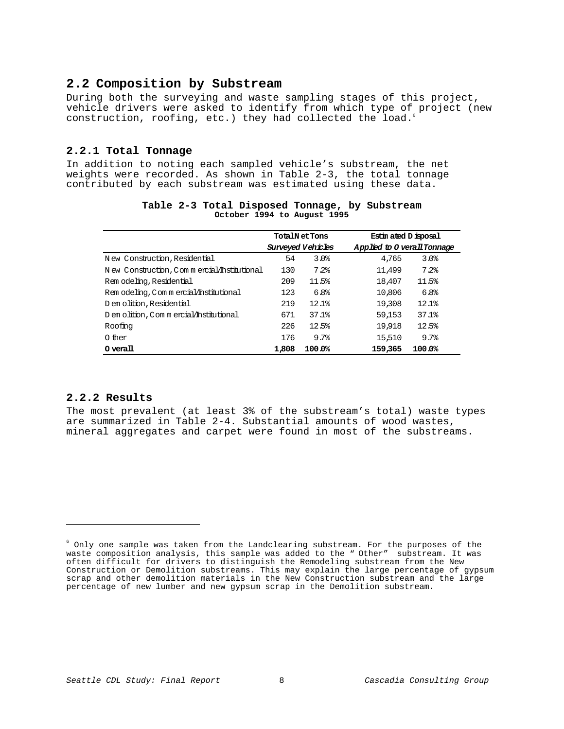## 2.2 Composition by Substream

During both the surveying and waste sampling stages of this project, vehicle drivers were asked to identify from which type of project (new construction, roofing, etc.) they had collected the load.[6]

### 2.2.1 Total Tonnage

In addition to noting each sampled vehicle's substream, the net weights were recorded. As shown in Table 2-3, the total tonnage contributed by each substream was estimated using these data.

**Table 2-3 Total Disposed Tonnage, by Substream**
**October 1994 to August 1995**

| | Total Net Tons | | Estimated Disposal | |
|---|---|---|---|---|
| | *Surveyed Vehicles* | | *Applied to Overall Tonnage* | |
| New Construction, Residential | 54 | 3.0% | 4,765 | 3.0% |
| New Construction, Commercial/Institutional | 130 | 7.2% | 11,499 | 7.2% |
| Remodeling, Residential | 209 | 11.5% | 18,407 | 11.5% |
| Remodeling, Commercial/Institutional | 123 | 6.8% | 10,806 | 6.8% |
| Demolition, Residential | 219 | 12.1% | 19,308 | 12.1% |
| Demolition, Commercial/Institutional | 671 | 37.1% | 59,153 | 37.1% |
| Roofing | 226 | 12.5% | 19,918 | 12.5% |
| Other | 176 | 9.7% | 15,510 | 9.7% |
| **Overall** | **1,808** | **100.0%** | **159,365** | **100.0%** |

### 2.2.2 Results

The most prevalent (at least 3% of the substream's total) waste types are summarized in Table 2-4. Substantial amounts of wood wastes, mineral aggregates and carpet were found in most of the substreams.

---

[6] Only one sample was taken from the Landclearing substream. For the purposes of the waste composition analysis, this sample was added to the "Other" substream. It was often difficult for drivers to distinguish the Remodeling substream from the New Construction or Demolition substreams. This may explain the large percentage of gypsum scrap and other demolition materials in the New Construction substream and the large percentage of new lumber and new gypsum scrap in the Demolition substream.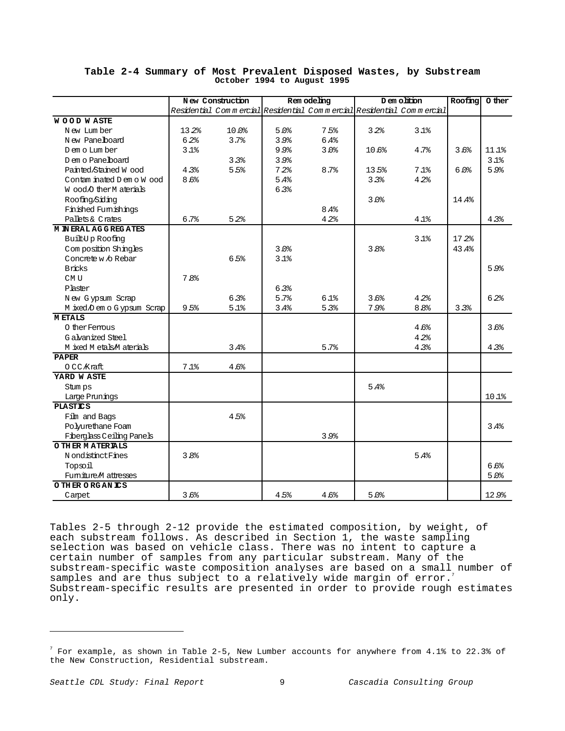**Table 2-4 Summary of Most Prevalent Disposed Wastes, by Substream**
**October 1994 to August 1995**

| | New Construction | | Remodeling | | Demolition | | Roofing | Other |
|---|---|---|---|---|---|---|---|---|
| | *Residential* | *Commercial* | *Residential* | *Commercial* | *Residential* | *Commercial* | | |
| **WOOD WASTE** | | | | | | | | |
| New Lumber | 13.2% | 10.0% | 5.0% | 7.5% | 3.2% | 3.1% | | |
| New Panelboard | 6.2% | 3.7% | 3.9% | 6.4% | | | | |
| Demo Lumber | 3.1% | | 9.9% | 3.0% | 10.6% | 4.7% | 3.6% | 11.1% |
| Demo Panelboard | | 3.3% | 3.9% | | | | | 3.1% |
| Painted/Stained Wood | 4.3% | 5.5% | 7.2% | 8.7% | 13.5% | 7.1% | 6.0% | 5.9% |
| Contaminated Demo Wood | 8.6% | | 5.4% | | 3.3% | 4.2% | | |
| Wood/Other Materials | | | 6.3% | | | | | |
| Roofing/Siding | | | | | 3.0% | | 14.4% | |
| Finished Furnishings | | | | 8.4% | | | | |
| Pallets & Crates | 6.7% | 5.2% | | 4.2% | | 4.1% | | 4.3% |
| **MINERAL AGGREGATES** | | | | | | | | |
| Built-Up Roofing | | | | | | 3.1% | 17.2% | |
| Composition Shingles | | | 3.0% | | 3.8% | | 43.4% | |
| Concrete w/o Rebar | | 6.5% | 3.1% | | | | | |
| Bricks | | | | | | | | 5.9% |
| CMU | 7.8% | | | | | | | |
| Plaster | | | 6.3% | | | | | |
| New Gypsum Scrap | | 6.3% | 5.7% | 6.1% | 3.6% | 4.2% | | 6.2% |
| Mixed/Demo Gypsum Scrap | 9.5% | 5.1% | 3.4% | 5.3% | 7.9% | 8.8% | 3.3% | |
| **METALS** | | | | | | | | |
| Other Ferrous | | | | | | 4.6% | | 3.6% |
| Galvanized Steel | | | | | | 4.2% | | |
| Mixed Metals/Materials | | 3.4% | | 5.7% | | 4.3% | | 4.3% |
| **PAPER** | | | | | | | | |
| OCC/Kraft | 7.1% | 4.6% | | | | | | |
| **YARD WASTE** | | | | | | | | |
| Stumps | | | | | 5.4% | | | |
| Large Prunings | | | | | | | | 10.1% |
| **PLASTICS** | | | | | | | | |
| Film and Bags | | 4.5% | | | | | | |
| Polyurethane Foam | | | | | | | | 3.4% |
| Fiberglass Ceiling Panels | | | | 3.9% | | | | |
| **OTHER MATERIALS** | | | | | | | | |
| Nondistinct Fines | 3.8% | | | | | 5.4% | | |
| Topsoil | | | | | | | | 6.6% |
| Furniture/Mattresses | | | | | | | | 5.0% |
| **OTHER ORGANICS** | | | | | | | | |
| Carpet | 3.6% | | 4.5% | 4.6% | 5.0% | | | 12.9% |

Tables 2-5 through 2-12 provide the estimated composition, by weight, of each substream follows. As described in Section 1, the waste sampling selection was based on vehicle class. There was no intent to capture a certain number of samples from any particular substream. Many of the substream-specific waste composition analyses are based on a small number of samples and are thus subject to a relatively wide margin of error.[7] Substream-specific results are presented in order to provide rough estimates only.

[7] For example, as shown in Table 2-5, New Lumber accounts for anywhere from 4.1% to 22.3% of the New Construction, Residential substream.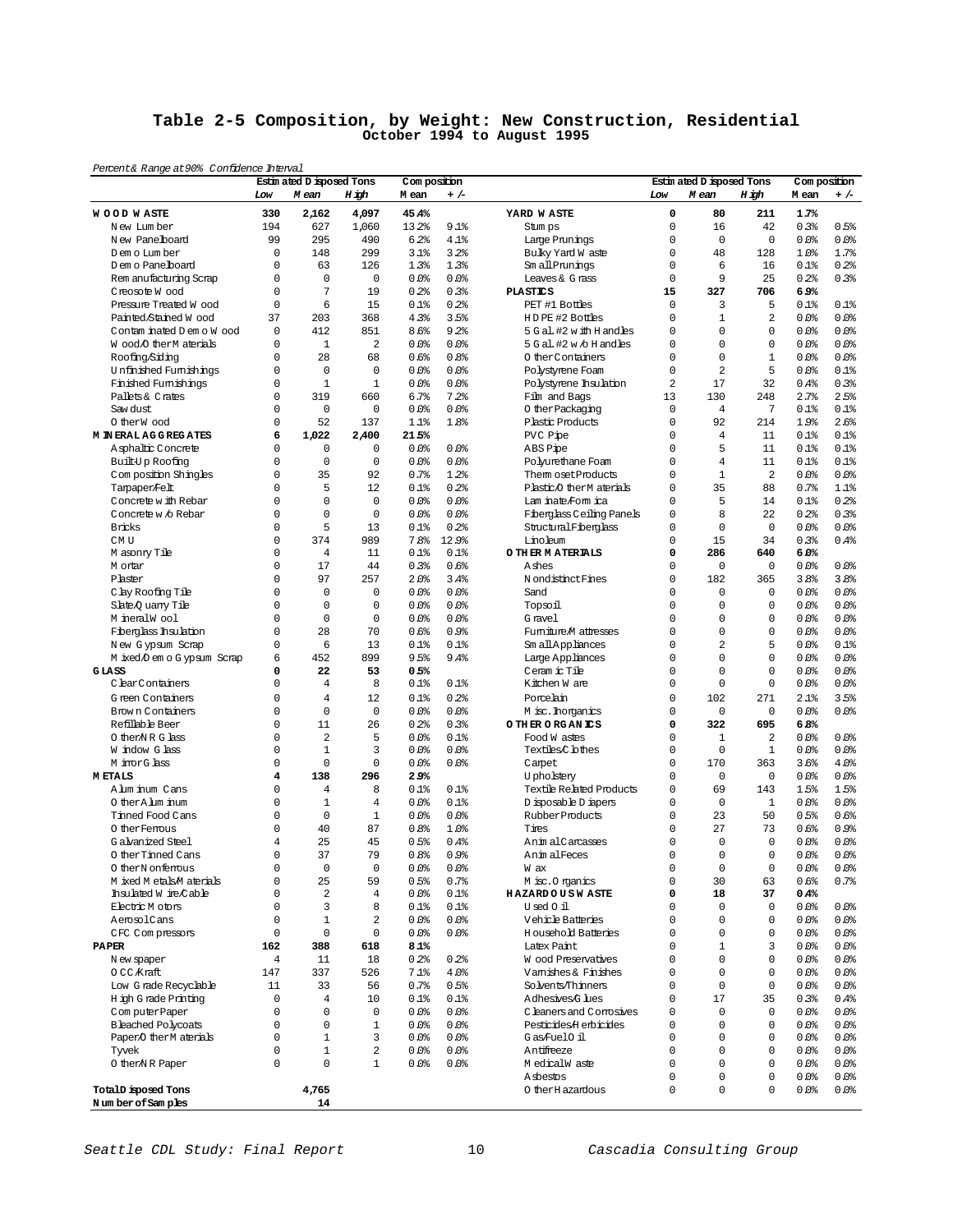# Table 2-5 Composition, by Weight: New Construction, Residential

October 1994 to August 1995

*Percent & Range at 90% Confidence Interval*

| | Estimated Disposed Tons | | | Composition | | | Estimated Disposed Tons | | | Composition | |
|---|---|---|---|---|---|---|---|---|---|---|---|
| | Low | Mean | High | Mean | +/- | | Low | Mean | High | Mean | +/- |
| **WOOD WASTE** | **330** | **2,162** | **4,097** | **45.4%** | | **YARD WASTE** | **0** | **80** | **211** | **1.7%** | |
| New Lumber | 194 | 627 | 1,060 | 13.2% | 9.1% | Stumps | 0 | 16 | 42 | 0.3% | 0.5% |
| New Panelboard | 99 | 295 | 490 | 6.2% | 4.1% | Large Prunings | 0 | 0 | 0 | 0.0% | 0.0% |
| Demo Lumber | 0 | 148 | 299 | 3.1% | 3.2% | Bulky Yard Waste | 0 | 48 | 128 | 1.0% | 1.7% |
| Demo Panelboard | 0 | 63 | 126 | 1.3% | 1.3% | Small Prunings | 0 | 6 | 16 | 0.1% | 0.2% |
| Remanufacturing Scrap | 0 | 0 | 0 | 0.0% | 0.0% | Leaves & Grass | 0 | 9 | 25 | 0.2% | 0.3% |
| Creosote Wood | 0 | 7 | 19 | 0.2% | 0.3% | **PLASTICS** | **15** | **327** | **706** | **6.9%** | |
| Pressure Treated Wood | 0 | 6 | 15 | 0.1% | 0.2% | PET #1 Bottles | 0 | 3 | 5 | 0.1% | 0.1% |
| Painted/Stained Wood | 37 | 203 | 368 | 4.3% | 3.5% | HDPE #2 Bottles | 0 | 1 | 2 | 0.0% | 0.0% |
| Contaminated Demo Wood | 0 | 412 | 851 | 8.6% | 9.2% | 5 Gal. #2 with Handles | 0 | 0 | 0 | 0.0% | 0.0% |
| Wood/Other Materials | 0 | 1 | 2 | 0.0% | 0.0% | 5 Gal. #2 w/o Handles | 0 | 0 | 0 | 0.0% | 0.0% |
| Roofing/Siding | 0 | 28 | 68 | 0.6% | 0.8% | Other Containers | 0 | 0 | 1 | 0.0% | 0.0% |
| Unfinished Furnishings | 0 | 0 | 0 | 0.0% | 0.0% | Polystyrene Foam | 0 | 2 | 5 | 0.0% | 0.1% |
| Finished Furnishings | 0 | 1 | 1 | 0.0% | 0.0% | Polystyrene Insulation | 2 | 17 | 32 | 0.4% | 0.3% |
| Pallets & Crates | 0 | 319 | 660 | 6.7% | 7.2% | Film and Bags | 13 | 130 | 248 | 2.7% | 2.5% |
| Sawdust | 0 | 0 | 0 | 0.0% | 0.0% | Other Packaging | 0 | 4 | 7 | 0.1% | 0.1% |
| Other Wood | 0 | 52 | 137 | 1.1% | 1.8% | Plastic Products | 0 | 92 | 214 | 1.9% | 2.6% |
| **MINERAL AGGREGATES** | **6** | **1,022** | **2,400** | **21.5%** | | PVC Pipe | 0 | 4 | 11 | 0.1% | 0.1% |
| Asphaltic Concrete | 0 | 0 | 0 | 0.0% | 0.0% | ABS Pipe | 0 | 5 | 11 | 0.1% | 0.1% |
| Built-Up Roofing | 0 | 0 | 0 | 0.0% | 0.0% | Polyurethane Foam | 0 | 4 | 11 | 0.1% | 0.1% |
| Composition Shingles | 0 | 35 | 92 | 0.7% | 1.2% | Thermoset Products | 0 | 1 | 2 | 0.0% | 0.0% |
| Tarpaper/Felt | 0 | 5 | 12 | 0.1% | 0.2% | Plastic/Other Materials | 0 | 35 | 88 | 0.7% | 1.1% |
| Concrete with Rebar | 0 | 0 | 0 | 0.0% | 0.0% | Laminate/Formica | 0 | 5 | 14 | 0.1% | 0.2% |
| Concrete w/o Rebar | 0 | 0 | 0 | 0.0% | 0.0% | Fiberglass Ceiling Panels | 0 | 8 | 22 | 0.2% | 0.3% |
| Bricks | 0 | 5 | 13 | 0.1% | 0.2% | Structural Fiberglass | 0 | 0 | 0 | 0.0% | 0.0% |
| CMU | 0 | 374 | 989 | 7.8% | 12.9% | Linoleum | 0 | 15 | 34 | 0.3% | 0.4% |
| Masonry Tile | 0 | 4 | 11 | 0.1% | 0.1% | **OTHER MATERIALS** | **0** | **286** | **640** | **6.0%** | |
| Mortar | 0 | 17 | 44 | 0.3% | 0.6% | Ashes | 0 | 0 | 0 | 0.0% | 0.0% |
| Plaster | 0 | 97 | 257 | 2.0% | 3.4% | Nondistinct Fines | 0 | 182 | 365 | 3.8% | 3.8% |
| Clay Roofing Tile | 0 | 0 | 0 | 0.0% | 0.0% | Sand | 0 | 0 | 0 | 0.0% | 0.0% |
| Slate/Quarry Tile | 0 | 0 | 0 | 0.0% | 0.0% | Topsoil | 0 | 0 | 0 | 0.0% | 0.0% |
| Mineral Wool | 0 | 0 | 0 | 0.0% | 0.0% | Gravel | 0 | 0 | 0 | 0.0% | 0.0% |
| Fiberglass Insulation | 0 | 28 | 70 | 0.6% | 0.9% | Furniture/Mattresses | 0 | 0 | 0 | 0.0% | 0.0% |
| New Gypsum Scrap | 0 | 6 | 13 | 0.1% | 0.1% | Small Appliances | 0 | 2 | 5 | 0.0% | 0.1% |
| Mixed/Demo Gypsum Scrap | 6 | 452 | 899 | 9.5% | 9.4% | Large Appliances | 0 | 0 | 0 | 0.0% | 0.0% |
| **GLASS** | **0** | **22** | **53** | **0.5%** | | Ceramic Tile | 0 | 0 | 0 | 0.0% | 0.0% |
| Clear Containers | 0 | 4 | 8 | 0.1% | 0.1% | Kitchen Ware | 0 | 0 | 0 | 0.0% | 0.0% |
| Green Containers | 0 | 4 | 12 | 0.1% | 0.2% | Porcelain | 0 | 102 | 271 | 2.1% | 3.5% |
| Brown Containers | 0 | 0 | 0 | 0.0% | 0.0% | Misc. Inorganics | 0 | 0 | 0 | 0.0% | 0.0% |
| Refillable Beer | 0 | 11 | 26 | 0.2% | 0.3% | **OTHER ORGANICS** | **0** | **322** | **695** | **6.8%** | |
| Other/NR Glass | 0 | 2 | 5 | 0.0% | 0.1% | Food Wastes | 0 | 1 | 2 | 0.0% | 0.0% |
| Window Glass | 0 | 1 | 3 | 0.0% | 0.0% | Textiles/Clothes | 0 | 0 | 1 | 0.0% | 0.0% |
| Mirror Glass | 0 | 0 | 0 | 0.0% | 0.0% | Carpet | 0 | 170 | 363 | 3.6% | 4.0% |
| **METALS** | **4** | **138** | **296** | **2.9%** | | Upholstery | 0 | 0 | 0 | 0.0% | 0.0% |
| Aluminum Cans | 0 | 4 | 8 | 0.1% | 0.1% | Textile Related Products | 0 | 69 | 143 | 1.5% | 1.5% |
| Other Aluminum | 0 | 1 | 4 | 0.0% | 0.1% | Disposable Diapers | 0 | 0 | 1 | 0.0% | 0.0% |
| Tinned Food Cans | 0 | 0 | 1 | 0.0% | 0.0% | Rubber Products | 0 | 23 | 50 | 0.5% | 0.6% |
| Other Ferrous | 0 | 40 | 87 | 0.8% | 1.0% | Tires | 0 | 27 | 73 | 0.6% | 0.9% |
| Galvanized Steel | 4 | 25 | 45 | 0.5% | 0.4% | Animal Carcasses | 0 | 0 | 0 | 0.0% | 0.0% |
| Other Tinned Cans | 0 | 37 | 79 | 0.8% | 0.9% | Animal Feces | 0 | 0 | 0 | 0.0% | 0.0% |
| Other Nonferrous | 0 | 0 | 0 | 0.0% | 0.0% | Wax | 0 | 0 | 0 | 0.0% | 0.0% |
| Mixed Metals/Materials | 0 | 25 | 59 | 0.5% | 0.7% | Misc. Organics | 0 | 30 | 63 | 0.6% | 0.7% |
| Insulated Wire/Cable | 0 | 2 | 4 | 0.0% | 0.1% | **HAZARDOUS WASTE** | **0** | **18** | **37** | **0.4%** | |
| Electric Motors | 0 | 3 | 8 | 0.1% | 0.1% | Used Oil | 0 | 0 | 0 | 0.0% | 0.0% |
| Aerosol Cans | 0 | 1 | 2 | 0.0% | 0.0% | Vehicle Batteries | 0 | 0 | 0 | 0.0% | 0.0% |
| CFC Compressors | 0 | 0 | 0 | 0.0% | 0.0% | Household Batteries | 0 | 0 | 0 | 0.0% | 0.0% |
| **PAPER** | **162** | **388** | **618** | **8.1%** | | Latex Paint | 0 | 1 | 3 | 0.0% | 0.0% |
| Newspaper | 4 | 11 | 18 | 0.2% | 0.2% | Wood Preservatives | 0 | 0 | 0 | 0.0% | 0.0% |
| OCC/Kraft | 147 | 337 | 526 | 7.1% | 4.0% | Varnishes & Finishes | 0 | 0 | 0 | 0.0% | 0.0% |
| Low Grade Recyclable | 11 | 33 | 56 | 0.7% | 0.5% | Solvents/Thinners | 0 | 0 | 0 | 0.0% | 0.0% |
| High Grade Printing | 0 | 4 | 10 | 0.1% | 0.1% | Adhesives/Glues | 0 | 17 | 35 | 0.3% | 0.4% |
| Computer Paper | 0 | 0 | 0 | 0.0% | 0.0% | Cleaners and Corrosives | 0 | 0 | 0 | 0.0% | 0.0% |
| Bleached Polycoats | 0 | 0 | 1 | 0.0% | 0.0% | Pesticides/Herbicides | 0 | 0 | 0 | 0.0% | 0.0% |
| Paper/Other Materials | 0 | 1 | 3 | 0.0% | 0.0% | Gas/Fuel Oil | 0 | 0 | 0 | 0.0% | 0.0% |
| Tyvek | 0 | 1 | 2 | 0.0% | 0.0% | Antifreeze | 0 | 0 | 0 | 0.0% | 0.0% |
| Other/NR Paper | 0 | 0 | 1 | 0.0% | 0.0% | Medical Waste | 0 | 0 | 0 | 0.0% | 0.0% |
| | | | | | | Asbestos | 0 | 0 | 0 | 0.0% | 0.0% |
| **Total Disposed Tons** | | **4,765** | | | | Other Hazardous | 0 | 0 | 0 | 0.0% | 0.0% |
| **Number of Samples** | | **14** | | | | | | | | | |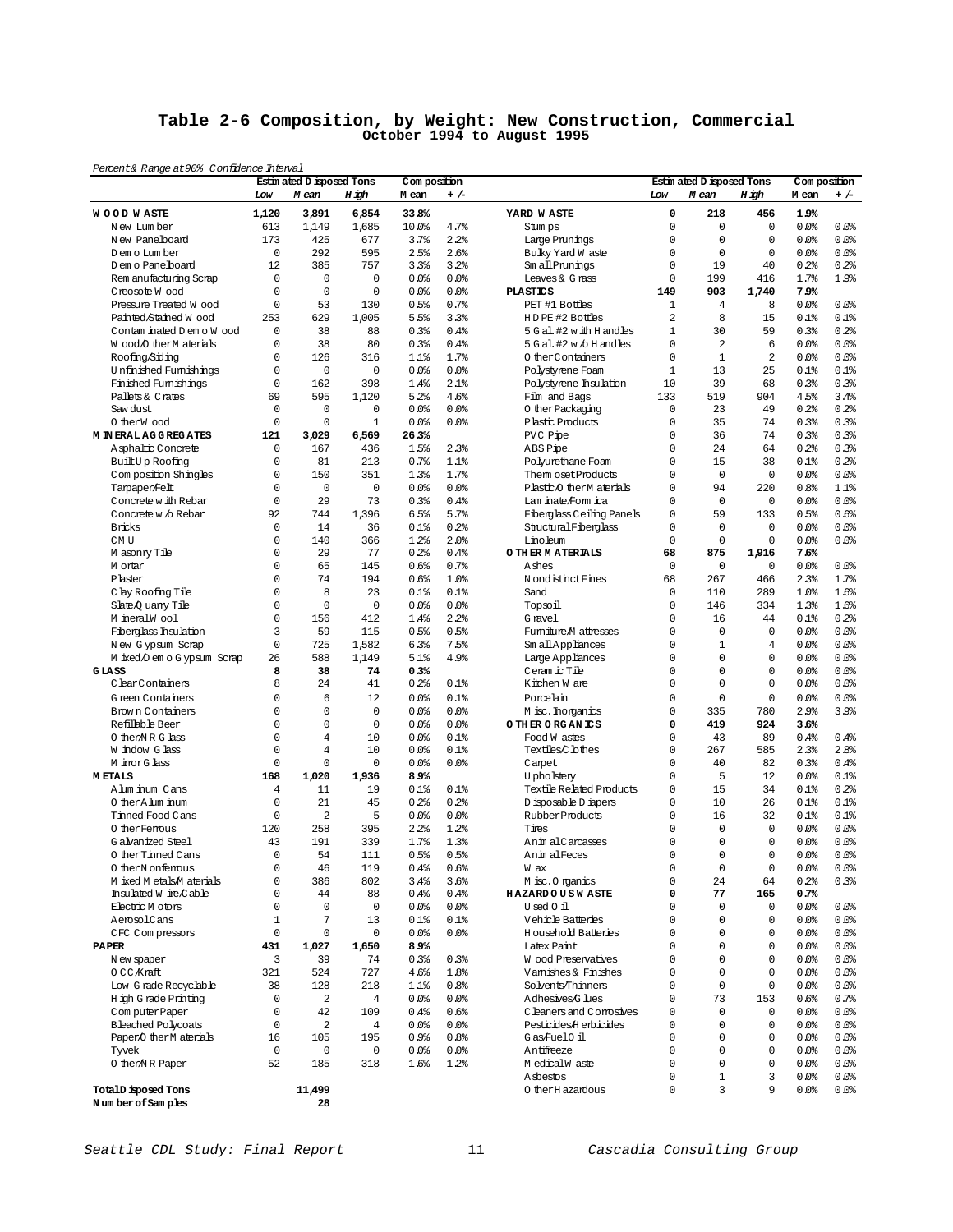# Table 2-6 Composition, by Weight: New Construction, Commercial

**October 1994 to August 1995**

*Percent & Range at 90% Confidence Interval*

| | Estimated Disposed Tons | | | Composition | | | Estimated Disposed Tons | | | Composition | |
|---|---|---|---|---|---|---|---|---|---|---|---|
| | Low | Mean | High | Mean | +/- | | Low | Mean | High | Mean | +/- |
| **WOOD WASTE** | **1,120** | **3,891** | **6,854** | **33.8%** | | **YARD WASTE** | **0** | **218** | **456** | **1.9%** | |
| New Lumber | 613 | 1,149 | 1,685 | 10.0% | 4.7% | Stumps | 0 | 0 | 0 | 0.0% | 0.0% |
| New Panelboard | 173 | 425 | 677 | 3.7% | 2.2% | Large Prunings | 0 | 0 | 0 | 0.0% | 0.0% |
| Demo Lumber | 0 | 292 | 595 | 2.5% | 2.6% | Bulky Yard Waste | 0 | 0 | 0 | 0.0% | 0.0% |
| Demo Panelboard | 12 | 385 | 757 | 3.3% | 3.2% | Small Prunings | 0 | 19 | 40 | 0.2% | 0.2% |
| Remanufacturing Scrap | 0 | 0 | 0 | 0.0% | 0.0% | Leaves & Grass | 0 | 199 | 416 | 1.7% | 1.9% |
| Creosote Wood | 0 | 0 | 0 | 0.0% | 0.0% | **PLASTICS** | **149** | **903** | **1,740** | **7.9%** | |
| Pressure Treated Wood | 0 | 53 | 130 | 0.5% | 0.7% | PET #1 Bottles | 1 | 4 | 8 | 0.0% | 0.0% |
| Painted/Stained Wood | 253 | 629 | 1,005 | 5.5% | 3.3% | HDPE #2 Bottles | 2 | 8 | 15 | 0.1% | 0.1% |
| Contaminated Demo Wood | 0 | 38 | 88 | 0.3% | 0.4% | 5 Gal. #2 with Handles | 1 | 30 | 59 | 0.3% | 0.2% |
| Wood/Other Materials | 0 | 38 | 80 | 0.3% | 0.4% | 5 Gal. #2 w/o Handles | 0 | 2 | 6 | 0.0% | 0.0% |
| Roofing/Siding | 0 | 126 | 316 | 1.1% | 1.7% | Other Containers | 0 | 1 | 2 | 0.0% | 0.0% |
| Unfinished Furnishings | 0 | 0 | 0 | 0.0% | 0.0% | Polystyrene Foam | 1 | 13 | 25 | 0.1% | 0.1% |
| Finished Furnishings | 0 | 162 | 398 | 1.4% | 2.1% | Polystyrene Insulation | 10 | 39 | 68 | 0.3% | 0.3% |
| Pallets & Crates | 69 | 595 | 1,120 | 5.2% | 4.6% | Film and Bags | 133 | 519 | 904 | 4.5% | 3.4% |
| Sawdust | 0 | 0 | 0 | 0.0% | 0.0% | Other Packaging | 0 | 23 | 49 | 0.2% | 0.2% |
| Other Wood | 0 | 0 | 1 | 0.0% | 0.0% | Plastic Products | 0 | 35 | 74 | 0.3% | 0.3% |
| **MINERAL AGGREGATES** | **121** | **3,029** | **6,569** | **26.3%** | | PVC Pipe | 0 | 36 | 74 | 0.3% | 0.3% |
| Asphaltic Concrete | 0 | 167 | 436 | 1.5% | 2.3% | ABS Pipe | 0 | 24 | 64 | 0.2% | 0.3% |
| Built-Up Roofing | 0 | 81 | 213 | 0.7% | 1.1% | Polyurethane Foam | 0 | 15 | 38 | 0.1% | 0.2% |
| Composition Shingles | 0 | 150 | 351 | 1.3% | 1.7% | Thermoset Products | 0 | 0 | 0 | 0.0% | 0.0% |
| Tarpaper/Felt | 0 | 0 | 0 | 0.0% | 0.0% | Plastic/Other Materials | 0 | 94 | 220 | 0.8% | 1.1% |
| Concrete with Rebar | 0 | 29 | 73 | 0.3% | 0.4% | Laminate/Formica | 0 | 0 | 0 | 0.0% | 0.0% |
| Concrete w/o Rebar | 92 | 744 | 1,396 | 6.5% | 5.7% | Fiberglass Ceiling Panels | 0 | 59 | 133 | 0.5% | 0.6% |
| Bricks | 0 | 14 | 36 | 0.1% | 0.2% | Structural Fiberglass | 0 | 0 | 0 | 0.0% | 0.0% |
| CMU | 0 | 140 | 366 | 1.2% | 2.0% | Linoleum | 0 | 0 | 0 | 0.0% | 0.0% |
| Masonry Tile | 0 | 29 | 77 | 0.2% | 0.4% | **OTHER MATERIALS** | **68** | **875** | **1,916** | **7.6%** | |
| Mortar | 0 | 65 | 145 | 0.6% | 0.7% | Ashes | 0 | 0 | 0 | 0.0% | 0.0% |
| Plaster | 0 | 74 | 194 | 0.6% | 1.0% | Nondistinct Fines | 68 | 267 | 466 | 2.3% | 1.7% |
| Clay Roofing Tile | 0 | 8 | 23 | 0.1% | 0.1% | Sand | 0 | 110 | 289 | 1.0% | 1.6% |
| Slate/Quarry Tile | 0 | 0 | 0 | 0.0% | 0.0% | Topsoil | 0 | 146 | 334 | 1.3% | 1.6% |
| Mineral Wool | 0 | 156 | 412 | 1.4% | 2.2% | Gravel | 0 | 16 | 44 | 0.1% | 0.2% |
| Fiberglass Insulation | 3 | 59 | 115 | 0.5% | 0.5% | Furniture/Mattresses | 0 | 0 | 0 | 0.0% | 0.0% |
| New Gypsum Scrap | 0 | 725 | 1,582 | 6.3% | 7.5% | Small Appliances | 0 | 1 | 4 | 0.0% | 0.0% |
| Mixed/Demo Gypsum Scrap | 26 | 588 | 1,149 | 5.1% | 4.9% | Large Appliances | 0 | 0 | 0 | 0.0% | 0.0% |
| **GLASS** | **8** | **38** | **74** | **0.3%** | | Ceramic Tile | 0 | 0 | 0 | 0.0% | 0.0% |
| Clear Containers | 8 | 24 | 41 | 0.2% | 0.1% | Kitchen Ware | 0 | 0 | 0 | 0.0% | 0.0% |
| Green Containers | 0 | 6 | 12 | 0.0% | 0.1% | Porcelain | 0 | 0 | 0 | 0.0% | 0.0% |
| Brown Containers | 0 | 0 | 0 | 0.0% | 0.0% | Misc. Inorganics | 0 | 335 | 780 | 2.9% | 3.9% |
| Refillable Beer | 0 | 0 | 0 | 0.0% | 0.0% | **OTHER ORGANICS** | **0** | **419** | **924** | **3.6%** | |
| Other/NR Glass | 0 | 4 | 10 | 0.0% | 0.1% | Food Wastes | 0 | 43 | 89 | 0.4% | 0.4% |
| Window Glass | 0 | 4 | 10 | 0.0% | 0.1% | Textiles/Clothes | 0 | 267 | 585 | 2.3% | 2.8% |
| Mirror Glass | 0 | 0 | 0 | 0.0% | 0.0% | Carpet | 0 | 40 | 82 | 0.3% | 0.4% |
| **METALS** | **168** | **1,020** | **1,936** | **8.9%** | | Upholstery | 0 | 5 | 12 | 0.0% | 0.1% |
| Aluminum Cans | 4 | 11 | 19 | 0.1% | 0.1% | Textile Related Products | 0 | 15 | 34 | 0.1% | 0.2% |
| Other Aluminum | 0 | 21 | 45 | 0.2% | 0.2% | Disposable Diapers | 0 | 10 | 26 | 0.1% | 0.1% |
| Tinned Food Cans | 0 | 2 | 5 | 0.0% | 0.0% | Rubber Products | 0 | 16 | 32 | 0.1% | 0.1% |
| Other Ferrous | 120 | 258 | 395 | 2.2% | 1.2% | Tires | 0 | 0 | 0 | 0.0% | 0.0% |
| Galvanized Steel | 43 | 191 | 339 | 1.7% | 1.3% | Animal Carcasses | 0 | 0 | 0 | 0.0% | 0.0% |
| Other Tinned Cans | 0 | 54 | 111 | 0.5% | 0.5% | Animal Feces | 0 | 0 | 0 | 0.0% | 0.0% |
| Other Nonferrous | 0 | 46 | 119 | 0.4% | 0.6% | Wax | 0 | 0 | 0 | 0.0% | 0.0% |
| Mixed Metals/Materials | 0 | 386 | 802 | 3.4% | 3.6% | Misc. Organics | 0 | 24 | 64 | 0.2% | 0.3% |
| Insulated Wire/Cable | 0 | 44 | 88 | 0.4% | 0.4% | **HAZARDOUS WASTE** | **0** | **77** | **165** | **0.7%** | |
| Electric Motors | 0 | 0 | 0 | 0.0% | 0.0% | Used Oil | 0 | 0 | 0 | 0.0% | 0.0% |
| Aerosol Cans | 1 | 7 | 13 | 0.1% | 0.1% | Vehicle Batteries | 0 | 0 | 0 | 0.0% | 0.0% |
| CFC Compressors | 0 | 0 | 0 | 0.0% | 0.0% | Household Batteries | 0 | 0 | 0 | 0.0% | 0.0% |
| **PAPER** | **431** | **1,027** | **1,650** | **8.9%** | | Latex Paint | 0 | 0 | 0 | 0.0% | 0.0% |
| Newspaper | 3 | 39 | 74 | 0.3% | 0.3% | Wood Preservatives | 0 | 0 | 0 | 0.0% | 0.0% |
| OCC/Kraft | 321 | 524 | 727 | 4.6% | 1.8% | Varnishes & Finishes | 0 | 0 | 0 | 0.0% | 0.0% |
| Low Grade Recyclable | 38 | 128 | 218 | 1.1% | 0.8% | Solvents/Thinners | 0 | 0 | 0 | 0.0% | 0.0% |
| High Grade Printing | 0 | 2 | 4 | 0.0% | 0.0% | Adhesives/Glues | 0 | 73 | 153 | 0.6% | 0.7% |
| Computer Paper | 0 | 42 | 109 | 0.4% | 0.6% | Cleaners and Corrosives | 0 | 0 | 0 | 0.0% | 0.0% |
| Bleached Polycoats | 0 | 2 | 4 | 0.0% | 0.0% | Pesticides/Herbicides | 0 | 0 | 0 | 0.0% | 0.0% |
| Paper/Other Materials | 16 | 105 | 195 | 0.9% | 0.8% | Gas/Fuel Oil | 0 | 0 | 0 | 0.0% | 0.0% |
| Tyvek | 0 | 0 | 0 | 0.0% | 0.0% | Antifreeze | 0 | 0 | 0 | 0.0% | 0.0% |
| Other/NR Paper | 52 | 185 | 318 | 1.6% | 1.2% | Medical Waste | 0 | 0 | 0 | 0.0% | 0.0% |
| | | | | | | Asbestos | 0 | 1 | 3 | 0.0% | 0.0% |
| **Total Disposed Tons** | | **11,499** | | | | Other Hazardous | 0 | 3 | 9 | 0.0% | 0.0% |
| **Number of Samples** | | **28** | | | | | | | | | |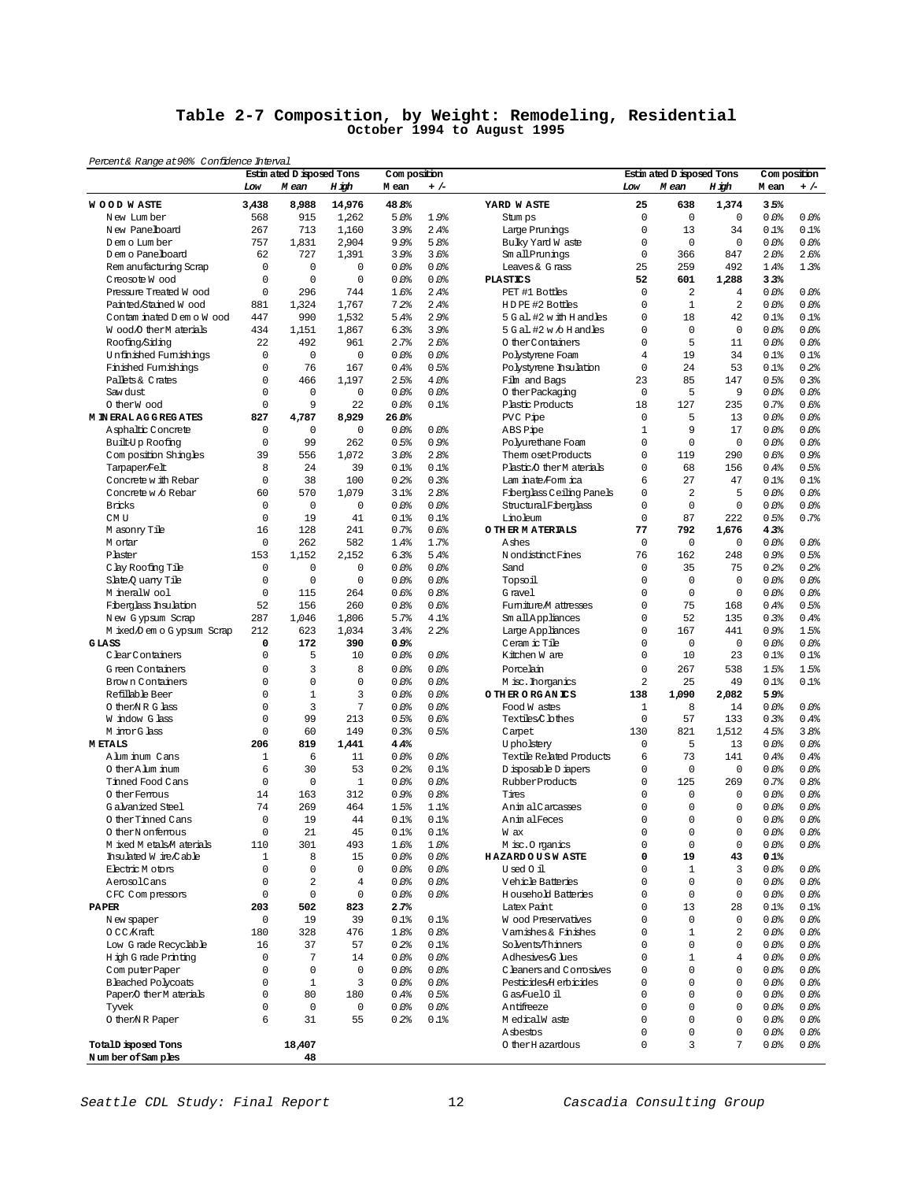# Table 2-7 Composition, by Weight: Remodeling, Residential

**October 1994 to August 1995**

*Percent & Range at 90% Confidence Interval*

| | Estimated Disposed Tons | | | Composition | | | Estimated Disposed Tons | | | Composition | |
|---|---|---|---|---|---|---|---|---|---|---|---|
| | Low | Mean | High | Mean | +/- | | Low | Mean | High | Mean | +/- |
| **WOOD WASTE** | **3,438** | **8,988** | **14,976** | **48.8%** | | **YARD WASTE** | **25** | **638** | **1,374** | **3.5%** | |
| New Lumber | 568 | 915 | 1,262 | 5.0% | 1.9% | Stumps | 0 | 0 | 0 | 0.0% | 0.0% |
| New Panelboard | 267 | 713 | 1,160 | 3.9% | 2.4% | Large Prunings | 0 | 13 | 34 | 0.1% | 0.1% |
| Demo Lumber | 757 | 1,831 | 2,904 | 9.9% | 5.8% | Bulky Yard Waste | 0 | 0 | 0 | 0.0% | 0.0% |
| Demo Panelboard | 62 | 727 | 1,391 | 3.9% | 3.6% | Small Prunings | 0 | 366 | 847 | 2.0% | 2.6% |
| Remanufacturing Scrap | 0 | 0 | 0 | 0.0% | 0.0% | Leaves & Grass | 25 | 259 | 492 | 1.4% | 1.3% |
| Creosote Wood | 0 | 0 | 0 | 0.0% | 0.0% | **PLASTICS** | **52** | **601** | **1,288** | **3.3%** | |
| Pressure Treated Wood | 0 | 296 | 744 | 1.6% | 2.4% | PET #1 Bottles | 0 | 2 | 4 | 0.0% | 0.0% |
| Painted/Stained Wood | 881 | 1,324 | 1,767 | 7.2% | 2.4% | HDPE #2 Bottles | 0 | 1 | 2 | 0.0% | 0.0% |
| Contaminated Demo Wood | 447 | 990 | 1,532 | 5.4% | 2.9% | 5 Gal. #2 with Handles | 0 | 18 | 42 | 0.1% | 0.1% |
| Wood/Other Materials | 434 | 1,151 | 1,867 | 6.3% | 3.9% | 5 Gal. #2 w/o Handles | 0 | 0 | 0 | 0.0% | 0.0% |
| Roofing/Siding | 22 | 492 | 961 | 2.7% | 2.6% | Other Containers | 0 | 5 | 11 | 0.0% | 0.0% |
| Unfinished Furnishings | 0 | 0 | 0 | 0.0% | 0.0% | Polystyrene Foam | 4 | 19 | 34 | 0.1% | 0.1% |
| Finished Furnishings | 0 | 76 | 167 | 0.4% | 0.5% | Polystyrene Insulation | 0 | 24 | 53 | 0.1% | 0.2% |
| Pallets & Crates | 0 | 466 | 1,197 | 2.5% | 4.0% | Film and Bags | 23 | 85 | 147 | 0.5% | 0.3% |
| Sawdust | 0 | 0 | 0 | 0.0% | 0.0% | Other Packaging | 0 | 5 | 9 | 0.0% | 0.0% |
| Other Wood | 0 | 9 | 22 | 0.0% | 0.1% | Plastic Products | 18 | 127 | 235 | 0.7% | 0.6% |
| **MINERAL AGGREGATES** | **827** | **4,787** | **8,929** | **26.0%** | | PVC Pipe | 0 | 5 | 13 | 0.0% | 0.0% |
| Asphaltic Concrete | 0 | 0 | 0 | 0.0% | 0.0% | ABS Pipe | 1 | 9 | 17 | 0.0% | 0.0% |
| Built-Up Roofing | 0 | 99 | 262 | 0.5% | 0.9% | Polyurethane Foam | 0 | 0 | 0 | 0.0% | 0.0% |
| Composition Shingles | 39 | 556 | 1,072 | 3.0% | 2.8% | Thermoset Products | 0 | 119 | 290 | 0.6% | 0.9% |
| Tarpaper/Felt | 8 | 24 | 39 | 0.1% | 0.1% | Plastic/Other Materials | 0 | 68 | 156 | 0.4% | 0.5% |
| Concrete with Rebar | 0 | 38 | 100 | 0.2% | 0.3% | Laminate/Formica | 6 | 27 | 47 | 0.1% | 0.1% |
| Concrete w/o Rebar | 60 | 570 | 1,079 | 3.1% | 2.8% | Fiberglass Ceiling Panels | 0 | 2 | 5 | 0.0% | 0.0% |
| Bricks | 0 | 0 | 0 | 0.0% | 0.0% | Structural Fiberglass | 0 | 0 | 0 | 0.0% | 0.0% |
| CMU | 0 | 19 | 41 | 0.1% | 0.1% | Linoleum | 0 | 87 | 222 | 0.5% | 0.7% |
| Masonry Tile | 16 | 128 | 241 | 0.7% | 0.6% | **OTHER MATERIALS** | **77** | **792** | **1,676** | **4.3%** | |
| Mortar | 0 | 262 | 582 | 1.4% | 1.7% | Ashes | 0 | 0 | 0 | 0.0% | 0.0% |
| Plaster | 153 | 1,152 | 2,152 | 6.3% | 5.4% | Nondistinct Fines | 76 | 162 | 248 | 0.9% | 0.5% |
| Clay Roofing Tile | 0 | 0 | 0 | 0.0% | 0.0% | Sand | 0 | 35 | 75 | 0.2% | 0.2% |
| Slate/Quarry Tile | 0 | 0 | 0 | 0.0% | 0.0% | Topsoil | 0 | 0 | 0 | 0.0% | 0.0% |
| Mineral Wool | 0 | 115 | 264 | 0.6% | 0.8% | Gravel | 0 | 0 | 0 | 0.0% | 0.0% |
| Fiberglass Insulation | 52 | 156 | 260 | 0.8% | 0.6% | Furniture/Mattresses | 0 | 75 | 168 | 0.4% | 0.5% |
| New Gypsum Scrap | 287 | 1,046 | 1,806 | 5.7% | 4.1% | Small Appliances | 0 | 52 | 135 | 0.3% | 0.4% |
| Mixed/Demo Gypsum Scrap | 212 | 623 | 1,034 | 3.4% | 2.2% | Large Appliances | 0 | 167 | 441 | 0.9% | 1.5% |
| **GLASS** | **0** | **172** | **390** | **0.9%** | | Ceramic Tile | 0 | 0 | 0 | 0.0% | 0.0% |
| Clear Containers | 0 | 5 | 10 | 0.0% | 0.0% | Kitchen Ware | 0 | 10 | 23 | 0.1% | 0.1% |
| Green Containers | 0 | 3 | 8 | 0.0% | 0.0% | Porcelain | 0 | 267 | 538 | 1.5% | 1.5% |
| Brown Containers | 0 | 0 | 0 | 0.0% | 0.0% | Misc. Inorganics | 2 | 25 | 49 | 0.1% | 0.1% |
| Refillable Beer | 0 | 1 | 3 | 0.0% | 0.0% | **OTHER ORGANICS** | **138** | **1,090** | **2,082** | **5.9%** | |
| Other/NR Glass | 0 | 3 | 7 | 0.0% | 0.0% | Food Wastes | 1 | 8 | 14 | 0.0% | 0.0% |
| Window Glass | 0 | 99 | 213 | 0.5% | 0.6% | Textiles/Clothes | 0 | 57 | 133 | 0.3% | 0.4% |
| Mirror Glass | 0 | 60 | 149 | 0.3% | 0.5% | Carpet | 130 | 821 | 1,512 | 4.5% | 3.8% |
| **METALS** | **206** | **819** | **1,441** | **4.4%** | | Upholstery | 0 | 5 | 13 | 0.0% | 0.0% |
| Aluminum Cans | 1 | 6 | 11 | 0.0% | 0.0% | Textile Related Products | 6 | 73 | 141 | 0.4% | 0.4% |
| Other Aluminum | 6 | 30 | 53 | 0.2% | 0.1% | Disposable Diapers | 0 | 0 | 0 | 0.0% | 0.0% |
| Tinned Food Cans | 0 | 0 | 1 | 0.0% | 0.0% | Rubber Products | 0 | 125 | 269 | 0.7% | 0.8% |
| Other Ferrous | 14 | 163 | 312 | 0.9% | 0.8% | Tires | 0 | 0 | 0 | 0.0% | 0.0% |
| Galvanized Steel | 74 | 269 | 464 | 1.5% | 1.1% | Animal Carcasses | 0 | 0 | 0 | 0.0% | 0.0% |
| Other Tinned Cans | 0 | 19 | 44 | 0.1% | 0.1% | Animal Feces | 0 | 0 | 0 | 0.0% | 0.0% |
| Other Nonferrous | 0 | 21 | 45 | 0.1% | 0.1% | Wax | 0 | 0 | 0 | 0.0% | 0.0% |
| Mixed Metals/Materials | 110 | 301 | 493 | 1.6% | 1.0% | Misc. Organics | 0 | 0 | 0 | 0.0% | 0.0% |
| Insulated Wire/Cable | 1 | 8 | 15 | 0.0% | 0.0% | **HAZARDOUS WASTE** | **0** | **19** | **43** | **0.1%** | |
| Electric Motors | 0 | 0 | 0 | 0.0% | 0.0% | Used Oil | 0 | 1 | 3 | 0.0% | 0.0% |
| Aerosol Cans | 0 | 2 | 4 | 0.0% | 0.0% | Vehicle Batteries | 0 | 0 | 0 | 0.0% | 0.0% |
| CFC Compressors | 0 | 0 | 0 | 0.0% | 0.0% | Household Batteries | 0 | 0 | 0 | 0.0% | 0.0% |
| **PAPER** | **203** | **502** | **823** | **2.7%** | | Latex Paint | 0 | 13 | 28 | 0.1% | 0.1% |
| Newspaper | 0 | 19 | 39 | 0.1% | 0.1% | Wood Preservatives | 0 | 0 | 0 | 0.0% | 0.0% |
| OCC/Kraft | 180 | 328 | 476 | 1.8% | 0.8% | Varnishes & Finishes | 0 | 1 | 2 | 0.0% | 0.0% |
| Low Grade Recyclable | 16 | 37 | 57 | 0.2% | 0.1% | Solvents/Thinners | 0 | 0 | 0 | 0.0% | 0.0% |
| High Grade Printing | 0 | 7 | 14 | 0.0% | 0.0% | Adhesives/Glues | 0 | 1 | 4 | 0.0% | 0.0% |
| Computer Paper | 0 | 0 | 0 | 0.0% | 0.0% | Cleaners and Corrosives | 0 | 0 | 0 | 0.0% | 0.0% |
| Bleached Polycoats | 0 | 1 | 3 | 0.0% | 0.0% | Pesticides/Herbicides | 0 | 0 | 0 | 0.0% | 0.0% |
| Paper/Other Materials | 0 | 80 | 180 | 0.4% | 0.5% | Gas/Fuel Oil | 0 | 0 | 0 | 0.0% | 0.0% |
| Tyvek | 0 | 0 | 0 | 0.0% | 0.0% | Antifreeze | 0 | 0 | 0 | 0.0% | 0.0% |
| Other/NR Paper | 6 | 31 | 55 | 0.2% | 0.1% | Medical Waste | 0 | 0 | 0 | 0.0% | 0.0% |
| | | | | | | Asbestos | 0 | 0 | 0 | 0.0% | 0.0% |
| **Total Disposed Tons** | | **18,407** | | | | Other Hazardous | 0 | 3 | 7 | 0.0% | 0.0% |
| **Number of Samples** | | **48** | | | | | | | | | |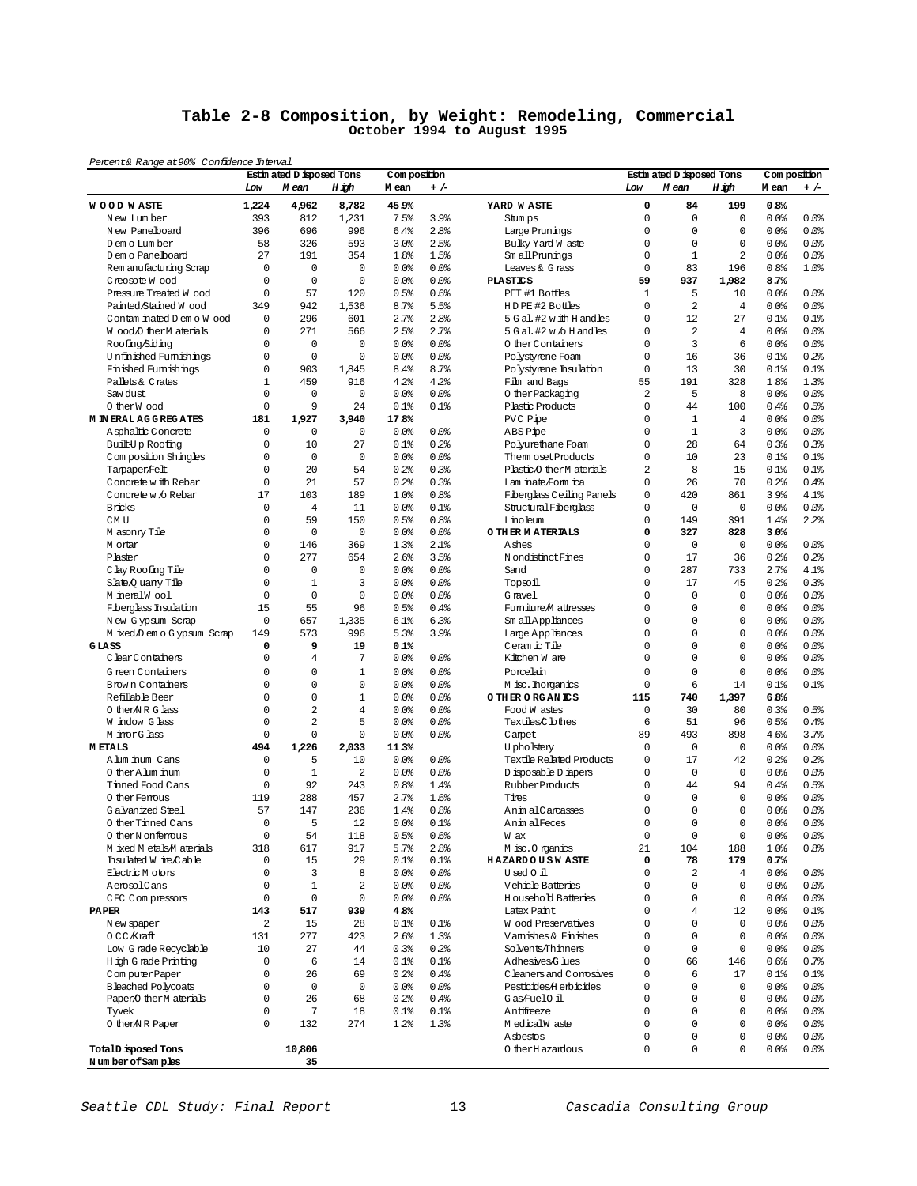# Table 2-8 Composition, by Weight: Remodeling, Commercial

**October 1994 to August 1995**

*Percent & Range at 90% Confidence Interval*

| | Estimated Disposed Tons | | | Composition | | | Estimated Disposed Tons | | | Composition | |
|---|---|---|---|---|---|---|---|---|---|---|---|
| | *Low* | *Mean* | *High* | Mean | +/- | | *Low* | *Mean* | *High* | Mean | +/- |
| **WOOD WASTE** | **1,224** | **4,962** | **8,782** | **45.9%** | | **YARD WASTE** | **0** | **84** | **199** | **0.8%** | |
| New Lumber | 393 | 812 | 1,231 | 7.5% | 3.9% | Stumps | 0 | 0 | 0 | 0.0% | 0.0% |
| New Panelboard | 396 | 696 | 996 | 6.4% | 2.8% | Large Prunings | 0 | 0 | 0 | 0.0% | 0.0% |
| Demo Lumber | 58 | 326 | 593 | 3.0% | 2.5% | Bulky Yard Waste | 0 | 0 | 0 | 0.0% | 0.0% |
| Demo Panelboard | 27 | 191 | 354 | 1.8% | 1.5% | Small Prunings | 0 | 1 | 2 | 0.0% | 0.0% |
| Remanufacturing Scrap | 0 | 0 | 0 | 0.0% | 0.0% | Leaves & Grass | 0 | 83 | 196 | 0.8% | 1.0% |
| Creosote Wood | 0 | 0 | 0 | 0.0% | 0.0% | **PLASTICS** | **59** | **937** | **1,982** | **8.7%** | |
| Pressure Treated Wood | 0 | 57 | 120 | 0.5% | 0.6% | PET #1 Bottles | 1 | 5 | 10 | 0.0% | 0.0% |
| Painted/Stained Wood | 349 | 942 | 1,536 | 8.7% | 5.5% | HDPE #2 Bottles | 0 | 2 | 4 | 0.0% | 0.0% |
| Contaminated Demo Wood | 0 | 296 | 601 | 2.7% | 2.8% | 5 Gal. #2 with Handles | 0 | 12 | 27 | 0.1% | 0.1% |
| Wood/Other Materials | 0 | 271 | 566 | 2.5% | 2.7% | 5 Gal. #2 w/o Handles | 0 | 2 | 4 | 0.0% | 0.0% |
| Roofing/Siding | 0 | 0 | 0 | 0.0% | 0.0% | Other Containers | 0 | 3 | 6 | 0.0% | 0.0% |
| Unfinished Furnishings | 0 | 0 | 0 | 0.0% | 0.0% | Polystyrene Foam | 0 | 16 | 36 | 0.1% | 0.2% |
| Finished Furnishings | 0 | 903 | 1,845 | 8.4% | 8.7% | Polystyrene Insulation | 0 | 13 | 30 | 0.1% | 0.1% |
| Pallets & Crates | 1 | 459 | 916 | 4.2% | 4.2% | Film and Bags | 55 | 191 | 328 | 1.8% | 1.3% |
| Sawdust | 0 | 0 | 0 | 0.0% | 0.0% | Other Packaging | 2 | 5 | 8 | 0.0% | 0.0% |
| Other Wood | 0 | 9 | 24 | 0.1% | 0.1% | Plastic Products | 0 | 44 | 100 | 0.4% | 0.5% |
| **MINERAL AGGREGATES** | **181** | **1,927** | **3,940** | **17.8%** | | PVC Pipe | 0 | 1 | 4 | 0.0% | 0.0% |
| Asphaltic Concrete | 0 | 0 | 0 | 0.0% | 0.0% | ABS Pipe | 0 | 1 | 3 | 0.0% | 0.0% |
| Built-Up Roofing | 0 | 10 | 27 | 0.1% | 0.2% | Polyurethane Foam | 0 | 28 | 64 | 0.3% | 0.3% |
| Composition Shingles | 0 | 0 | 0 | 0.0% | 0.0% | Thermoset Products | 0 | 10 | 23 | 0.1% | 0.1% |
| Tarpaper/Felt | 0 | 20 | 54 | 0.2% | 0.3% | Plastic/Other Materials | 2 | 8 | 15 | 0.1% | 0.1% |
| Concrete with Rebar | 0 | 21 | 57 | 0.2% | 0.3% | Laminate/Formica | 0 | 26 | 70 | 0.2% | 0.4% |
| Concrete w/o Rebar | 17 | 103 | 189 | 1.0% | 0.8% | Fiberglass Ceiling Panels | 0 | 420 | 861 | 3.9% | 4.1% |
| Bricks | 0 | 4 | 11 | 0.0% | 0.1% | Structural Fiberglass | 0 | 0 | 0 | 0.0% | 0.0% |
| CMU | 0 | 59 | 150 | 0.5% | 0.8% | Linoleum | 0 | 149 | 391 | 1.4% | 2.2% |
| Masonry Tile | 0 | 0 | 0 | 0.0% | 0.0% | **OTHER MATERIALS** | **0** | **327** | **828** | **3.0%** | |
| Mortar | 0 | 146 | 369 | 1.3% | 2.1% | Ashes | 0 | 0 | 0 | 0.0% | 0.0% |
| Plaster | 0 | 277 | 654 | 2.6% | 3.5% | Nondistinct Fines | 0 | 17 | 36 | 0.2% | 0.2% |
| Clay Roofing Tile | 0 | 0 | 0 | 0.0% | 0.0% | Sand | 0 | 287 | 733 | 2.7% | 4.1% |
| Slate/Quarry Tile | 0 | 1 | 3 | 0.0% | 0.0% | Topsoil | 0 | 17 | 45 | 0.2% | 0.3% |
| Mineral Wool | 0 | 0 | 0 | 0.0% | 0.0% | Gravel | 0 | 0 | 0 | 0.0% | 0.0% |
| Fiberglass Insulation | 15 | 55 | 96 | 0.5% | 0.4% | Furniture/Mattresses | 0 | 0 | 0 | 0.0% | 0.0% |
| New Gypsum Scrap | 0 | 657 | 1,335 | 6.1% | 6.3% | Small Appliances | 0 | 0 | 0 | 0.0% | 0.0% |
| Mixed/Demo Gypsum Scrap | 149 | 573 | 996 | 5.3% | 3.9% | Large Appliances | 0 | 0 | 0 | 0.0% | 0.0% |
| **GLASS** | **0** | **9** | **19** | **0.1%** | | Ceramic Tile | 0 | 0 | 0 | 0.0% | 0.0% |
| Clear Containers | 0 | 4 | 7 | 0.0% | 0.0% | Kitchen Ware | 0 | 0 | 0 | 0.0% | 0.0% |
| Green Containers | 0 | 0 | 1 | 0.0% | 0.0% | Porcelain | 0 | 0 | 0 | 0.0% | 0.0% |
| Brown Containers | 0 | 0 | 0 | 0.0% | 0.0% | Misc. Inorganics | 0 | 6 | 14 | 0.1% | 0.1% |
| Refillable Beer | 0 | 0 | 1 | 0.0% | 0.0% | **OTHER ORGANICS** | **115** | **740** | **1,397** | **6.8%** | |
| Other/NR Glass | 0 | 2 | 4 | 0.0% | 0.0% | Food Wastes | 0 | 30 | 80 | 0.3% | 0.5% |
| Window Glass | 0 | 2 | 5 | 0.0% | 0.0% | Textiles/Clothes | 6 | 51 | 96 | 0.5% | 0.4% |
| Mirror Glass | 0 | 0 | 0 | 0.0% | 0.0% | Carpet | 89 | 493 | 898 | 4.6% | 3.7% |
| **METALS** | **494** | **1,226** | **2,033** | **11.3%** | | Upholstery | 0 | 0 | 0 | 0.0% | 0.0% |
| Aluminum Cans | 0 | 5 | 10 | 0.0% | 0.0% | Textile Related Products | 0 | 17 | 42 | 0.2% | 0.2% |
| Other Aluminum | 0 | 1 | 2 | 0.0% | 0.0% | Disposable Diapers | 0 | 0 | 0 | 0.0% | 0.0% |
| Tinned Food Cans | 0 | 92 | 243 | 0.8% | 1.4% | Rubber Products | 0 | 44 | 94 | 0.4% | 0.5% |
| Other Ferrous | 119 | 288 | 457 | 2.7% | 1.6% | Tires | 0 | 0 | 0 | 0.0% | 0.0% |
| Galvanized Steel | 57 | 147 | 236 | 1.4% | 0.8% | Animal Carcasses | 0 | 0 | 0 | 0.0% | 0.0% |
| Other Tinned Cans | 0 | 5 | 12 | 0.0% | 0.1% | Animal Feces | 0 | 0 | 0 | 0.0% | 0.0% |
| Other Nonferrous | 0 | 54 | 118 | 0.5% | 0.6% | Wax | 0 | 0 | 0 | 0.0% | 0.0% |
| Mixed Metals/Materials | 318 | 617 | 917 | 5.7% | 2.8% | Misc. Organics | 21 | 104 | 188 | 1.0% | 0.8% |
| Insulated Wire/Cable | 0 | 15 | 29 | 0.1% | 0.1% | **HAZARDOUS WASTE** | **0** | **78** | **179** | **0.7%** | |
| Electric Motors | 0 | 3 | 8 | 0.0% | 0.0% | Used Oil | 0 | 2 | 4 | 0.0% | 0.0% |
| Aerosol Cans | 0 | 1 | 2 | 0.0% | 0.0% | Vehicle Batteries | 0 | 0 | 0 | 0.0% | 0.0% |
| CFC Compressors | 0 | 0 | 0 | 0.0% | 0.0% | Household Batteries | 0 | 0 | 0 | 0.0% | 0.0% |
| **PAPER** | **143** | **517** | **939** | **4.8%** | | Latex Paint | 0 | 4 | 12 | 0.0% | 0.1% |
| Newspaper | 2 | 15 | 28 | 0.1% | 0.1% | Wood Preservatives | 0 | 0 | 0 | 0.0% | 0.0% |
| OCC/Kraft | 131 | 277 | 423 | 2.6% | 1.3% | Varnishes & Finishes | 0 | 0 | 0 | 0.0% | 0.0% |
| Low Grade Recyclable | 10 | 27 | 44 | 0.3% | 0.2% | Solvents/Thinners | 0 | 0 | 0 | 0.0% | 0.0% |
| High Grade Printing | 0 | 6 | 14 | 0.1% | 0.1% | Adhesives/Glues | 0 | 66 | 146 | 0.6% | 0.7% |
| Computer Paper | 0 | 26 | 69 | 0.2% | 0.4% | Cleaners and Corrosives | 0 | 6 | 17 | 0.1% | 0.1% |
| Bleached Polycoats | 0 | 0 | 0 | 0.0% | 0.0% | Pesticides/Herbicides | 0 | 0 | 0 | 0.0% | 0.0% |
| Paper/Other Materials | 0 | 26 | 68 | 0.2% | 0.4% | Gas/Fuel Oil | 0 | 0 | 0 | 0.0% | 0.0% |
| Tyvek | 0 | 7 | 18 | 0.1% | 0.1% | Antifreeze | 0 | 0 | 0 | 0.0% | 0.0% |
| Other/NR Paper | 0 | 132 | 274 | 1.2% | 1.3% | Medical Waste | 0 | 0 | 0 | 0.0% | 0.0% |
| | | | | | | Asbestos | 0 | 0 | 0 | 0.0% | 0.0% |
| **Total Disposed Tons** | | **10,806** | | | | Other Hazardous | 0 | 0 | 0 | 0.0% | 0.0% |
| **Number of Samples** | | **35** | | | | | | | | | |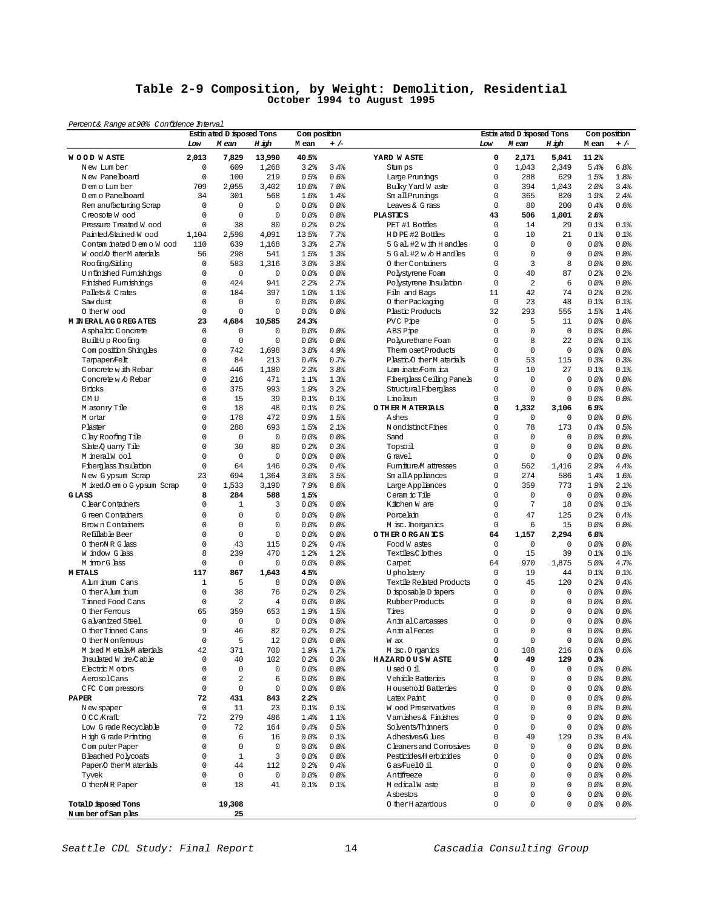# Table 2-9 Composition, by Weight: Demolition, Residential

October 1994 to August 1995

*Percent & Range at 90% Confidence Interval*

| | Estimated Disposed Tons | | | Composition | | | Estimated Disposed Tons | | | Composition | |
|---|---|---|---|---|---|---|---|---|---|---|---|
| | *Low* | *Mean* | *High* | Mean | +/- | | *Low* | *Mean* | *High* | Mean | +/- |
| **WOOD WASTE** | **2,013** | **7,829** | **13,990** | **40.5%** | | **YARD WASTE** | **0** | **2,171** | **5,041** | **11.2%** | |
| New Lumber | 0 | 609 | 1,268 | 3.2% | 3.4% | Stumps | 0 | 1,043 | 2,349 | 5.4% | 6.8% |
| New Panelboard | 0 | 100 | 219 | 0.5% | 0.6% | Large Prunings | 0 | 288 | 629 | 1.5% | 1.8% |
| Demo Lumber | 709 | 2,055 | 3,402 | 10.6% | 7.0% | Bulky Yard Waste | 0 | 394 | 1,043 | 2.0% | 3.4% |
| Demo Panelboard | 34 | 301 | 568 | 1.6% | 1.4% | Small Prunings | 0 | 365 | 820 | 1.9% | 2.4% |
| Remanufacturing Scrap | 0 | 0 | 0 | 0.0% | 0.0% | Leaves & Grass | 0 | 80 | 200 | 0.4% | 0.6% |
| Creosote Wood | 0 | 0 | 0 | 0.0% | 0.0% | **PLASTICS** | **43** | **506** | **1,001** | **2.6%** | |
| Pressure Treated Wood | 0 | 38 | 80 | 0.2% | 0.2% | PET #1 Bottles | 0 | 14 | 29 | 0.1% | 0.1% |
| Painted/Stained Wood | 1,104 | 2,598 | 4,091 | 13.5% | 7.7% | HDPE #2 Bottles | 0 | 10 | 21 | 0.1% | 0.1% |
| Contaminated Demo Wood | 110 | 639 | 1,168 | 3.3% | 2.7% | 5 Gal. #2 with Handles | 0 | 0 | 0 | 0.0% | 0.0% |
| Wood/Other Materials | 56 | 298 | 541 | 1.5% | 1.3% | 5 Gal. #2 w/o Handles | 0 | 0 | 0 | 0.0% | 0.0% |
| Roofing/Siding | 0 | 583 | 1,316 | 3.0% | 3.8% | Other Containers | 0 | 3 | 8 | 0.0% | 0.0% |
| Unfinished Furnishings | 0 | 0 | 0 | 0.0% | 0.0% | Polystyrene Foam | 0 | 40 | 87 | 0.2% | 0.2% |
| Finished Furnishings | 0 | 424 | 941 | 2.2% | 2.7% | Polystyrene Insulation | 0 | 2 | 6 | 0.0% | 0.0% |
| Pallets & Crates | 0 | 184 | 397 | 1.0% | 1.1% | Film and Bags | 11 | 42 | 74 | 0.2% | 0.2% |
| Sawdust | 0 | 0 | 0 | 0.0% | 0.0% | Other Packaging | 0 | 23 | 48 | 0.1% | 0.1% |
| Other Wood | 0 | 0 | 0 | 0.0% | 0.0% | Plastic Products | 32 | 293 | 555 | 1.5% | 1.4% |
| **MINERAL AGGREGATES** | **23** | **4,684** | **10,585** | **24.3%** | | PVC Pipe | 0 | 5 | 11 | 0.0% | 0.0% |
| Asphaltic Concrete | 0 | 0 | 0 | 0.0% | 0.0% | ABS Pipe | 0 | 0 | 0 | 0.0% | 0.0% |
| Built-Up Roofing | 0 | 0 | 0 | 0.0% | 0.0% | Polyurethane Foam | 0 | 8 | 22 | 0.0% | 0.1% |
| Composition Shingles | 0 | 742 | 1,698 | 3.8% | 4.9% | Thermoset Products | 0 | 0 | 0 | 0.0% | 0.0% |
| Tarpaper/Felt | 0 | 84 | 213 | 0.4% | 0.7% | Plastic/Other Materials | 0 | 53 | 115 | 0.3% | 0.3% |
| Concrete with Rebar | 0 | 446 | 1,180 | 2.3% | 3.8% | Laminate/Formica | 0 | 10 | 27 | 0.1% | 0.1% |
| Concrete w/o Rebar | 0 | 216 | 471 | 1.1% | 1.3% | Fiberglass Ceiling Panels | 0 | 0 | 0 | 0.0% | 0.0% |
| Bricks | 0 | 375 | 993 | 1.9% | 3.2% | Structural Fiberglass | 0 | 0 | 0 | 0.0% | 0.0% |
| CMU | 0 | 15 | 39 | 0.1% | 0.1% | Linoleum | 0 | 0 | 0 | 0.0% | 0.0% |
| Masonry Tile | 0 | 18 | 48 | 0.1% | 0.2% | **OTHER MATERIALS** | **0** | **1,332** | **3,106** | **6.9%** | |
| Mortar | 0 | 178 | 472 | 0.9% | 1.5% | Ashes | 0 | 0 | 0 | 0.0% | 0.0% |
| Plaster | 0 | 288 | 693 | 1.5% | 2.1% | Nondistinct Fines | 0 | 78 | 173 | 0.4% | 0.5% |
| Clay Roofing Tile | 0 | 0 | 0 | 0.0% | 0.0% | Sand | 0 | 0 | 0 | 0.0% | 0.0% |
| Slate/Quarry Tile | 0 | 30 | 80 | 0.2% | 0.3% | Topsoil | 0 | 0 | 0 | 0.0% | 0.0% |
| Mineral Wool | 0 | 0 | 0 | 0.0% | 0.0% | Gravel | 0 | 0 | 0 | 0.0% | 0.0% |
| Fiberglass Insulation | 0 | 64 | 146 | 0.3% | 0.4% | Furniture/Mattresses | 0 | 562 | 1,416 | 2.9% | 4.4% |
| New Gypsum Scrap | 23 | 694 | 1,364 | 3.6% | 3.5% | Small Appliances | 0 | 274 | 586 | 1.4% | 1.6% |
| Mixed/Demo Gypsum Scrap | 0 | 1,533 | 3,190 | 7.9% | 8.6% | Large Appliances | 0 | 359 | 773 | 1.9% | 2.1% |
| **GLASS** | **8** | **284** | **588** | **1.5%** | | Ceramic Tile | 0 | 0 | 0 | 0.0% | 0.0% |
| Clear Containers | 0 | 1 | 3 | 0.0% | 0.0% | Kitchen Ware | 0 | 7 | 18 | 0.0% | 0.1% |
| Green Containers | 0 | 0 | 0 | 0.0% | 0.0% | Porcelain | 0 | 47 | 125 | 0.2% | 0.4% |
| Brown Containers | 0 | 0 | 0 | 0.0% | 0.0% | Misc. Inorganics | 0 | 6 | 15 | 0.0% | 0.0% |
| Refillable Beer | 0 | 0 | 0 | 0.0% | 0.0% | **OTHER ORGANICS** | **64** | **1,157** | **2,294** | **6.0%** | |
| Other/NR Glass | 0 | 43 | 115 | 0.2% | 0.4% | Food Wastes | 0 | 0 | 0 | 0.0% | 0.0% |
| Window Glass | 8 | 239 | 470 | 1.2% | 1.2% | Textiles/Clothes | 0 | 15 | 39 | 0.1% | 0.1% |
| Mirror Glass | 0 | 0 | 0 | 0.0% | 0.0% | Carpet | 64 | 970 | 1,875 | 5.0% | 4.7% |
| **METALS** | **117** | **867** | **1,643** | **4.5%** | | Upholstery | 0 | 19 | 44 | 0.1% | 0.1% |
| Aluminum Cans | 1 | 5 | 8 | 0.0% | 0.0% | Textile Related Products | 0 | 45 | 120 | 0.2% | 0.4% |
| Other Aluminum | 0 | 38 | 76 | 0.2% | 0.2% | Disposable Diapers | 0 | 0 | 0 | 0.0% | 0.0% |
| Tinned Food Cans | 0 | 2 | 4 | 0.0% | 0.0% | Rubber Products | 0 | 0 | 0 | 0.0% | 0.0% |
| Other Ferrous | 65 | 359 | 653 | 1.9% | 1.5% | Tires | 0 | 0 | 0 | 0.0% | 0.0% |
| Galvanized Steel | 0 | 0 | 0 | 0.0% | 0.0% | Animal Carcasses | 0 | 0 | 0 | 0.0% | 0.0% |
| Other Tinned Cans | 9 | 46 | 82 | 0.2% | 0.2% | Animal Feces | 0 | 0 | 0 | 0.0% | 0.0% |
| Other Nonferrous | 0 | 5 | 12 | 0.0% | 0.0% | Wax | 0 | 0 | 0 | 0.0% | 0.0% |
| Mixed Metals/Materials | 42 | 371 | 700 | 1.9% | 1.7% | Misc. Organics | 0 | 108 | 216 | 0.6% | 0.6% |
| Insulated Wire/Cable | 0 | 40 | 102 | 0.2% | 0.3% | **HAZARDOUS WASTE** | **0** | **49** | **129** | **0.3%** | |
| Electric Motors | 0 | 0 | 0 | 0.0% | 0.0% | Used Oil | 0 | 0 | 0 | 0.0% | 0.0% |
| Aerosol Cans | 0 | 2 | 6 | 0.0% | 0.0% | Vehicle Batteries | 0 | 0 | 0 | 0.0% | 0.0% |
| CFC Compressors | 0 | 0 | 0 | 0.0% | 0.0% | Household Batteries | 0 | 0 | 0 | 0.0% | 0.0% |
| **PAPER** | **72** | **431** | **843** | **2.2%** | | Latex Paint | 0 | 0 | 0 | 0.0% | 0.0% |
| Newspaper | 0 | 11 | 23 | 0.1% | 0.1% | Wood Preservatives | 0 | 0 | 0 | 0.0% | 0.0% |
| OCC/Kraft | 72 | 279 | 486 | 1.4% | 1.1% | Varnishes & Finishes | 0 | 0 | 0 | 0.0% | 0.0% |
| Low Grade Recyclable | 0 | 72 | 164 | 0.4% | 0.5% | Solvents/Thinners | 0 | 0 | 0 | 0.0% | 0.0% |
| High Grade Printing | 0 | 6 | 16 | 0.0% | 0.1% | Adhesives/Glues | 0 | 49 | 129 | 0.3% | 0.4% |
| Computer Paper | 0 | 0 | 0 | 0.0% | 0.0% | Cleaners and Corrosives | 0 | 0 | 0 | 0.0% | 0.0% |
| Bleached Polycoats | 0 | 1 | 3 | 0.0% | 0.0% | Pesticides/Herbicides | 0 | 0 | 0 | 0.0% | 0.0% |
| Paper/Other Materials | 0 | 44 | 112 | 0.2% | 0.4% | Gas/Fuel Oil | 0 | 0 | 0 | 0.0% | 0.0% |
| Tyvek | 0 | 0 | 0 | 0.0% | 0.0% | Antifreeze | 0 | 0 | 0 | 0.0% | 0.0% |
| Other/NR Paper | 0 | 18 | 41 | 0.1% | 0.1% | Medical Waste | 0 | 0 | 0 | 0.0% | 0.0% |
| | | | | | | Asbestos | 0 | 0 | 0 | 0.0% | 0.0% |
| **Total Disposed Tons** | | **19,308** | | | | Other Hazardous | 0 | 0 | 0 | 0.0% | 0.0% |
| **Number of Samples** | | **25** | | | | | | | | | |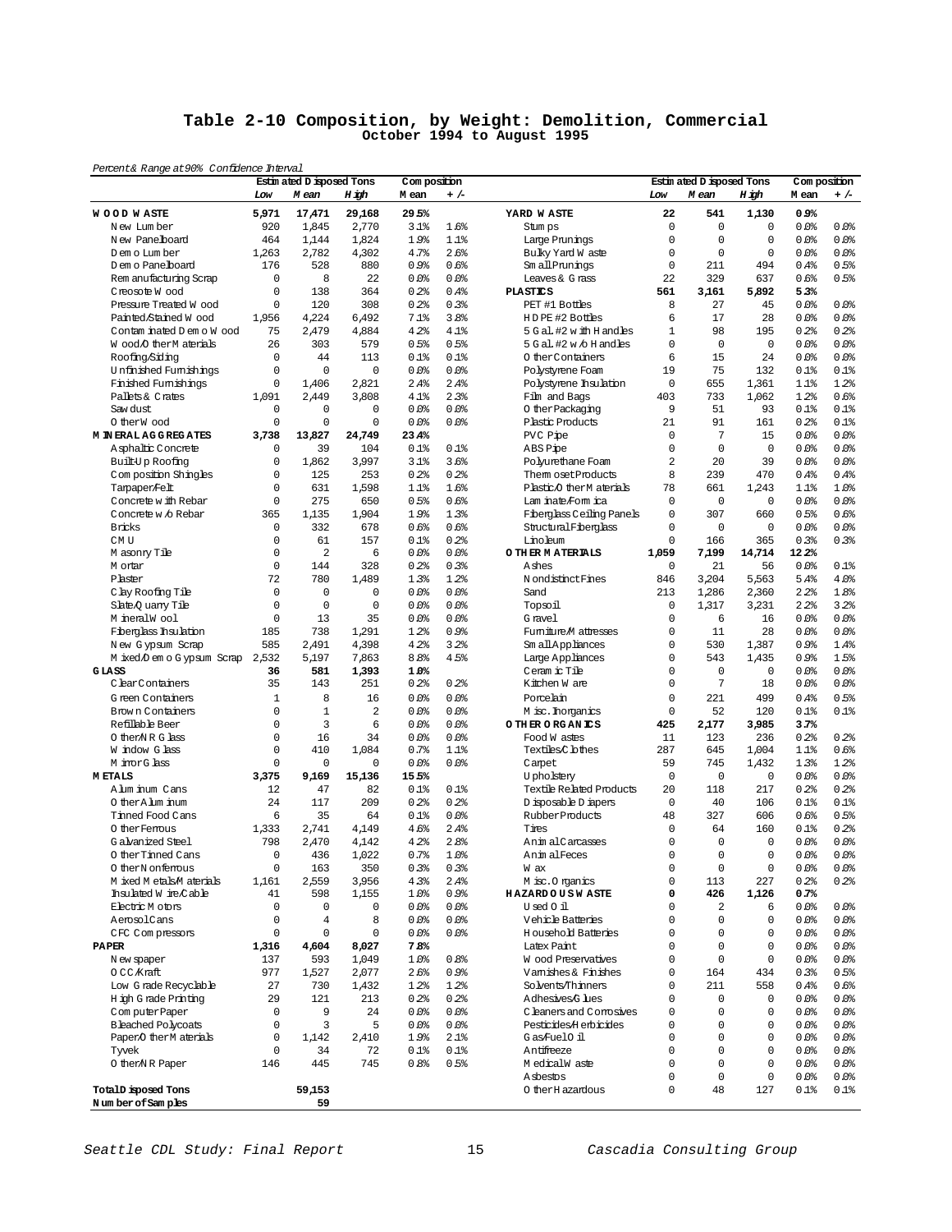# Table 2-10 Composition, by Weight: Demolition, Commercial

October 1994 to August 1995

*Percent & Range at 90% Confidence Interval*

| | Estimated Disposed Tons | | | Composition | | | Estimated Disposed Tons | | | Composition | |
|---|---|---|---|---|---|---|---|---|---|---|---|
| | Low | Mean | High | Mean | +/- | | Low | Mean | High | Mean | +/- |
| **WOOD WASTE** | **5,971** | **17,471** | **29,168** | **29.5%** | | **YARD WASTE** | **22** | **541** | **1,130** | **0.9%** | |
| New Lumber | 920 | 1,845 | 2,770 | 3.1% | 1.6% | Stumps | 0 | 0 | 0 | 0.0% | 0.0% |
| New Panelboard | 464 | 1,144 | 1,824 | 1.9% | 1.1% | Large Prunings | 0 | 0 | 0 | 0.0% | 0.0% |
| Demo Lumber | 1,263 | 2,782 | 4,302 | 4.7% | 2.6% | Bulky Yard Waste | 0 | 0 | 0 | 0.0% | 0.0% |
| Demo Panelboard | 176 | 528 | 880 | 0.9% | 0.6% | Small Prunings | 0 | 211 | 494 | 0.4% | 0.5% |
| Remanufacturing Scrap | 0 | 8 | 22 | 0.0% | 0.0% | Leaves & Grass | 22 | 329 | 637 | 0.6% | 0.5% |
| Creosote Wood | 0 | 138 | 364 | 0.2% | 0.4% | **PLASTICS** | **561** | **3,161** | **5,892** | **5.3%** | |
| Pressure Treated Wood | 0 | 120 | 308 | 0.2% | 0.3% | PET #1 Bottles | 8 | 27 | 45 | 0.0% | 0.0% |
| Painted/Stained Wood | 1,956 | 4,224 | 6,492 | 7.1% | 3.8% | HDPE #2 Bottles | 6 | 17 | 28 | 0.0% | 0.0% |
| Contaminated Demo Wood | 75 | 2,479 | 4,884 | 4.2% | 4.1% | 5 Gal. #2 with Handles | 1 | 98 | 195 | 0.2% | 0.2% |
| Wood/Other Materials | 26 | 303 | 579 | 0.5% | 0.5% | 5 Gal. #2 w/o Handles | 0 | 0 | 0 | 0.0% | 0.0% |
| Roofing/Siding | 0 | 44 | 113 | 0.1% | 0.1% | Other Containers | 6 | 15 | 24 | 0.0% | 0.0% |
| Unfinished Furnishings | 0 | 0 | 0 | 0.0% | 0.0% | Polystyrene Foam | 19 | 75 | 132 | 0.1% | 0.1% |
| Finished Furnishings | 0 | 1,406 | 2,821 | 2.4% | 2.4% | Polystyrene Insulation | 0 | 655 | 1,361 | 1.1% | 1.2% |
| Pallets & Crates | 1,091 | 2,449 | 3,808 | 4.1% | 2.3% | Film and Bags | 403 | 733 | 1,062 | 1.2% | 0.6% |
| Sawdust | 0 | 0 | 0 | 0.0% | 0.0% | Other Packaging | 9 | 51 | 93 | 0.1% | 0.1% |
| Other Wood | 0 | 0 | 0 | 0.0% | 0.0% | Plastic Products | 21 | 91 | 161 | 0.2% | 0.1% |
| **MINERAL AGGREGATES** | **3,738** | **13,827** | **24,749** | **23.4%** | | PVC Pipe | 0 | 7 | 15 | 0.0% | 0.0% |
| Asphaltic Concrete | 0 | 39 | 104 | 0.1% | 0.1% | ABS Pipe | 0 | 0 | 0 | 0.0% | 0.0% |
| Built-Up Roofing | 0 | 1,862 | 3,997 | 3.1% | 3.6% | Polyurethane Foam | 2 | 20 | 39 | 0.0% | 0.0% |
| Composition Shingles | 0 | 125 | 253 | 0.2% | 0.2% | Thermoset Products | 8 | 239 | 470 | 0.4% | 0.4% |
| Tarpaper/Felt | 0 | 631 | 1,598 | 1.1% | 1.6% | Plastic/Other Materials | 78 | 661 | 1,243 | 1.1% | 1.0% |
| Concrete with Rebar | 0 | 275 | 650 | 0.5% | 0.6% | Laminate/Formica | 0 | 0 | 0 | 0.0% | 0.0% |
| Concrete w/o Rebar | 365 | 1,135 | 1,904 | 1.9% | 1.3% | Fiberglass Ceiling Panels | 0 | 307 | 660 | 0.5% | 0.6% |
| Bricks | 0 | 332 | 678 | 0.6% | 0.6% | Structural Fiberglass | 0 | 0 | 0 | 0.0% | 0.0% |
| CMU | 0 | 61 | 157 | 0.1% | 0.2% | Linoleum | 0 | 166 | 365 | 0.3% | 0.3% |
| Masonry Tile | 0 | 2 | 6 | 0.0% | 0.0% | **OTHER MATERIALS** | **1,059** | **7,199** | **14,714** | **12.2%** | |
| Mortar | 0 | 144 | 328 | 0.2% | 0.3% | Ashes | 0 | 21 | 56 | 0.0% | 0.1% |
| Plaster | 72 | 780 | 1,489 | 1.3% | 1.2% | Nondistinct Fines | 846 | 3,204 | 5,563 | 5.4% | 4.0% |
| Clay Roofing Tile | 0 | 0 | 0 | 0.0% | 0.0% | Sand | 213 | 1,286 | 2,360 | 2.2% | 1.8% |
| Slate/Quarry Tile | 0 | 0 | 0 | 0.0% | 0.0% | Topsoil | 0 | 1,317 | 3,231 | 2.2% | 3.2% |
| Mineral Wool | 0 | 13 | 35 | 0.0% | 0.0% | Gravel | 0 | 6 | 16 | 0.0% | 0.0% |
| Fiberglass Insulation | 185 | 738 | 1,291 | 1.2% | 0.9% | Furniture/Mattresses | 0 | 11 | 28 | 0.0% | 0.0% |
| New Gypsum Scrap | 585 | 2,491 | 4,398 | 4.2% | 3.2% | Small Appliances | 0 | 530 | 1,387 | 0.9% | 1.4% |
| Mixed/Demo Gypsum Scrap | 2,532 | 5,197 | 7,863 | 8.8% | 4.5% | Large Appliances | 0 | 543 | 1,435 | 0.9% | 1.5% |
| **GLASS** | **36** | **581** | **1,393** | **1.0%** | | Ceramic Tile | 0 | 0 | 0 | 0.0% | 0.0% |
| Clear Containers | 35 | 143 | 251 | 0.2% | 0.2% | Kitchen Ware | 0 | 7 | 18 | 0.0% | 0.0% |
| Green Containers | 1 | 8 | 16 | 0.0% | 0.0% | Porcelain | 0 | 221 | 499 | 0.4% | 0.5% |
| Brown Containers | 0 | 1 | 2 | 0.0% | 0.0% | Misc. Inorganics | 0 | 52 | 120 | 0.1% | 0.1% |
| Refillable Beer | 0 | 3 | 6 | 0.0% | 0.0% | **OTHER ORGANICS** | **425** | **2,177** | **3,985** | **3.7%** | |
| Other/NR Glass | 0 | 16 | 34 | 0.0% | 0.0% | Food Wastes | 11 | 123 | 236 | 0.2% | 0.2% |
| Window Glass | 0 | 410 | 1,084 | 0.7% | 1.1% | Textiles/Clothes | 287 | 645 | 1,004 | 1.1% | 0.6% |
| Mirror Glass | 0 | 0 | 0 | 0.0% | 0.0% | Carpet | 59 | 745 | 1,432 | 1.3% | 1.2% |
| **METALS** | **3,375** | **9,169** | **15,136** | **15.5%** | | Upholstery | 0 | 0 | 0 | 0.0% | 0.0% |
| Aluminum Cans | 12 | 47 | 82 | 0.1% | 0.1% | Textile Related Products | 20 | 118 | 217 | 0.2% | 0.2% |
| Other Aluminum | 24 | 117 | 209 | 0.2% | 0.2% | Disposable Diapers | 0 | 40 | 106 | 0.1% | 0.1% |
| Tinned Food Cans | 6 | 35 | 64 | 0.1% | 0.0% | Rubber Products | 48 | 327 | 606 | 0.6% | 0.5% |
| Other Ferrous | 1,333 | 2,741 | 4,149 | 4.6% | 2.4% | Tires | 0 | 64 | 160 | 0.1% | 0.2% |
| Galvanized Steel | 798 | 2,470 | 4,142 | 4.2% | 2.8% | Animal Carcasses | 0 | 0 | 0 | 0.0% | 0.0% |
| Other Tinned Cans | 0 | 436 | 1,022 | 0.7% | 1.0% | Animal Feces | 0 | 0 | 0 | 0.0% | 0.0% |
| Other Nonferrous | 0 | 163 | 350 | 0.3% | 0.3% | Wax | 0 | 0 | 0 | 0.0% | 0.0% |
| Mixed Metals/Materials | 1,161 | 2,559 | 3,956 | 4.3% | 2.4% | Misc. Organics | 0 | 113 | 227 | 0.2% | 0.2% |
| Insulated Wire/Cable | 41 | 598 | 1,155 | 1.0% | 0.9% | **HAZARDOUS WASTE** | **0** | **426** | **1,126** | **0.7%** | |
| Electric Motors | 0 | 0 | 0 | 0.0% | 0.0% | Used Oil | 0 | 2 | 6 | 0.0% | 0.0% |
| Aerosol Cans | 0 | 4 | 8 | 0.0% | 0.0% | Vehicle Batteries | 0 | 0 | 0 | 0.0% | 0.0% |
| CFC Compressors | 0 | 0 | 0 | 0.0% | 0.0% | Household Batteries | 0 | 0 | 0 | 0.0% | 0.0% |
| **PAPER** | **1,316** | **4,604** | **8,027** | **7.8%** | | Latex Paint | 0 | 0 | 0 | 0.0% | 0.0% |
| Newspaper | 137 | 593 | 1,049 | 1.0% | 0.8% | Wood Preservatives | 0 | 0 | 0 | 0.0% | 0.0% |
| OCC/Kraft | 977 | 1,527 | 2,077 | 2.6% | 0.9% | Varnishes & Finishes | 0 | 164 | 434 | 0.3% | 0.5% |
| Low Grade Recyclable | 27 | 730 | 1,432 | 1.2% | 1.2% | Solvents/Thinners | 0 | 211 | 558 | 0.4% | 0.6% |
| High Grade Printing | 29 | 121 | 213 | 0.2% | 0.2% | Adhesives/Glues | 0 | 0 | 0 | 0.0% | 0.0% |
| Computer Paper | 0 | 9 | 24 | 0.0% | 0.0% | Cleaners and Corrosives | 0 | 0 | 0 | 0.0% | 0.0% |
| Bleached Polycoats | 0 | 3 | 5 | 0.0% | 0.0% | Pesticides/Herbicides | 0 | 0 | 0 | 0.0% | 0.0% |
| Paper/Other Materials | 0 | 1,142 | 2,410 | 1.9% | 2.1% | Gas/Fuel Oil | 0 | 0 | 0 | 0.0% | 0.0% |
| Tyvek | 0 | 34 | 72 | 0.1% | 0.1% | Antifreeze | 0 | 0 | 0 | 0.0% | 0.0% |
| Other/NR Paper | 146 | 445 | 745 | 0.8% | 0.5% | Medical Waste | 0 | 0 | 0 | 0.0% | 0.0% |
| | | | | | | Asbestos | 0 | 0 | 0 | 0.0% | 0.0% |
| **Total Disposed Tons** | | **59,153** | | | | Other Hazardous | 0 | 48 | 127 | 0.1% | 0.1% |
| **Number of Samples** | | **59** | | | | | | | | | |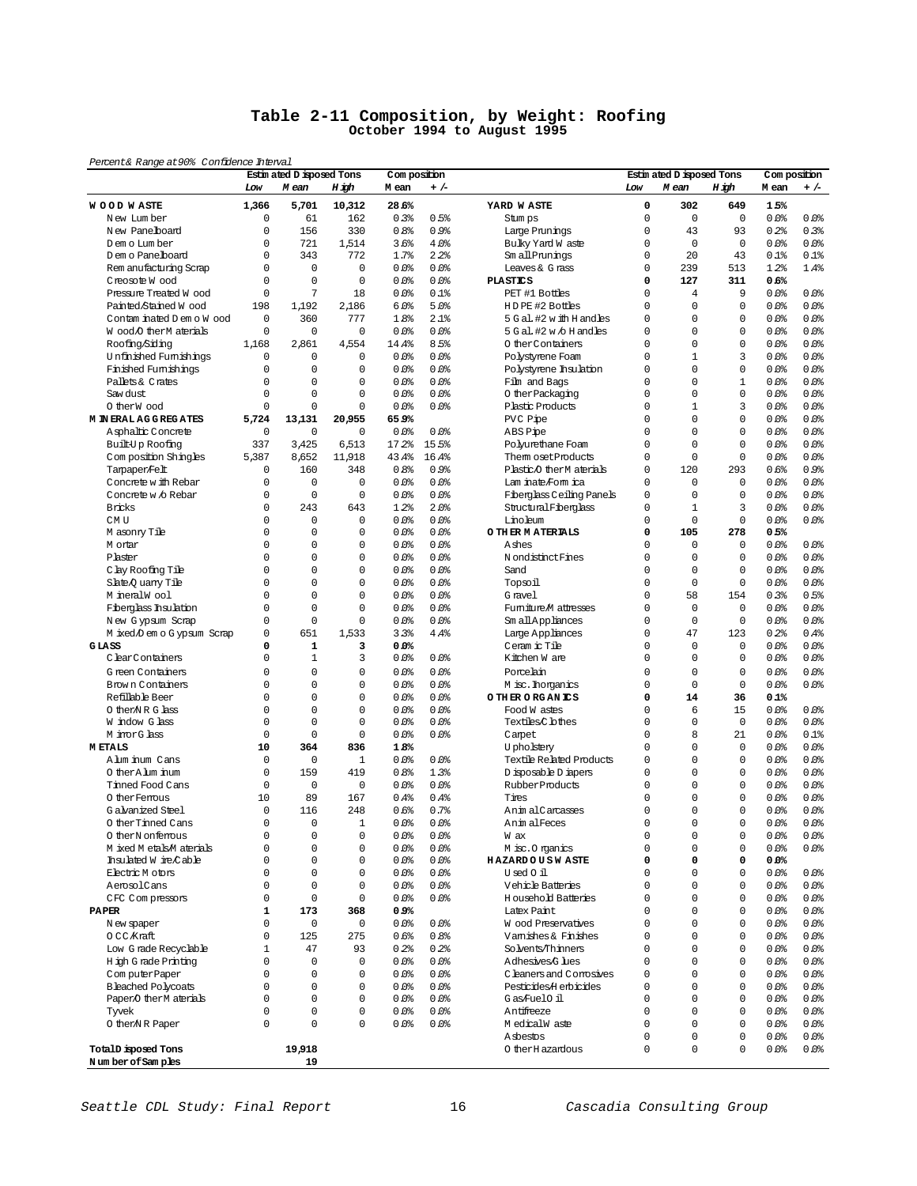# Table 2-11 Composition, by Weight: Roofing
## October 1994 to August 1995

*Percent & Range at 90% Confidence Interval*

| | Estimated Disposed Tons | | | Composition | | | Estimated Disposed Tons | | | Composition | |
|---|---|---|---|---|---|---|---|---|---|---|---|
| | Low | Mean | High | Mean | +/- | | Low | Mean | High | Mean | +/- |
| **WOOD WASTE** | **1,366** | **5,701** | **10,312** | **28.6%** | | **YARD WASTE** | **0** | **302** | **649** | **1.5%** | |
| New Lumber | 0 | 61 | 162 | 0.3% | 0.5% | Stumps | 0 | 0 | 0 | 0.0% | 0.0% |
| New Panelboard | 0 | 156 | 330 | 0.8% | 0.9% | Large Prunings | 0 | 43 | 93 | 0.2% | 0.3% |
| Demo Lumber | 0 | 721 | 1,514 | 3.6% | 4.0% | Bulky Yard Waste | 0 | 0 | 0 | 0.0% | 0.0% |
| Demo Panelboard | 0 | 343 | 772 | 1.7% | 2.2% | Small Prunings | 0 | 20 | 43 | 0.1% | 0.1% |
| Remanufacturing Scrap | 0 | 0 | 0 | 0.0% | 0.0% | Leaves & Grass | 0 | 239 | 513 | 1.2% | 1.4% |
| Creosote Wood | 0 | 0 | 0 | 0.0% | 0.0% | **PLASTICS** | **0** | **127** | **311** | **0.6%** | |
| Pressure Treated Wood | 0 | 7 | 18 | 0.0% | 0.1% | PET #1 Bottles | 0 | 4 | 9 | 0.0% | 0.0% |
| Painted/Stained Wood | 198 | 1,192 | 2,186 | 6.0% | 5.0% | HDPE #2 Bottles | 0 | 0 | 0 | 0.0% | 0.0% |
| Contaminated Demo Wood | 0 | 360 | 777 | 1.8% | 2.1% | 5 Gal. #2 with Handles | 0 | 0 | 0 | 0.0% | 0.0% |
| Wood/Other Materials | 0 | 0 | 0 | 0.0% | 0.0% | 5 Gal. #2 w/o Handles | 0 | 0 | 0 | 0.0% | 0.0% |
| Roofing/Siding | 1,168 | 2,861 | 4,554 | 14.4% | 8.5% | Other Containers | 0 | 0 | 0 | 0.0% | 0.0% |
| Unfinished Furnishings | 0 | 0 | 0 | 0.0% | 0.0% | Polystyrene Foam | 0 | 1 | 3 | 0.0% | 0.0% |
| Finished Furnishings | 0 | 0 | 0 | 0.0% | 0.0% | Polystyrene Insulation | 0 | 0 | 0 | 0.0% | 0.0% |
| Pallets & Crates | 0 | 0 | 0 | 0.0% | 0.0% | Film and Bags | 0 | 0 | 1 | 0.0% | 0.0% |
| Sawdust | 0 | 0 | 0 | 0.0% | 0.0% | Other Packaging | 0 | 0 | 0 | 0.0% | 0.0% |
| Other Wood | 0 | 0 | 0 | 0.0% | 0.0% | Plastic Products | 0 | 1 | 3 | 0.0% | 0.0% |
| **MINERAL AGGREGATES** | **5,724** | **13,131** | **20,955** | **65.9%** | | PVC Pipe | 0 | 0 | 0 | 0.0% | 0.0% |
| Asphaltic Concrete | 0 | 0 | 0 | 0.0% | 0.0% | ABS Pipe | 0 | 0 | 0 | 0.0% | 0.0% |
| Built-Up Roofing | 337 | 3,425 | 6,513 | 17.2% | 15.5% | Polyurethane Foam | 0 | 0 | 0 | 0.0% | 0.0% |
| Composition Shingles | 5,387 | 8,652 | 11,918 | 43.4% | 16.4% | Thermoset Products | 0 | 0 | 0 | 0.0% | 0.0% |
| Tarpaper/Felt | 0 | 160 | 348 | 0.8% | 0.9% | Plastic/Other Materials | 0 | 120 | 293 | 0.6% | 0.9% |
| Concrete with Rebar | 0 | 0 | 0 | 0.0% | 0.0% | Laminate/Formica | 0 | 0 | 0 | 0.0% | 0.0% |
| Concrete w/o Rebar | 0 | 0 | 0 | 0.0% | 0.0% | Fiberglass Ceiling Panels | 0 | 0 | 0 | 0.0% | 0.0% |
| Bricks | 0 | 243 | 643 | 1.2% | 2.0% | Structural Fiberglass | 0 | 1 | 3 | 0.0% | 0.0% |
| CMU | 0 | 0 | 0 | 0.0% | 0.0% | Linoleum | 0 | 0 | 0 | 0.0% | 0.0% |
| Masonry Tile | 0 | 0 | 0 | 0.0% | 0.0% | **OTHER MATERIALS** | **0** | **105** | **278** | **0.5%** | |
| Mortar | 0 | 0 | 0 | 0.0% | 0.0% | Ashes | 0 | 0 | 0 | 0.0% | 0.0% |
| Plaster | 0 | 0 | 0 | 0.0% | 0.0% | Nondistinct Fines | 0 | 0 | 0 | 0.0% | 0.0% |
| Clay Roofing Tile | 0 | 0 | 0 | 0.0% | 0.0% | Sand | 0 | 0 | 0 | 0.0% | 0.0% |
| Slate/Quarry Tile | 0 | 0 | 0 | 0.0% | 0.0% | Topsoil | 0 | 0 | 0 | 0.0% | 0.0% |
| Mineral Wool | 0 | 0 | 0 | 0.0% | 0.0% | Gravel | 0 | 58 | 154 | 0.3% | 0.5% |
| Fiberglass Insulation | 0 | 0 | 0 | 0.0% | 0.0% | Furniture/Mattresses | 0 | 0 | 0 | 0.0% | 0.0% |
| New Gypsum Scrap | 0 | 0 | 0 | 0.0% | 0.0% | Small Appliances | 0 | 0 | 0 | 0.0% | 0.0% |
| Mixed/Demo Gypsum Scrap | 0 | 651 | 1,533 | 3.3% | 4.4% | Large Appliances | 0 | 47 | 123 | 0.2% | 0.4% |
| **GLASS** | **0** | **1** | **3** | **0.0%** | | Ceramic Tile | 0 | 0 | 0 | 0.0% | 0.0% |
| Clear Containers | 0 | 1 | 3 | 0.0% | 0.0% | Kitchen Ware | 0 | 0 | 0 | 0.0% | 0.0% |
| Green Containers | 0 | 0 | 0 | 0.0% | 0.0% | Porcelain | 0 | 0 | 0 | 0.0% | 0.0% |
| Brown Containers | 0 | 0 | 0 | 0.0% | 0.0% | Misc. Inorganics | 0 | 0 | 0 | 0.0% | 0.0% |
| Refillable Beer | 0 | 0 | 0 | 0.0% | 0.0% | **OTHER ORGANICS** | **0** | **14** | **36** | **0.1%** | |
| Other/NR Glass | 0 | 0 | 0 | 0.0% | 0.0% | Food Wastes | 0 | 6 | 15 | 0.0% | 0.0% |
| Window Glass | 0 | 0 | 0 | 0.0% | 0.0% | Textiles/Clothes | 0 | 0 | 0 | 0.0% | 0.0% |
| Mirror Glass | 0 | 0 | 0 | 0.0% | 0.0% | Carpet | 0 | 8 | 21 | 0.0% | 0.1% |
| **METALS** | **10** | **364** | **836** | **1.8%** | | Upholstery | 0 | 0 | 0 | 0.0% | 0.0% |
| Aluminum Cans | 0 | 0 | 1 | 0.0% | 0.0% | Textile Related Products | 0 | 0 | 0 | 0.0% | 0.0% |
| Other Aluminum | 0 | 159 | 419 | 0.8% | 1.3% | Disposable Diapers | 0 | 0 | 0 | 0.0% | 0.0% |
| Tinned Food Cans | 0 | 0 | 0 | 0.0% | 0.0% | Rubber Products | 0 | 0 | 0 | 0.0% | 0.0% |
| Other Ferrous | 10 | 89 | 167 | 0.4% | 0.4% | Tires | 0 | 0 | 0 | 0.0% | 0.0% |
| Galvanized Steel | 0 | 116 | 248 | 0.6% | 0.7% | Animal Carcasses | 0 | 0 | 0 | 0.0% | 0.0% |
| Other Tinned Cans | 0 | 0 | 1 | 0.0% | 0.0% | Animal Feces | 0 | 0 | 0 | 0.0% | 0.0% |
| Other Nonferrous | 0 | 0 | 0 | 0.0% | 0.0% | Wax | 0 | 0 | 0 | 0.0% | 0.0% |
| Mixed Metals/Materials | 0 | 0 | 0 | 0.0% | 0.0% | Misc. Organics | 0 | 0 | 0 | 0.0% | 0.0% |
| Insulated Wire/Cable | 0 | 0 | 0 | 0.0% | 0.0% | **HAZARDOUS WASTE** | **0** | **0** | **0** | **0.0%** | |
| Electric Motors | 0 | 0 | 0 | 0.0% | 0.0% | Used Oil | 0 | 0 | 0 | 0.0% | 0.0% |
| Aerosol Cans | 0 | 0 | 0 | 0.0% | 0.0% | Vehicle Batteries | 0 | 0 | 0 | 0.0% | 0.0% |
| CFC Compressors | 0 | 0 | 0 | 0.0% | 0.0% | Household Batteries | 0 | 0 | 0 | 0.0% | 0.0% |
| **PAPER** | **1** | **173** | **368** | **0.9%** | | Latex Paint | 0 | 0 | 0 | 0.0% | 0.0% |
| Newspaper | 0 | 0 | 0 | 0.0% | 0.0% | Wood Preservatives | 0 | 0 | 0 | 0.0% | 0.0% |
| OCC/Kraft | 0 | 125 | 275 | 0.6% | 0.8% | Varnishes & Finishes | 0 | 0 | 0 | 0.0% | 0.0% |
| Low Grade Recyclable | 1 | 47 | 93 | 0.2% | 0.2% | Solvents/Thinners | 0 | 0 | 0 | 0.0% | 0.0% |
| High Grade Printing | 0 | 0 | 0 | 0.0% | 0.0% | Adhesives/Glues | 0 | 0 | 0 | 0.0% | 0.0% |
| Computer Paper | 0 | 0 | 0 | 0.0% | 0.0% | Cleaners and Corrosives | 0 | 0 | 0 | 0.0% | 0.0% |
| Bleached Polycoats | 0 | 0 | 0 | 0.0% | 0.0% | Pesticides/Herbicides | 0 | 0 | 0 | 0.0% | 0.0% |
| Paper/Other Materials | 0 | 0 | 0 | 0.0% | 0.0% | Gas/Fuel Oil | 0 | 0 | 0 | 0.0% | 0.0% |
| Tyvek | 0 | 0 | 0 | 0.0% | 0.0% | Antifreeze | 0 | 0 | 0 | 0.0% | 0.0% |
| Other/NR Paper | 0 | 0 | 0 | 0.0% | 0.0% | Medical Waste | 0 | 0 | 0 | 0.0% | 0.0% |
| | | | | | | Asbestos | 0 | 0 | 0 | 0.0% | 0.0% |
| **Total Disposed Tons** | | **19,918** | | | | Other Hazardous | 0 | 0 | 0 | 0.0% | 0.0% |
| **Number of Samples** | | **19** | | | | | | | | | |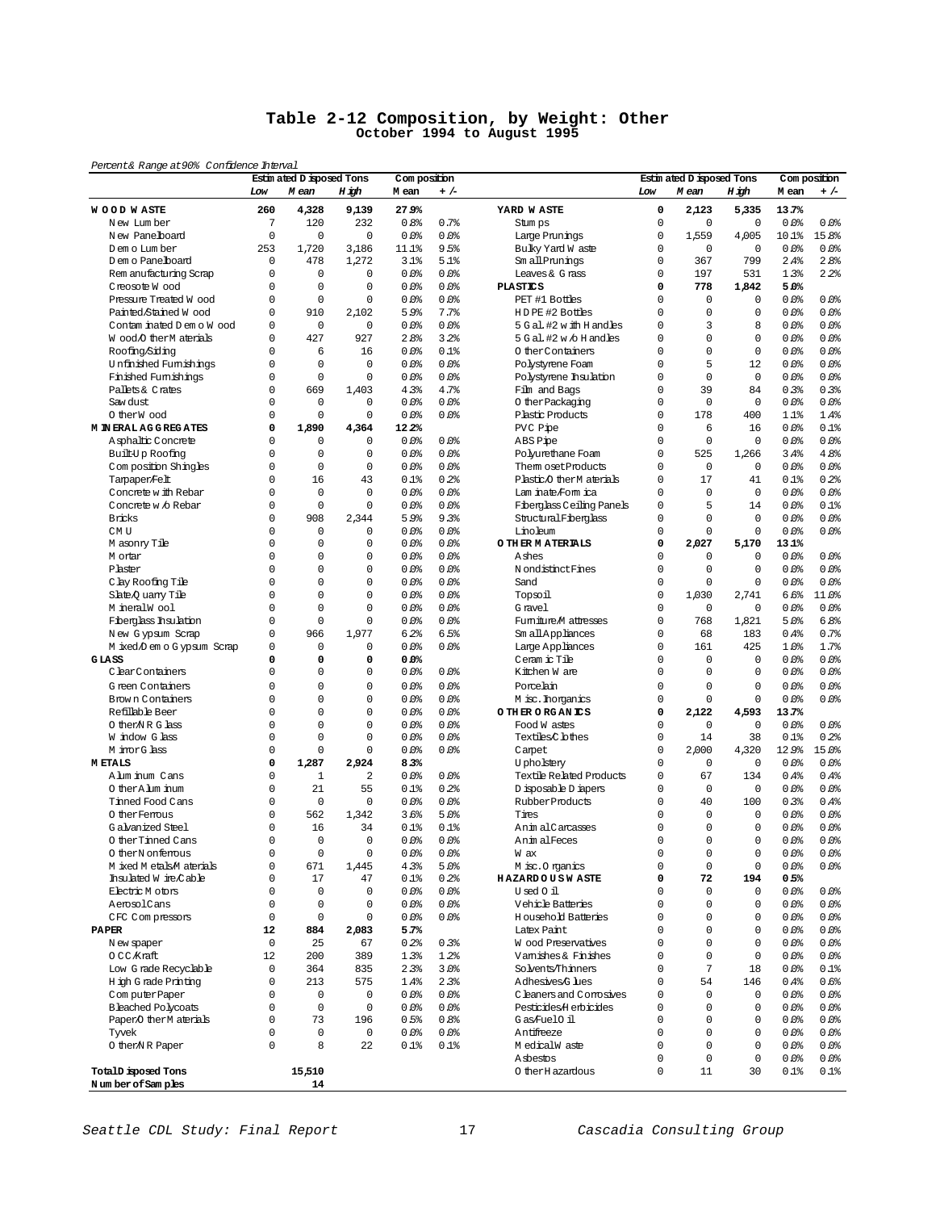# Table 2-12 Composition, by Weight: Other

**October 1994 to August 1995**

*Percent & Range at 90% Confidence Interval*

| | Estimated Disposed Tons | | | Composition | |
|---|---|---|---|---|---|
| | Low | Mean | High | Mean | +/- |
| **WOOD WASTE** | **260** | **4,328** | **9,139** | **27.9%** | |
| New Lumber | 7 | 120 | 232 | 0.8% | 0.7% |
| New Panelboard | 0 | 0 | 0 | 0.0% | 0.0% |
| Demo Lumber | 253 | 1,720 | 3,186 | 11.1% | 9.5% |
| Demo Panelboard | 0 | 478 | 1,272 | 3.1% | 5.1% |
| Remanufacturing Scrap | 0 | 0 | 0 | 0.0% | 0.0% |
| Creosote Wood | 0 | 0 | 0 | 0.0% | 0.0% |
| Pressure Treated Wood | 0 | 0 | 0 | 0.0% | 0.0% |
| Painted/Stained Wood | 0 | 910 | 2,102 | 5.9% | 7.7% |
| Contaminated Demo Wood | 0 | 0 | 0 | 0.0% | 0.0% |
| Wood/Other Materials | 0 | 427 | 927 | 2.8% | 3.2% |
| Roofing/Siding | 0 | 6 | 16 | 0.0% | 0.1% |
| Unfinished Furnishings | 0 | 0 | 0 | 0.0% | 0.0% |
| Finished Furnishings | 0 | 0 | 0 | 0.0% | 0.0% |
| Pallets & Crates | 0 | 669 | 1,403 | 4.3% | 4.7% |
| Sawdust | 0 | 0 | 0 | 0.0% | 0.0% |
| Other Wood | 0 | 0 | 0 | 0.0% | 0.0% |
| **MINERAL AGGREGATES** | **0** | **1,890** | **4,364** | **12.2%** | |
| Asphaltic Concrete | 0 | 0 | 0 | 0.0% | 0.0% |
| Built-Up Roofing | 0 | 0 | 0 | 0.0% | 0.0% |
| Composition Shingles | 0 | 0 | 0 | 0.0% | 0.0% |
| Tarpaper/Felt | 0 | 16 | 43 | 0.1% | 0.2% |
| Concrete with Rebar | 0 | 0 | 0 | 0.0% | 0.0% |
| Concrete w/o Rebar | 0 | 0 | 0 | 0.0% | 0.0% |
| Bricks | 0 | 908 | 2,344 | 5.9% | 9.3% |
| CMU | 0 | 0 | 0 | 0.0% | 0.0% |
| Masonry Tile | 0 | 0 | 0 | 0.0% | 0.0% |
| Mortar | 0 | 0 | 0 | 0.0% | 0.0% |
| Plaster | 0 | 0 | 0 | 0.0% | 0.0% |
| Clay Roofing Tile | 0 | 0 | 0 | 0.0% | 0.0% |
| Slate/Quarry Tile | 0 | 0 | 0 | 0.0% | 0.0% |
| Mineral Wool | 0 | 0 | 0 | 0.0% | 0.0% |
| Fiberglass Insulation | 0 | 0 | 0 | 0.0% | 0.0% |
| New Gypsum Scrap | 0 | 966 | 1,977 | 6.2% | 6.5% |
| Mixed/Demo Gypsum Scrap | 0 | 0 | 0 | 0.0% | 0.0% |
| **GLASS** | **0** | **0** | **0** | **0.0%** | |
| Clear Containers | 0 | 0 | 0 | 0.0% | 0.0% |
| Green Containers | 0 | 0 | 0 | 0.0% | 0.0% |
| Brown Containers | 0 | 0 | 0 | 0.0% | 0.0% |
| Refillable Beer | 0 | 0 | 0 | 0.0% | 0.0% |
| Other/NR Glass | 0 | 0 | 0 | 0.0% | 0.0% |
| Window Glass | 0 | 0 | 0 | 0.0% | 0.0% |
| Mirror Glass | 0 | 0 | 0 | 0.0% | 0.0% |
| **METALS** | **0** | **1,287** | **2,924** | **8.3%** | |
| Aluminum Cans | 0 | 1 | 2 | 0.0% | 0.0% |
| Other Aluminum | 0 | 21 | 55 | 0.1% | 0.2% |
| Tinned Food Cans | 0 | 0 | 0 | 0.0% | 0.0% |
| Other Ferrous | 0 | 562 | 1,342 | 3.6% | 5.0% |
| Galvanized Steel | 0 | 16 | 34 | 0.1% | 0.1% |
| Other Tinned Cans | 0 | 0 | 0 | 0.0% | 0.0% |
| Other Nonferrous | 0 | 0 | 0 | 0.0% | 0.0% |
| Mixed Metals/Materials | 0 | 671 | 1,445 | 4.3% | 5.0% |
| Insulated Wire/Cable | 0 | 17 | 47 | 0.1% | 0.2% |
| Electric Motors | 0 | 0 | 0 | 0.0% | 0.0% |
| Aerosol Cans | 0 | 0 | 0 | 0.0% | 0.0% |
| CFC Compressors | 0 | 0 | 0 | 0.0% | 0.0% |
| **PAPER** | **12** | **884** | **2,083** | **5.7%** | |
| Newspaper | 0 | 25 | 67 | 0.2% | 0.3% |
| OCC/Kraft | 12 | 200 | 389 | 1.3% | 1.2% |
| Low Grade Recyclable | 0 | 364 | 835 | 2.3% | 3.0% |
| High Grade Printing | 0 | 213 | 575 | 1.4% | 2.3% |
| Computer Paper | 0 | 0 | 0 | 0.0% | 0.0% |
| Bleached Polycoats | 0 | 0 | 0 | 0.0% | 0.0% |
| Paper/Other Materials | 0 | 73 | 196 | 0.5% | 0.8% |
| Tyvek | 0 | 0 | 0 | 0.0% | 0.0% |
| Other/NR Paper | 0 | 8 | 22 | 0.1% | 0.1% |
| **YARD WASTE** | **0** | **2,123** | **5,335** | **13.7%** | |
| Stumps | 0 | 0 | 0 | 0.0% | 0.0% |
| Large Prunings | 0 | 1,559 | 4,005 | 10.1% | 15.8% |
| Bulky Yard Waste | 0 | 0 | 0 | 0.0% | 0.0% |
| Small Prunings | 0 | 367 | 799 | 2.4% | 2.8% |
| Leaves & Grass | 0 | 197 | 531 | 1.3% | 2.2% |
| **PLASTICS** | **0** | **778** | **1,842** | **5.0%** | |
| PET #1 Bottles | 0 | 0 | 0 | 0.0% | 0.0% |
| HDPE #2 Bottles | 0 | 0 | 0 | 0.0% | 0.0% |
| 5 Gal. #2 with Handles | 0 | 3 | 8 | 0.0% | 0.0% |
| 5 Gal. #2 w/o Handles | 0 | 0 | 0 | 0.0% | 0.0% |
| Other Containers | 0 | 0 | 0 | 0.0% | 0.0% |
| Polystyrene Foam | 0 | 5 | 12 | 0.0% | 0.0% |
| Polystyrene Insulation | 0 | 0 | 0 | 0.0% | 0.0% |
| Film and Bags | 0 | 39 | 84 | 0.3% | 0.3% |
| Other Packaging | 0 | 0 | 0 | 0.0% | 0.0% |
| Plastic Products | 0 | 178 | 400 | 1.1% | 1.4% |
| PVC Pipe | 0 | 6 | 16 | 0.0% | 0.1% |
| ABS Pipe | 0 | 0 | 0 | 0.0% | 0.0% |
| Polyurethane Foam | 0 | 525 | 1,266 | 3.4% | 4.8% |
| Thermoset Products | 0 | 0 | 0 | 0.0% | 0.0% |
| Plastic/Other Materials | 0 | 17 | 41 | 0.1% | 0.2% |
| Laminate/Formica | 0 | 0 | 0 | 0.0% | 0.0% |
| Fiberglass Ceiling Panels | 0 | 5 | 14 | 0.0% | 0.1% |
| Structural Fiberglass | 0 | 0 | 0 | 0.0% | 0.0% |
| Linoleum | 0 | 0 | 0 | 0.0% | 0.0% |
| **OTHER MATERIALS** | **0** | **2,027** | **5,170** | **13.1%** | |
| Ashes | 0 | 0 | 0 | 0.0% | 0.0% |
| Nondistinct Fines | 0 | 0 | 0 | 0.0% | 0.0% |
| Sand | 0 | 0 | 0 | 0.0% | 0.0% |
| Topsoil | 0 | 1,030 | 2,741 | 6.6% | 11.0% |
| Gravel | 0 | 0 | 0 | 0.0% | 0.0% |
| Furniture/Mattresses | 0 | 768 | 1,821 | 5.0% | 6.8% |
| Small Appliances | 0 | 68 | 183 | 0.4% | 0.7% |
| Large Appliances | 0 | 161 | 425 | 1.0% | 1.7% |
| Ceramic Tile | 0 | 0 | 0 | 0.0% | 0.0% |
| Kitchen Ware | 0 | 0 | 0 | 0.0% | 0.0% |
| Porcelain | 0 | 0 | 0 | 0.0% | 0.0% |
| Misc. Inorganics | 0 | 0 | 0 | 0.0% | 0.0% |
| **OTHER ORGANICS** | **0** | **2,122** | **4,593** | **13.7%** | |
| Food Wastes | 0 | 0 | 0 | 0.0% | 0.0% |
| Textiles/Clothes | 0 | 14 | 38 | 0.1% | 0.2% |
| Carpet | 0 | 2,000 | 4,320 | 12.9% | 15.0% |
| Upholstery | 0 | 0 | 0 | 0.0% | 0.0% |
| Textile Related Products | 0 | 67 | 134 | 0.4% | 0.4% |
| Disposable Diapers | 0 | 0 | 0 | 0.0% | 0.0% |
| Rubber Products | 0 | 40 | 100 | 0.3% | 0.4% |
| Tires | 0 | 0 | 0 | 0.0% | 0.0% |
| Animal Carcasses | 0 | 0 | 0 | 0.0% | 0.0% |
| Animal Feces | 0 | 0 | 0 | 0.0% | 0.0% |
| Wax | 0 | 0 | 0 | 0.0% | 0.0% |
| Misc. Organics | 0 | 0 | 0 | 0.0% | 0.0% |
| **HAZARDOUS WASTE** | **0** | **72** | **194** | **0.5%** | |
| Used Oil | 0 | 0 | 0 | 0.0% | 0.0% |
| Vehicle Batteries | 0 | 0 | 0 | 0.0% | 0.0% |
| Household Batteries | 0 | 0 | 0 | 0.0% | 0.0% |
| Latex Paint | 0 | 0 | 0 | 0.0% | 0.0% |
| Wood Preservatives | 0 | 0 | 0 | 0.0% | 0.0% |
| Varnishes & Finishes | 0 | 0 | 0 | 0.0% | 0.0% |
| Solvents/Thinners | 0 | 7 | 18 | 0.0% | 0.1% |
| Adhesives/Glues | 0 | 54 | 146 | 0.4% | 0.6% |
| Cleaners and Corrosives | 0 | 0 | 0 | 0.0% | 0.0% |
| Pesticides/Herbicides | 0 | 0 | 0 | 0.0% | 0.0% |
| Gas/Fuel Oil | 0 | 0 | 0 | 0.0% | 0.0% |
| Antifreeze | 0 | 0 | 0 | 0.0% | 0.0% |
| Medical Waste | 0 | 0 | 0 | 0.0% | 0.0% |
| Asbestos | 0 | 0 | 0 | 0.0% | 0.0% |
| Other Hazardous | 0 | 11 | 30 | 0.1% | 0.1% |
| **Total Disposed Tons** | | **15,510** | | | |
| **Number of Samples** | | **14** | | | |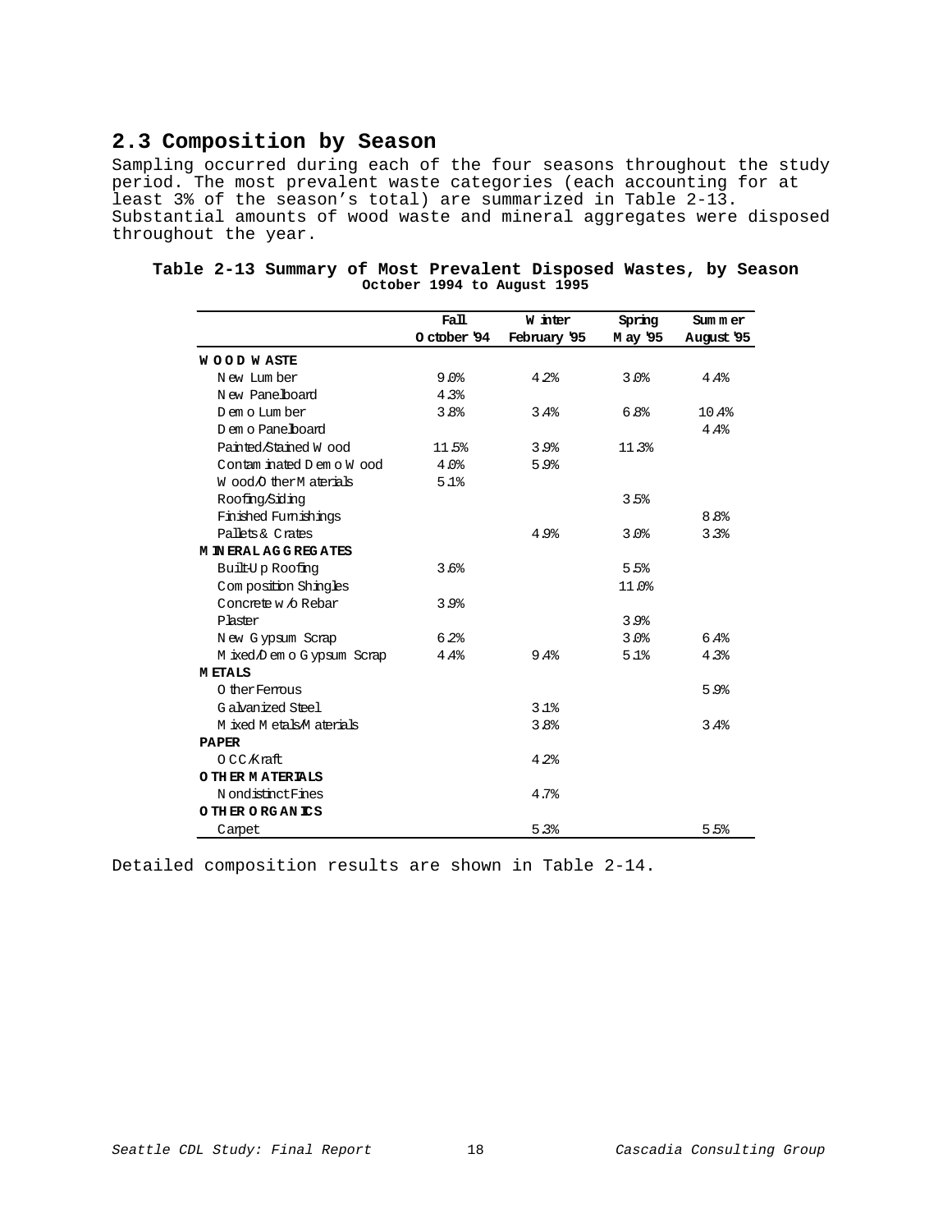## 2.3 Composition by Season

Sampling occurred during each of the four seasons throughout the study period. The most prevalent waste categories (each accounting for at least 3% of the season's total) are summarized in Table 2-13. Substantial amounts of wood waste and mineral aggregates were disposed throughout the year.

**Table 2-13 Summary of Most Prevalent Disposed Wastes, by Season**
**October 1994 to August 1995**

| | Fall<br>October '94 | Winter<br>February '95 | Spring<br>May '95 | Summer<br>August '95 |
|---|---|---|---|---|
| **WOOD WASTE** | | | | |
| New Lumber | 9.0% | 4.2% | 3.0% | 4.4% |
| New Panelboard | 4.3% | | | |
| Demo Lumber | 3.8% | 3.4% | 6.8% | 10.4% |
| Demo Panelboard | | | | 4.4% |
| Painted/Stained Wood | 11.5% | 3.9% | 11.3% | |
| Contaminated Demo Wood | 4.0% | 5.9% | | |
| Wood/Other Materials | 5.1% | | | |
| Roofing/Siding | | | 3.5% | |
| Finished Furnishings | | | | 8.8% |
| Pallets & Crates | | 4.9% | 3.0% | 3.3% |
| **MINERAL AGGREGATES** | | | | |
| Built-Up Roofing | 3.6% | | 5.5% | |
| Composition Shingles | | | 11.0% | |
| Concrete w/o Rebar | 3.9% | | | |
| Plaster | | | 3.9% | |
| New Gypsum Scrap | 6.2% | | 3.0% | 6.4% |
| Mixed/Demo Gypsum Scrap | 4.4% | 9.4% | 5.1% | 4.3% |
| **METALS** | | | | |
| Other Ferrous | | | | 5.9% |
| Galvanized Steel | | 3.1% | | |
| Mixed Metals/Materials | | 3.8% | | 3.4% |
| **PAPER** | | | | |
| OCC/Kraft | | 4.2% | | |
| **OTHER MATERIALS** | | | | |
| Nondistinct Fines | | 4.7% | | |
| **OTHER ORGANICS** | | | | |
| Carpet | | 5.3% | | 5.5% |

Detailed composition results are shown in Table 2-14.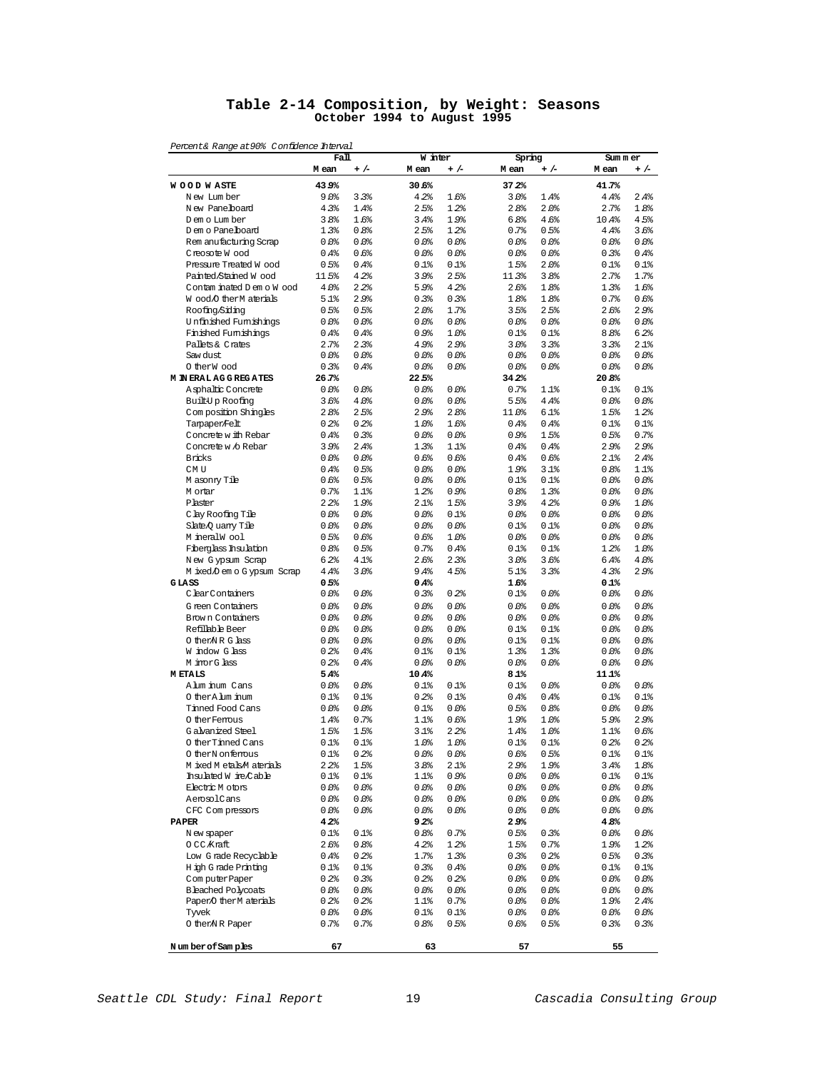# Table 2-14 Composition, by Weight: Seasons
## October 1994 to August 1995

*Percent & Range at 90% Confidence Interval*

| | Fall | | Winter | | Spring | | Summer | |
|---|---|---|---|---|---|---|---|---|
| | Mean | +/- | Mean | +/- | Mean | +/- | Mean | +/- |
| **WOOD WASTE** | **43.9%** | | **30.6%** | | **37.2%** | | **41.7%** | |
| New Lumber | 9.0% | 3.3% | 4.2% | 1.6% | 3.0% | 1.4% | 4.4% | 2.4% |
| New Panelboard | 4.3% | 1.4% | 2.5% | 1.2% | 2.8% | 2.0% | 2.7% | 1.8% |
| Demo Lumber | 3.8% | 1.6% | 3.4% | 1.9% | 6.8% | 4.6% | 10.4% | 4.5% |
| Demo Panelboard | 1.3% | 0.8% | 2.5% | 1.2% | 0.7% | 0.5% | 4.4% | 3.6% |
| Remanufacturing Scrap | 0.0% | 0.0% | 0.0% | 0.0% | 0.0% | 0.0% | 0.0% | 0.0% |
| Creosote Wood | 0.4% | 0.6% | 0.0% | 0.0% | 0.0% | 0.0% | 0.3% | 0.4% |
| Pressure Treated Wood | 0.5% | 0.4% | 0.1% | 0.1% | 1.5% | 2.0% | 0.1% | 0.1% |
| Painted/Stained Wood | 11.5% | 4.2% | 3.9% | 2.5% | 11.3% | 3.8% | 2.7% | 1.7% |
| Contaminated Demo Wood | 4.0% | 2.2% | 5.9% | 4.2% | 2.6% | 1.8% | 1.3% | 1.6% |
| Wood/Other Materials | 5.1% | 2.9% | 0.3% | 0.3% | 1.8% | 1.8% | 0.7% | 0.6% |
| Roofing/Siding | 0.5% | 0.5% | 2.0% | 1.7% | 3.5% | 2.5% | 2.6% | 2.9% |
| Unfinished Furnishings | 0.0% | 0.0% | 0.0% | 0.0% | 0.0% | 0.0% | 0.0% | 0.0% |
| Finished Furnishings | 0.4% | 0.4% | 0.9% | 1.0% | 0.1% | 0.1% | 8.8% | 6.2% |
| Pallets & Crates | 2.7% | 2.3% | 4.9% | 2.9% | 3.0% | 3.3% | 3.3% | 2.1% |
| Sawdust | 0.0% | 0.0% | 0.0% | 0.0% | 0.0% | 0.0% | 0.0% | 0.0% |
| Other Wood | 0.3% | 0.4% | 0.0% | 0.0% | 0.0% | 0.0% | 0.0% | 0.0% |
| **MINERAL AGGREGATES** | **26.7%** | | **22.5%** | | **34.2%** | | **20.8%** | |
| Asphaltic Concrete | 0.0% | 0.0% | 0.0% | 0.0% | 0.7% | 1.1% | 0.1% | 0.1% |
| Built-Up Roofing | 3.6% | 4.0% | 0.0% | 0.0% | 5.5% | 4.4% | 0.8% | 0.8% |
| Composition Shingles | 2.8% | 2.5% | 2.9% | 2.8% | 11.0% | 6.1% | 1.5% | 1.2% |
| Tarpaper/Felt | 0.2% | 0.2% | 1.0% | 1.6% | 0.4% | 0.4% | 0.1% | 0.1% |
| Concrete with Rebar | 0.4% | 0.3% | 0.0% | 0.0% | 0.9% | 1.5% | 0.5% | 0.7% |
| Concrete w/o Rebar | 3.9% | 2.4% | 1.3% | 1.1% | 0.4% | 0.4% | 2.9% | 2.9% |
| Bricks | 0.0% | 0.0% | 0.6% | 0.6% | 0.4% | 0.6% | 2.1% | 2.4% |
| CMU | 0.4% | 0.5% | 0.0% | 0.0% | 1.9% | 3.1% | 0.8% | 1.1% |
| Masonry Tile | 0.6% | 0.5% | 0.0% | 0.0% | 0.1% | 0.1% | 0.0% | 0.0% |
| Mortar | 0.7% | 1.1% | 1.2% | 0.9% | 0.8% | 1.3% | 0.0% | 0.0% |
| Plaster | 2.2% | 1.9% | 2.1% | 1.5% | 3.9% | 4.2% | 0.9% | 1.0% |
| Clay Roofing Tile | 0.0% | 0.0% | 0.0% | 0.1% | 0.0% | 0.0% | 0.0% | 0.0% |
| Slate/Quarry Tile | 0.0% | 0.0% | 0.0% | 0.0% | 0.1% | 0.1% | 0.0% | 0.0% |
| Mineral Wool | 0.5% | 0.6% | 0.6% | 1.0% | 0.0% | 0.0% | 0.0% | 0.0% |
| Fiberglass Insulation | 0.8% | 0.5% | 0.7% | 0.4% | 0.1% | 0.1% | 1.2% | 1.0% |
| New Gypsum Scrap | 6.2% | 4.1% | 2.6% | 2.3% | 3.0% | 3.6% | 6.4% | 4.0% |
| Mixed/Demo Gypsum Scrap | 4.4% | 3.0% | 9.4% | 4.5% | 5.1% | 3.3% | 4.3% | 2.9% |
| **GLASS** | **0.5%** | | **0.4%** | | **1.6%** | | **0.1%** | |
| Clear Containers | 0.0% | 0.0% | 0.3% | 0.2% | 0.1% | 0.0% | 0.0% | 0.0% |
| Green Containers | 0.0% | 0.0% | 0.0% | 0.0% | 0.0% | 0.0% | 0.0% | 0.0% |
| Brown Containers | 0.0% | 0.0% | 0.0% | 0.0% | 0.0% | 0.0% | 0.0% | 0.0% |
| Refillable Beer | 0.0% | 0.0% | 0.0% | 0.0% | 0.1% | 0.1% | 0.0% | 0.0% |
| Other/NR Glass | 0.0% | 0.0% | 0.0% | 0.0% | 0.1% | 0.1% | 0.0% | 0.0% |
| Window Glass | 0.2% | 0.4% | 0.1% | 0.1% | 1.3% | 1.3% | 0.0% | 0.0% |
| Mirror Glass | 0.2% | 0.4% | 0.0% | 0.0% | 0.0% | 0.0% | 0.0% | 0.0% |
| **METALS** | **5.4%** | | **10.4%** | | **8.1%** | | **11.1%** | |
| Aluminum Cans | 0.0% | 0.0% | 0.1% | 0.1% | 0.1% | 0.0% | 0.0% | 0.0% |
| Other Aluminum | 0.1% | 0.1% | 0.2% | 0.1% | 0.4% | 0.4% | 0.1% | 0.1% |
| Tinned Food Cans | 0.0% | 0.0% | 0.1% | 0.0% | 0.5% | 0.8% | 0.0% | 0.0% |
| Other Ferrous | 1.4% | 0.7% | 1.1% | 0.6% | 1.9% | 1.0% | 5.9% | 2.9% |
| Galvanized Steel | 1.5% | 1.5% | 3.1% | 2.2% | 1.4% | 1.0% | 1.1% | 0.6% |
| Other Tinned Cans | 0.1% | 0.1% | 1.0% | 1.0% | 0.1% | 0.1% | 0.2% | 0.2% |
| Other Nonferrous | 0.1% | 0.2% | 0.0% | 0.0% | 0.6% | 0.5% | 0.1% | 0.1% |
| Mixed Metals/Materials | 2.2% | 1.5% | 3.8% | 2.1% | 2.9% | 1.9% | 3.4% | 1.8% |
| Insulated Wire/Cable | 0.1% | 0.1% | 1.1% | 0.9% | 0.0% | 0.0% | 0.1% | 0.1% |
| Electric Motors | 0.0% | 0.0% | 0.0% | 0.0% | 0.0% | 0.0% | 0.0% | 0.0% |
| Aerosol Cans | 0.0% | 0.0% | 0.0% | 0.0% | 0.0% | 0.0% | 0.0% | 0.0% |
| CFC Compressors | 0.0% | 0.0% | 0.0% | 0.0% | 0.0% | 0.0% | 0.0% | 0.0% |
| **PAPER** | **4.2%** | | **9.2%** | | **2.9%** | | **4.8%** | |
| Newspaper | 0.1% | 0.1% | 0.8% | 0.7% | 0.5% | 0.3% | 0.0% | 0.0% |
| OCC/Kraft | 2.6% | 0.8% | 4.2% | 1.2% | 1.5% | 0.7% | 1.9% | 1.2% |
| Low Grade Recyclable | 0.4% | 0.2% | 1.7% | 1.3% | 0.3% | 0.2% | 0.5% | 0.3% |
| High Grade Printing | 0.1% | 0.1% | 0.3% | 0.4% | 0.0% | 0.0% | 0.1% | 0.1% |
| Computer Paper | 0.2% | 0.3% | 0.2% | 0.2% | 0.0% | 0.0% | 0.0% | 0.0% |
| Bleached Polycoats | 0.0% | 0.0% | 0.0% | 0.0% | 0.0% | 0.0% | 0.0% | 0.0% |
| Paper/Other Materials | 0.2% | 0.2% | 1.1% | 0.7% | 0.0% | 0.0% | 1.9% | 2.4% |
| Tyvek | 0.0% | 0.0% | 0.1% | 0.1% | 0.0% | 0.0% | 0.0% | 0.0% |
| Other/NR Paper | 0.7% | 0.7% | 0.8% | 0.5% | 0.6% | 0.5% | 0.3% | 0.3% |
| **Number of Samples** | **67** | | **63** | | **57** | | **55** | |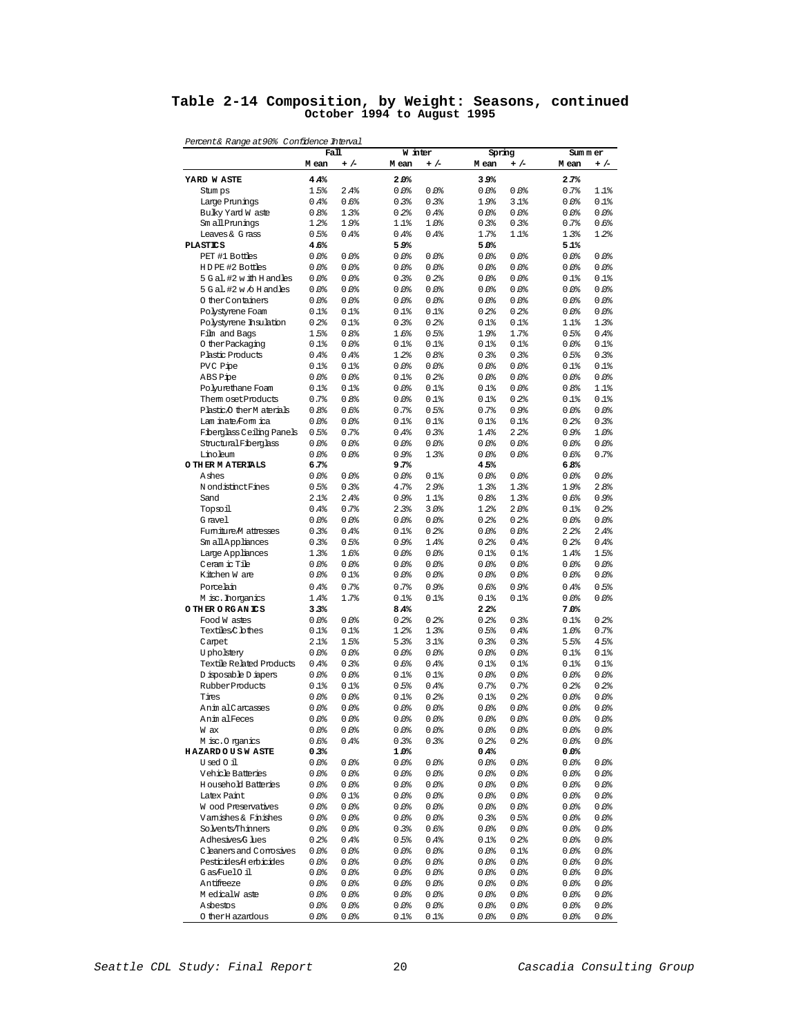# Table 2-14 Composition, by Weight: Seasons, continued

**October 1994 to August 1995**

*Percent & Range at 90% Confidence Interval*

| | Fall | | Winter | | Spring | | Summer | |
|---|---|---|---|---|---|---|---|---|
| | Mean | +/- | Mean | +/- | Mean | +/- | Mean | +/- |
| **YARD WASTE** | **4.4%** | | **2.0%** | | **3.9%** | | **2.7%** | |
| Stumps | 1.5% | 2.4% | 0.0% | 0.0% | 0.0% | 0.0% | 0.7% | 1.1% |
| Large Prunings | 0.4% | 0.6% | 0.3% | 0.3% | 1.9% | 3.1% | 0.0% | 0.1% |
| Bulky Yard Waste | 0.8% | 1.3% | 0.2% | 0.4% | 0.0% | 0.0% | 0.0% | 0.0% |
| Small Prunings | 1.2% | 1.9% | 1.1% | 1.0% | 0.3% | 0.3% | 0.7% | 0.6% |
| Leaves & Grass | 0.5% | 0.4% | 0.4% | 0.4% | 1.7% | 1.1% | 1.3% | 1.2% |
| **PLASTICS** | **4.6%** | | **5.9%** | | **5.0%** | | **5.1%** | |
| PET #1 Bottles | 0.0% | 0.0% | 0.0% | 0.0% | 0.0% | 0.0% | 0.0% | 0.0% |
| HDPE #2 Bottles | 0.0% | 0.0% | 0.0% | 0.0% | 0.0% | 0.0% | 0.0% | 0.0% |
| 5 Gal. #2 with Handles | 0.0% | 0.0% | 0.3% | 0.2% | 0.0% | 0.0% | 0.1% | 0.1% |
| 5 Gal. #2 w/o Handles | 0.0% | 0.0% | 0.0% | 0.0% | 0.0% | 0.0% | 0.0% | 0.0% |
| Other Containers | 0.0% | 0.0% | 0.0% | 0.0% | 0.0% | 0.0% | 0.0% | 0.0% |
| Polystyrene Foam | 0.1% | 0.1% | 0.1% | 0.1% | 0.2% | 0.2% | 0.0% | 0.0% |
| Polystyrene Insulation | 0.2% | 0.1% | 0.3% | 0.2% | 0.1% | 0.1% | 1.1% | 1.3% |
| Film and Bags | 1.5% | 0.8% | 1.6% | 0.5% | 1.9% | 1.7% | 0.5% | 0.4% |
| Other Packaging | 0.1% | 0.0% | 0.1% | 0.1% | 0.1% | 0.1% | 0.0% | 0.1% |
| Plastic Products | 0.4% | 0.4% | 1.2% | 0.8% | 0.3% | 0.3% | 0.5% | 0.3% |
| PVC Pipe | 0.1% | 0.1% | 0.0% | 0.0% | 0.0% | 0.0% | 0.1% | 0.1% |
| ABS Pipe | 0.0% | 0.0% | 0.1% | 0.2% | 0.0% | 0.0% | 0.0% | 0.0% |
| Polyurethane Foam | 0.1% | 0.1% | 0.0% | 0.1% | 0.1% | 0.0% | 0.8% | 1.1% |
| Thermoset Products | 0.7% | 0.8% | 0.0% | 0.1% | 0.1% | 0.2% | 0.1% | 0.1% |
| Plastic/Other Materials | 0.8% | 0.6% | 0.7% | 0.5% | 0.7% | 0.9% | 0.0% | 0.0% |
| Laminate/Formica | 0.0% | 0.0% | 0.1% | 0.1% | 0.1% | 0.1% | 0.2% | 0.3% |
| Fiberglass Ceiling Panels | 0.5% | 0.7% | 0.4% | 0.3% | 1.4% | 2.2% | 0.9% | 1.0% |
| Structural Fiberglass | 0.0% | 0.0% | 0.0% | 0.0% | 0.0% | 0.0% | 0.0% | 0.0% |
| Linoleum | 0.0% | 0.0% | 0.9% | 1.3% | 0.0% | 0.0% | 0.6% | 0.7% |
| **OTHER MATERIALS** | **6.7%** | | **9.7%** | | **4.5%** | | **6.8%** | |
| Ashes | 0.0% | 0.0% | 0.0% | 0.1% | 0.0% | 0.0% | 0.0% | 0.0% |
| Nondistinct Fines | 0.5% | 0.3% | 4.7% | 2.9% | 1.3% | 1.3% | 1.9% | 2.8% |
| Sand | 2.1% | 2.4% | 0.9% | 1.1% | 0.8% | 1.3% | 0.6% | 0.9% |
| Topsoil | 0.4% | 0.7% | 2.3% | 3.0% | 1.2% | 2.0% | 0.1% | 0.2% |
| Gravel | 0.0% | 0.0% | 0.0% | 0.0% | 0.2% | 0.2% | 0.0% | 0.0% |
| Furniture/Mattresses | 0.3% | 0.4% | 0.1% | 0.2% | 0.0% | 0.0% | 2.2% | 2.4% |
| Small Appliances | 0.3% | 0.5% | 0.9% | 1.4% | 0.2% | 0.4% | 0.2% | 0.4% |
| Large Appliances | 1.3% | 1.6% | 0.0% | 0.0% | 0.1% | 0.1% | 1.4% | 1.5% |
| Ceramic Tile | 0.0% | 0.0% | 0.0% | 0.0% | 0.0% | 0.0% | 0.0% | 0.0% |
| Kitchen Ware | 0.0% | 0.1% | 0.0% | 0.0% | 0.0% | 0.0% | 0.0% | 0.0% |
| Porcelain | 0.4% | 0.7% | 0.7% | 0.9% | 0.6% | 0.9% | 0.4% | 0.5% |
| Misc. Inorganics | 1.4% | 1.7% | 0.1% | 0.1% | 0.1% | 0.1% | 0.0% | 0.0% |
| **OTHER ORGANICS** | **3.3%** | | **8.4%** | | **2.2%** | | **7.0%** | |
| Food Wastes | 0.0% | 0.0% | 0.2% | 0.2% | 0.2% | 0.3% | 0.1% | 0.2% |
| Textiles/Clothes | 0.1% | 0.1% | 1.2% | 1.3% | 0.5% | 0.4% | 1.0% | 0.7% |
| Carpet | 2.1% | 1.5% | 5.3% | 3.1% | 0.3% | 0.3% | 5.5% | 4.5% |
| Upholstery | 0.0% | 0.0% | 0.0% | 0.0% | 0.0% | 0.0% | 0.1% | 0.1% |
| Textile Related Products | 0.4% | 0.3% | 0.6% | 0.4% | 0.1% | 0.1% | 0.1% | 0.1% |
| Disposable Diapers | 0.0% | 0.0% | 0.1% | 0.1% | 0.0% | 0.0% | 0.0% | 0.0% |
| Rubber Products | 0.1% | 0.1% | 0.5% | 0.4% | 0.7% | 0.7% | 0.2% | 0.2% |
| Tires | 0.0% | 0.0% | 0.1% | 0.2% | 0.1% | 0.2% | 0.0% | 0.0% |
| Animal Carcasses | 0.0% | 0.0% | 0.0% | 0.0% | 0.0% | 0.0% | 0.0% | 0.0% |
| Animal Feces | 0.0% | 0.0% | 0.0% | 0.0% | 0.0% | 0.0% | 0.0% | 0.0% |
| Wax | 0.0% | 0.0% | 0.0% | 0.0% | 0.0% | 0.0% | 0.0% | 0.0% |
| Misc. Organics | 0.6% | 0.4% | 0.3% | 0.3% | 0.2% | 0.2% | 0.0% | 0.0% |
| **HAZARDOUS WASTE** | **0.3%** | | **1.0%** | | **0.4%** | | **0.0%** | |
| Used Oil | 0.0% | 0.0% | 0.0% | 0.0% | 0.0% | 0.0% | 0.0% | 0.0% |
| Vehicle Batteries | 0.0% | 0.0% | 0.0% | 0.0% | 0.0% | 0.0% | 0.0% | 0.0% |
| Household Batteries | 0.0% | 0.0% | 0.0% | 0.0% | 0.0% | 0.0% | 0.0% | 0.0% |
| Latex Paint | 0.0% | 0.1% | 0.0% | 0.0% | 0.0% | 0.0% | 0.0% | 0.0% |
| Wood Preservatives | 0.0% | 0.0% | 0.0% | 0.0% | 0.0% | 0.0% | 0.0% | 0.0% |
| Varnishes & Finishes | 0.0% | 0.0% | 0.0% | 0.0% | 0.3% | 0.5% | 0.0% | 0.0% |
| Solvents/Thinners | 0.0% | 0.0% | 0.3% | 0.6% | 0.0% | 0.0% | 0.0% | 0.0% |
| Adhesives/Glues | 0.2% | 0.4% | 0.5% | 0.4% | 0.1% | 0.2% | 0.0% | 0.0% |
| Cleaners and Corrosives | 0.0% | 0.0% | 0.0% | 0.0% | 0.0% | 0.1% | 0.0% | 0.0% |
| Pesticides/Herbicides | 0.0% | 0.0% | 0.0% | 0.0% | 0.0% | 0.0% | 0.0% | 0.0% |
| Gas/Fuel Oil | 0.0% | 0.0% | 0.0% | 0.0% | 0.0% | 0.0% | 0.0% | 0.0% |
| Antifreeze | 0.0% | 0.0% | 0.0% | 0.0% | 0.0% | 0.0% | 0.0% | 0.0% |
| Medical Waste | 0.0% | 0.0% | 0.0% | 0.0% | 0.0% | 0.0% | 0.0% | 0.0% |
| Asbestos | 0.0% | 0.0% | 0.0% | 0.0% | 0.0% | 0.0% | 0.0% | 0.0% |
| Other Hazardous | 0.0% | 0.0% | 0.1% | 0.1% | 0.0% | 0.0% | 0.0% | 0.0% |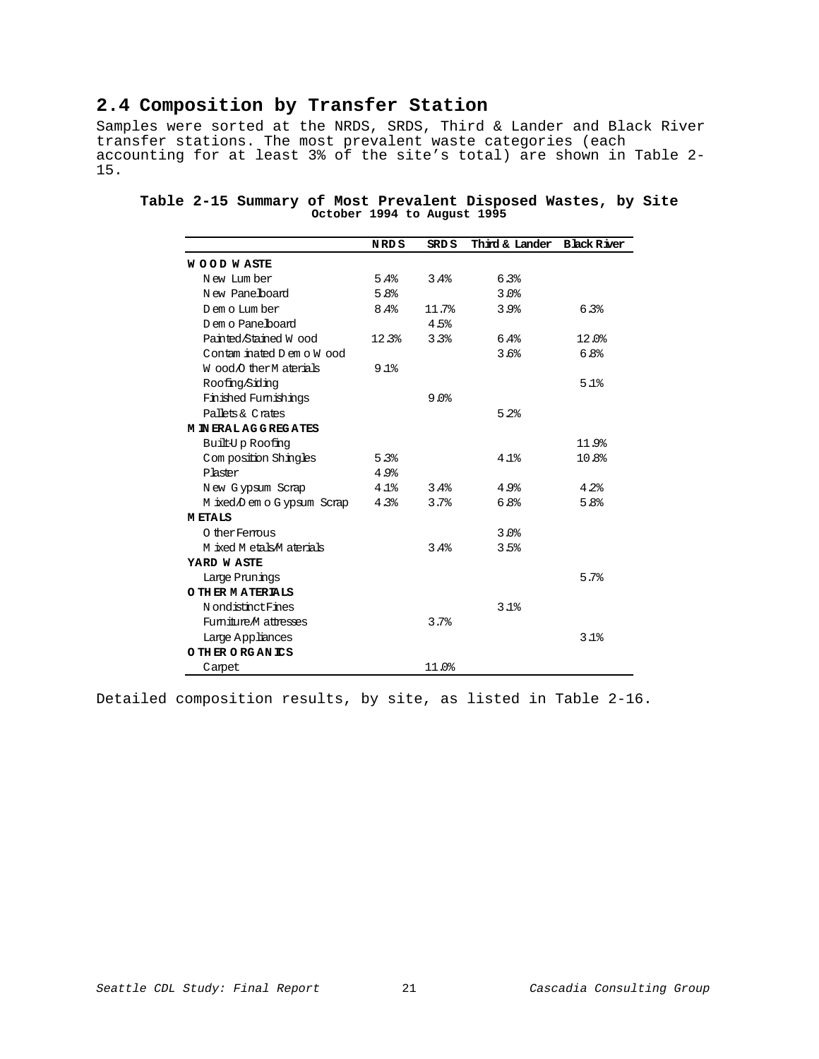## 2.4 Composition by Transfer Station

Samples were sorted at the NRDS, SRDS, Third & Lander and Black River transfer stations. The most prevalent waste categories (each accounting for at least 3% of the site's total) are shown in Table 2-15.

**Table 2-15 Summary of Most Prevalent Disposed Wastes, by Site**
**October 1994 to August 1995**

| | NRDS | SRDS | Third & Lander | Black River |
|---|---|---|---|---|
| **WOOD WASTE** | | | | |
| New Lumber | 5.4% | 3.4% | 6.3% | |
| New Panelboard | 5.8% | | 3.0% | |
| Demo Lumber | 8.4% | 11.7% | 3.9% | 6.3% |
| Demo Panelboard | | 4.5% | | |
| Painted/Stained Wood | 12.3% | 3.3% | 6.4% | 12.0% |
| Contaminated Demo Wood | | | 3.6% | 6.8% |
| Wood/Other Materials | 9.1% | | | |
| Roofing/Siding | | | | 5.1% |
| Finished Furnishings | | 9.0% | | |
| Pallets & Crates | | | 5.2% | |
| **MINERAL AGGREGATES** | | | | |
| Built-Up Roofing | | | | 11.9% |
| Composition Shingles | 5.3% | | 4.1% | 10.8% |
| Plaster | 4.9% | | | |
| New Gypsum Scrap | 4.1% | 3.4% | 4.9% | 4.2% |
| Mixed/Demo Gypsum Scrap | 4.3% | 3.7% | 6.8% | 5.8% |
| **METALS** | | | | |
| Other Ferrous | | | 3.0% | |
| Mixed Metals/Materials | | 3.4% | 3.5% | |
| **YARD WASTE** | | | | |
| Large Prunings | | | | 5.7% |
| **OTHER MATERIALS** | | | | |
| Nondistinct Fines | | | 3.1% | |
| Furniture/Mattresses | | 3.7% | | |
| Large Appliances | | | | 3.1% |
| **OTHER ORGANICS** | | | | |
| Carpet | | 11.0% | | |

Detailed composition results, by site, as listed in Table 2-16.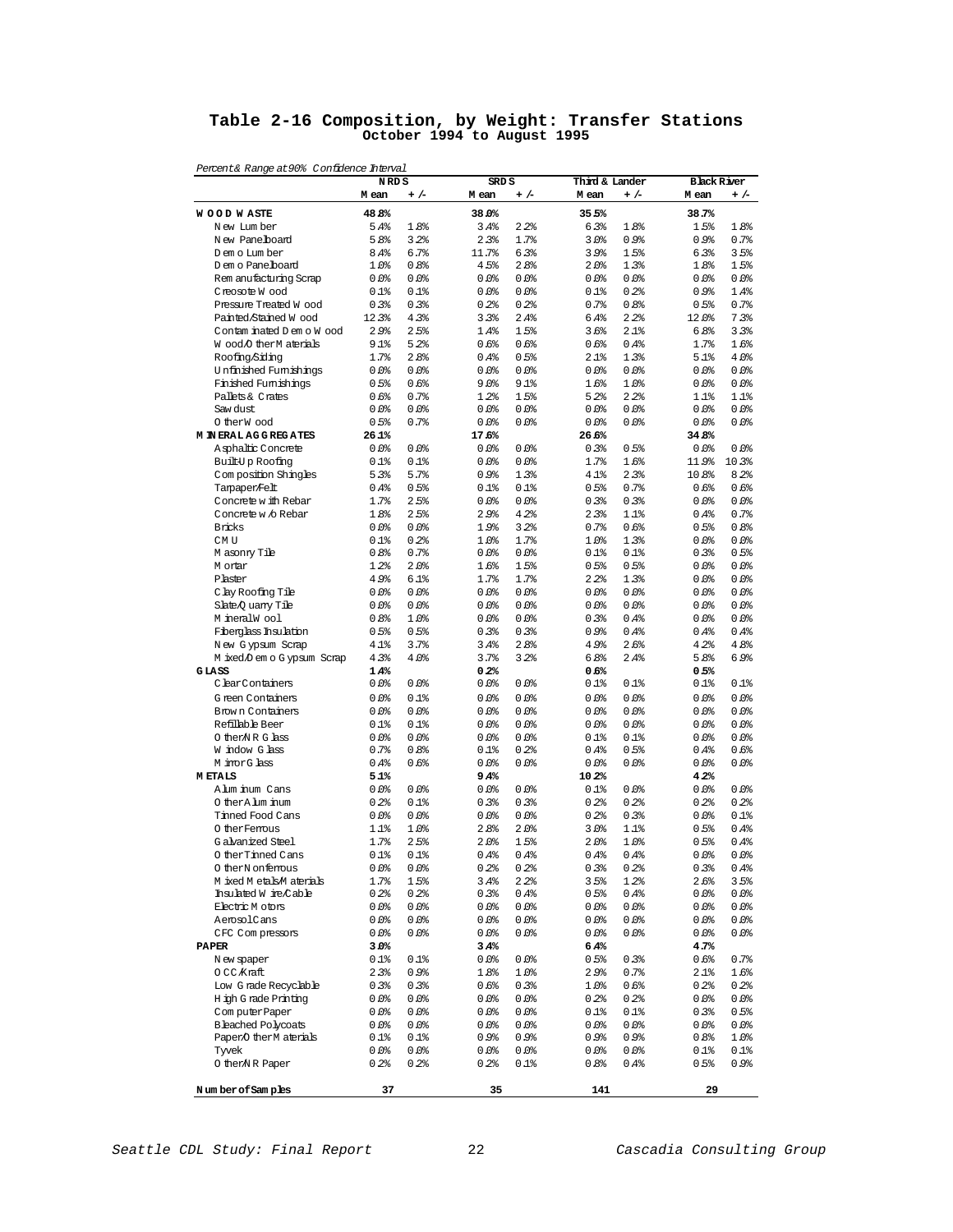# Table 2-16 Composition, by Weight: Transfer Stations

**October 1994 to August 1995**

*Percent & Range at 90% Confidence Interval*

| | NRDS | | SRDS | | Third & Lander | | Black River | |
|---|---|---|---|---|---|---|---|---|
| | Mean | +/- | Mean | +/- | Mean | +/- | Mean | +/- |
| **WOOD WASTE** | **48.8%** | | **38.0%** | | **35.5%** | | **38.7%** | |
| New Lumber | 5.4% | 1.8% | 3.4% | 2.2% | 6.3% | 1.8% | 1.5% | 1.8% |
| New Paneboard | 5.8% | 3.2% | 2.3% | 1.7% | 3.0% | 0.9% | 0.9% | 0.7% |
| Demo Lumber | 8.4% | 6.7% | 11.7% | 6.3% | 3.9% | 1.5% | 6.3% | 3.5% |
| Demo Paneboard | 1.0% | 0.8% | 4.5% | 2.8% | 2.0% | 1.3% | 1.8% | 1.5% |
| Remanufacturing Scrap | 0.0% | 0.0% | 0.0% | 0.0% | 0.0% | 0.0% | 0.0% | 0.0% |
| Creosote Wood | 0.1% | 0.1% | 0.0% | 0.0% | 0.1% | 0.2% | 0.9% | 1.4% |
| Pressure Treated Wood | 0.3% | 0.3% | 0.2% | 0.2% | 0.7% | 0.8% | 0.5% | 0.7% |
| Painted/Stained Wood | 12.3% | 4.3% | 3.3% | 2.4% | 6.4% | 2.2% | 12.0% | 7.3% |
| Contaminated Demo Wood | 2.9% | 2.5% | 1.4% | 1.5% | 3.6% | 2.1% | 6.8% | 3.3% |
| Wood/Other Materials | 9.1% | 5.2% | 0.6% | 0.6% | 0.6% | 0.4% | 1.7% | 1.6% |
| Roofing/Siding | 1.7% | 2.8% | 0.4% | 0.5% | 2.1% | 1.3% | 5.1% | 4.0% |
| Unfinished Furnishings | 0.0% | 0.0% | 0.0% | 0.0% | 0.0% | 0.0% | 0.0% | 0.0% |
| Finished Furnishings | 0.5% | 0.6% | 9.0% | 9.1% | 1.6% | 1.0% | 0.0% | 0.0% |
| Pallets & Crates | 0.6% | 0.7% | 1.2% | 1.5% | 5.2% | 2.2% | 1.1% | 1.1% |
| Sawdust | 0.0% | 0.0% | 0.0% | 0.0% | 0.0% | 0.0% | 0.0% | 0.0% |
| Other Wood | 0.5% | 0.7% | 0.0% | 0.0% | 0.0% | 0.0% | 0.0% | 0.0% |
| **MINERAL AGGREGATES** | **26.1%** | | **17.6%** | | **26.6%** | | **34.8%** | |
| Asphaltic Concrete | 0.0% | 0.0% | 0.0% | 0.0% | 0.3% | 0.5% | 0.0% | 0.0% |
| Built-Up Roofing | 0.1% | 0.1% | 0.0% | 0.0% | 1.7% | 1.6% | 11.9% | 10.3% |
| Composition Shingles | 5.3% | 5.7% | 0.9% | 1.3% | 4.1% | 2.3% | 10.8% | 8.2% |
| Tarpaper/Felt | 0.4% | 0.5% | 0.1% | 0.1% | 0.5% | 0.7% | 0.6% | 0.6% |
| Concrete with Rebar | 1.7% | 2.5% | 0.0% | 0.0% | 0.3% | 0.3% | 0.0% | 0.0% |
| Concrete w/o Rebar | 1.8% | 2.5% | 2.9% | 4.2% | 2.3% | 1.1% | 0.4% | 0.7% |
| Bricks | 0.0% | 0.0% | 1.9% | 3.2% | 0.7% | 0.6% | 0.5% | 0.8% |
| CMU | 0.1% | 0.2% | 1.0% | 1.7% | 1.0% | 1.3% | 0.0% | 0.0% |
| Masonry Tile | 0.8% | 0.7% | 0.0% | 0.0% | 0.1% | 0.1% | 0.3% | 0.5% |
| Mortar | 1.2% | 2.0% | 1.6% | 1.5% | 0.5% | 0.5% | 0.0% | 0.0% |
| Plaster | 4.9% | 6.1% | 1.7% | 1.7% | 2.2% | 1.3% | 0.0% | 0.0% |
| Clay Roofing Tile | 0.0% | 0.0% | 0.0% | 0.0% | 0.0% | 0.0% | 0.0% | 0.0% |
| Slate/Quarry Tile | 0.0% | 0.0% | 0.0% | 0.0% | 0.0% | 0.0% | 0.0% | 0.0% |
| Mineral Wool | 0.8% | 1.0% | 0.0% | 0.0% | 0.3% | 0.4% | 0.0% | 0.0% |
| Fiberglass Insulation | 0.5% | 0.5% | 0.3% | 0.3% | 0.9% | 0.4% | 0.4% | 0.4% |
| New Gypsum Scrap | 4.1% | 3.7% | 3.4% | 2.8% | 4.9% | 2.6% | 4.2% | 4.8% |
| Mixed/Demo Gypsum Scrap | 4.3% | 4.0% | 3.7% | 3.2% | 6.8% | 2.4% | 5.8% | 6.9% |
| **GLASS** | **1.4%** | | **0.2%** | | **0.6%** | | **0.5%** | |
| Clear Containers | 0.0% | 0.0% | 0.0% | 0.0% | 0.1% | 0.1% | 0.1% | 0.1% |
| Green Containers | 0.0% | 0.1% | 0.0% | 0.0% | 0.0% | 0.0% | 0.0% | 0.0% |
| Brown Containers | 0.0% | 0.0% | 0.0% | 0.0% | 0.0% | 0.0% | 0.0% | 0.0% |
| Refillable Beer | 0.1% | 0.1% | 0.0% | 0.0% | 0.0% | 0.0% | 0.0% | 0.0% |
| Other/NR Glass | 0.0% | 0.0% | 0.0% | 0.0% | 0.1% | 0.1% | 0.0% | 0.0% |
| Window Glass | 0.7% | 0.8% | 0.1% | 0.2% | 0.4% | 0.5% | 0.4% | 0.6% |
| Mirror Glass | 0.4% | 0.6% | 0.0% | 0.0% | 0.0% | 0.0% | 0.0% | 0.0% |
| **METALS** | **5.1%** | | **9.4%** | | **10.2%** | | **4.2%** | |
| Aluminum Cans | 0.0% | 0.0% | 0.0% | 0.0% | 0.1% | 0.0% | 0.0% | 0.0% |
| Other Aluminum | 0.2% | 0.1% | 0.3% | 0.3% | 0.2% | 0.2% | 0.2% | 0.2% |
| Tinned Food Cans | 0.0% | 0.0% | 0.0% | 0.0% | 0.2% | 0.3% | 0.0% | 0.1% |
| Other Ferrous | 1.1% | 1.0% | 2.8% | 2.0% | 3.0% | 1.1% | 0.5% | 0.4% |
| Galvanized Steel | 1.7% | 2.5% | 2.0% | 1.5% | 2.0% | 1.0% | 0.5% | 0.4% |
| Other Tinned Cans | 0.1% | 0.1% | 0.4% | 0.4% | 0.4% | 0.4% | 0.0% | 0.0% |
| Other Nonferrous | 0.0% | 0.0% | 0.2% | 0.2% | 0.3% | 0.2% | 0.3% | 0.4% |
| Mixed Metals/Materials | 1.7% | 1.5% | 3.4% | 2.2% | 3.5% | 1.2% | 2.6% | 3.5% |
| Insulated Wire/Cable | 0.2% | 0.2% | 0.3% | 0.4% | 0.5% | 0.4% | 0.0% | 0.0% |
| Electric Motors | 0.0% | 0.0% | 0.0% | 0.0% | 0.0% | 0.0% | 0.0% | 0.0% |
| Aerosol Cans | 0.0% | 0.0% | 0.0% | 0.0% | 0.0% | 0.0% | 0.0% | 0.0% |
| CFC Compressors | 0.0% | 0.0% | 0.0% | 0.0% | 0.0% | 0.0% | 0.0% | 0.0% |
| **PAPER** | **3.0%** | | **3.4%** | | **6.4%** | | **4.7%** | |
| Newspaper | 0.1% | 0.1% | 0.0% | 0.0% | 0.5% | 0.3% | 0.6% | 0.7% |
| OCC/Kraft | 2.3% | 0.9% | 1.8% | 1.0% | 2.9% | 0.7% | 2.1% | 1.6% |
| Low Grade Recyclable | 0.3% | 0.3% | 0.6% | 0.3% | 1.0% | 0.6% | 0.2% | 0.2% |
| High Grade Printing | 0.0% | 0.0% | 0.0% | 0.0% | 0.2% | 0.2% | 0.0% | 0.0% |
| Computer Paper | 0.0% | 0.0% | 0.0% | 0.0% | 0.1% | 0.1% | 0.3% | 0.5% |
| Bleached Polycoats | 0.0% | 0.0% | 0.0% | 0.0% | 0.0% | 0.0% | 0.0% | 0.0% |
| Paper/Other Materials | 0.1% | 0.1% | 0.9% | 0.9% | 0.9% | 0.9% | 0.8% | 1.0% |
| Tyvek | 0.0% | 0.0% | 0.0% | 0.0% | 0.0% | 0.0% | 0.1% | 0.1% |
| Other/NR Paper | 0.2% | 0.2% | 0.2% | 0.1% | 0.8% | 0.4% | 0.5% | 0.9% |
| **Number of Samples** | **37** | | **35** | | **141** | | **29** | |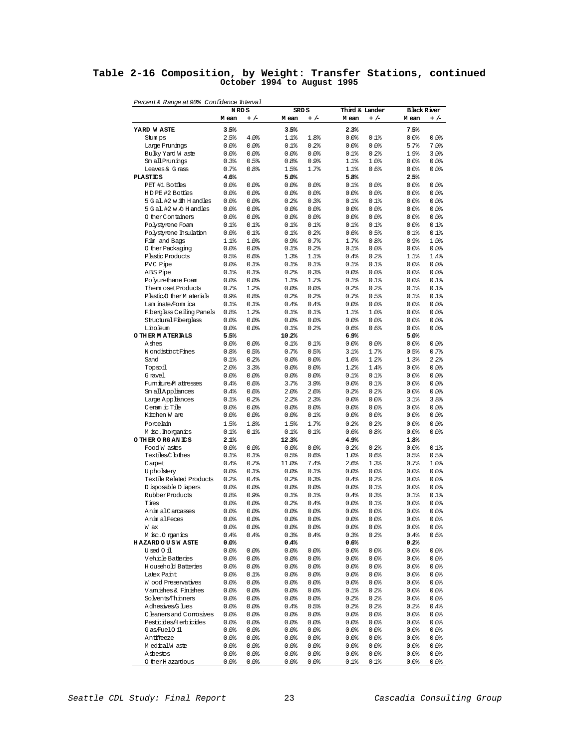# Table 2-16 Composition, by Weight: Transfer Stations, continued
## October 1994 to August 1995

*Percent & Range at 90% Confidence Interval*

| | NRDS | | SRDS | | Third & Lander | | Black River | |
|---|---|---|---|---|---|---|---|---|
| | Mean | +/- | Mean | +/- | Mean | +/- | Mean | +/- |
| **YARD WASTE** | **3.5%** | | **3.5%** | | **2.3%** | | **7.5%** | |
| Stumps | 2.5% | 4.0% | 1.1% | 1.8% | 0.0% | 0.1% | 0.0% | 0.0% |
| Large Prunings | 0.0% | 0.0% | 0.1% | 0.2% | 0.0% | 0.0% | 5.7% | 7.0% |
| Bulky Yard Waste | 0.0% | 0.0% | 0.0% | 0.0% | 0.1% | 0.2% | 1.9% | 3.0% |
| Small Prunings | 0.3% | 0.5% | 0.8% | 0.9% | 1.1% | 1.0% | 0.0% | 0.0% |
| Leaves & Grass | 0.7% | 0.8% | 1.5% | 1.7% | 1.1% | 0.6% | 0.0% | 0.0% |
| **PLASTICS** | **4.6%** | | **5.0%** | | **5.8%** | | **2.5%** | |
| PET #1 Bottles | 0.0% | 0.0% | 0.0% | 0.0% | 0.1% | 0.0% | 0.0% | 0.0% |
| HDPE #2 Bottles | 0.0% | 0.0% | 0.0% | 0.0% | 0.0% | 0.0% | 0.0% | 0.0% |
| 5 Gal. #2 with Handles | 0.0% | 0.0% | 0.2% | 0.3% | 0.1% | 0.1% | 0.0% | 0.0% |
| 5 Gal. #2 w/o Handles | 0.0% | 0.0% | 0.0% | 0.0% | 0.0% | 0.0% | 0.0% | 0.0% |
| Other Containers | 0.0% | 0.0% | 0.0% | 0.0% | 0.0% | 0.0% | 0.0% | 0.0% |
| Polystyrene Foam | 0.1% | 0.1% | 0.1% | 0.1% | 0.1% | 0.1% | 0.0% | 0.1% |
| Polystyrene Insulation | 0.0% | 0.1% | 0.1% | 0.2% | 0.6% | 0.5% | 0.1% | 0.1% |
| Film and Bags | 1.1% | 1.0% | 0.9% | 0.7% | 1.7% | 0.8% | 0.9% | 1.0% |
| Other Packaging | 0.0% | 0.0% | 0.1% | 0.2% | 0.1% | 0.0% | 0.0% | 0.0% |
| Plastic Products | 0.5% | 0.6% | 1.3% | 1.1% | 0.4% | 0.2% | 1.1% | 1.4% |
| PVC Pipe | 0.0% | 0.1% | 0.1% | 0.1% | 0.1% | 0.1% | 0.0% | 0.0% |
| ABS Pipe | 0.1% | 0.1% | 0.2% | 0.3% | 0.0% | 0.0% | 0.0% | 0.0% |
| Polyurethane Foam | 0.0% | 0.0% | 1.1% | 1.7% | 0.1% | 0.1% | 0.0% | 0.1% |
| Thermoset Products | 0.7% | 1.2% | 0.0% | 0.0% | 0.2% | 0.2% | 0.1% | 0.1% |
| Plastic/Other Materials | 0.9% | 0.8% | 0.2% | 0.2% | 0.7% | 0.5% | 0.1% | 0.1% |
| Laminate/Formica | 0.1% | 0.1% | 0.4% | 0.4% | 0.0% | 0.0% | 0.0% | 0.0% |
| Fiberglass Ceiling Panels | 0.8% | 1.2% | 0.1% | 0.1% | 1.1% | 1.0% | 0.0% | 0.0% |
| Structural Fiberglass | 0.0% | 0.0% | 0.0% | 0.0% | 0.0% | 0.0% | 0.0% | 0.0% |
| Linoleum | 0.0% | 0.0% | 0.1% | 0.2% | 0.6% | 0.6% | 0.0% | 0.0% |
| **OTHER MATERIALS** | **5.5%** | | **10.2%** | | **6.9%** | | **5.0%** | |
| Ashes | 0.0% | 0.0% | 0.1% | 0.1% | 0.0% | 0.0% | 0.0% | 0.0% |
| Nondistinct Fines | 0.8% | 0.5% | 0.7% | 0.5% | 3.1% | 1.7% | 0.5% | 0.7% |
| Sand | 0.1% | 0.2% | 0.0% | 0.0% | 1.6% | 1.2% | 1.3% | 2.2% |
| Topsoil | 2.0% | 3.3% | 0.0% | 0.0% | 1.2% | 1.4% | 0.0% | 0.0% |
| Gravel | 0.0% | 0.0% | 0.0% | 0.0% | 0.1% | 0.1% | 0.0% | 0.0% |
| Furniture/Mattresses | 0.4% | 0.6% | 3.7% | 3.9% | 0.0% | 0.1% | 0.0% | 0.0% |
| Small Appliances | 0.4% | 0.6% | 2.0% | 2.6% | 0.2% | 0.2% | 0.0% | 0.0% |
| Large Appliances | 0.1% | 0.2% | 2.2% | 2.3% | 0.0% | 0.0% | 3.1% | 3.8% |
| Ceramic Tile | 0.0% | 0.0% | 0.0% | 0.0% | 0.0% | 0.0% | 0.0% | 0.0% |
| Kitchen Ware | 0.0% | 0.0% | 0.0% | 0.1% | 0.0% | 0.0% | 0.0% | 0.0% |
| Porcelain | 1.5% | 1.8% | 1.5% | 1.7% | 0.2% | 0.2% | 0.0% | 0.0% |
| Misc. Inorganics | 0.1% | 0.1% | 0.1% | 0.1% | 0.6% | 0.8% | 0.0% | 0.0% |
| **OTHER ORGANICS** | **2.1%** | | **12.3%** | | **4.9%** | | **1.8%** | |
| Food Wastes | 0.0% | 0.0% | 0.0% | 0.0% | 0.2% | 0.2% | 0.0% | 0.1% |
| Textiles/Clothes | 0.1% | 0.1% | 0.5% | 0.6% | 1.0% | 0.6% | 0.5% | 0.5% |
| Carpet | 0.4% | 0.7% | 11.0% | 7.4% | 2.6% | 1.3% | 0.7% | 1.0% |
| Upholstery | 0.0% | 0.1% | 0.0% | 0.1% | 0.0% | 0.0% | 0.0% | 0.0% |
| Textile Related Products | 0.2% | 0.4% | 0.2% | 0.3% | 0.4% | 0.2% | 0.0% | 0.0% |
| Disposable Diapers | 0.0% | 0.0% | 0.0% | 0.0% | 0.0% | 0.1% | 0.0% | 0.0% |
| Rubber Products | 0.8% | 0.9% | 0.1% | 0.1% | 0.4% | 0.3% | 0.1% | 0.1% |
| Tires | 0.0% | 0.0% | 0.2% | 0.4% | 0.0% | 0.1% | 0.0% | 0.0% |
| Animal Carcasses | 0.0% | 0.0% | 0.0% | 0.0% | 0.0% | 0.0% | 0.0% | 0.0% |
| Animal Feces | 0.0% | 0.0% | 0.0% | 0.0% | 0.0% | 0.0% | 0.0% | 0.0% |
| Wax | 0.0% | 0.0% | 0.0% | 0.0% | 0.0% | 0.0% | 0.0% | 0.0% |
| Misc. Organics | 0.4% | 0.4% | 0.3% | 0.4% | 0.3% | 0.2% | 0.4% | 0.6% |
| **HAZARDOUS WASTE** | **0.0%** | | **0.4%** | | **0.6%** | | **0.2%** | |
| Used Oil | 0.0% | 0.0% | 0.0% | 0.0% | 0.0% | 0.0% | 0.0% | 0.0% |
| Vehicle Batteries | 0.0% | 0.0% | 0.0% | 0.0% | 0.0% | 0.0% | 0.0% | 0.0% |
| Household Batteries | 0.0% | 0.0% | 0.0% | 0.0% | 0.0% | 0.0% | 0.0% | 0.0% |
| Latex Paint | 0.0% | 0.1% | 0.0% | 0.0% | 0.0% | 0.0% | 0.0% | 0.0% |
| Wood Preservatives | 0.0% | 0.0% | 0.0% | 0.0% | 0.0% | 0.0% | 0.0% | 0.0% |
| Varnishes & Finishes | 0.0% | 0.0% | 0.0% | 0.0% | 0.1% | 0.2% | 0.0% | 0.0% |
| Solvents/Thinners | 0.0% | 0.0% | 0.0% | 0.0% | 0.2% | 0.2% | 0.0% | 0.0% |
| Adhesives/Glues | 0.0% | 0.0% | 0.4% | 0.5% | 0.2% | 0.2% | 0.2% | 0.4% |
| Cleaners and Corrosives | 0.0% | 0.0% | 0.0% | 0.0% | 0.0% | 0.0% | 0.0% | 0.0% |
| Pesticides/Herbicides | 0.0% | 0.0% | 0.0% | 0.0% | 0.0% | 0.0% | 0.0% | 0.0% |
| Gas/Fuel Oil | 0.0% | 0.0% | 0.0% | 0.0% | 0.0% | 0.0% | 0.0% | 0.0% |
| Antifreeze | 0.0% | 0.0% | 0.0% | 0.0% | 0.0% | 0.0% | 0.0% | 0.0% |
| Medical Waste | 0.0% | 0.0% | 0.0% | 0.0% | 0.0% | 0.0% | 0.0% | 0.0% |
| Asbestos | 0.0% | 0.0% | 0.0% | 0.0% | 0.0% | 0.0% | 0.0% | 0.0% |
| Other Hazardous | 0.0% | 0.0% | 0.0% | 0.0% | 0.1% | 0.1% | 0.0% | 0.0% |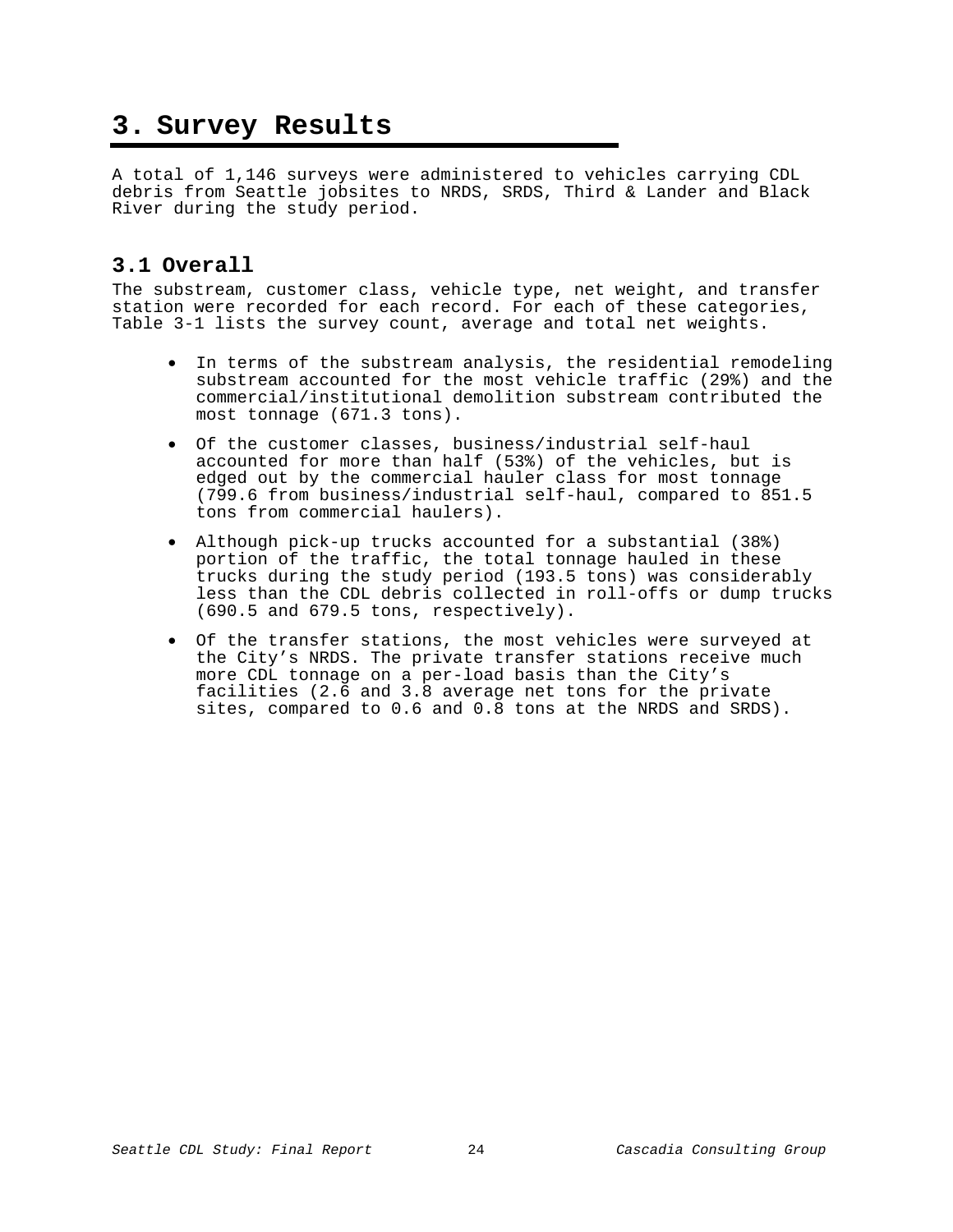# 3. Survey Results

A total of 1,146 surveys were administered to vehicles carrying CDL debris from Seattle jobsites to NRDS, SRDS, Third & Lander and Black River during the study period.

## 3.1 Overall

The substream, customer class, vehicle type, net weight, and transfer station were recorded for each record. For each of these categories, Table 3-1 lists the survey count, average and total net weights.

- In terms of the substream analysis, the residential remodeling substream accounted for the most vehicle traffic (29%) and the commercial/institutional demolition substream contributed the most tonnage (671.3 tons).
- Of the customer classes, business/industrial self-haul accounted for more than half (53%) of the vehicles, but is edged out by the commercial hauler class for most tonnage (799.6 from business/industrial self-haul, compared to 851.5 tons from commercial haulers).
- Although pick-up trucks accounted for a substantial (38%) portion of the traffic, the total tonnage hauled in these trucks during the study period (193.5 tons) was considerably less than the CDL debris collected in roll-offs or dump trucks (690.5 and 679.5 tons, respectively).
- Of the transfer stations, the most vehicles were surveyed at the City's NRDS. The private transfer stations receive much more CDL tonnage on a per-load basis than the City's facilities (2.6 and 3.8 average net tons for the private sites, compared to 0.6 and 0.8 tons at the NRDS and SRDS).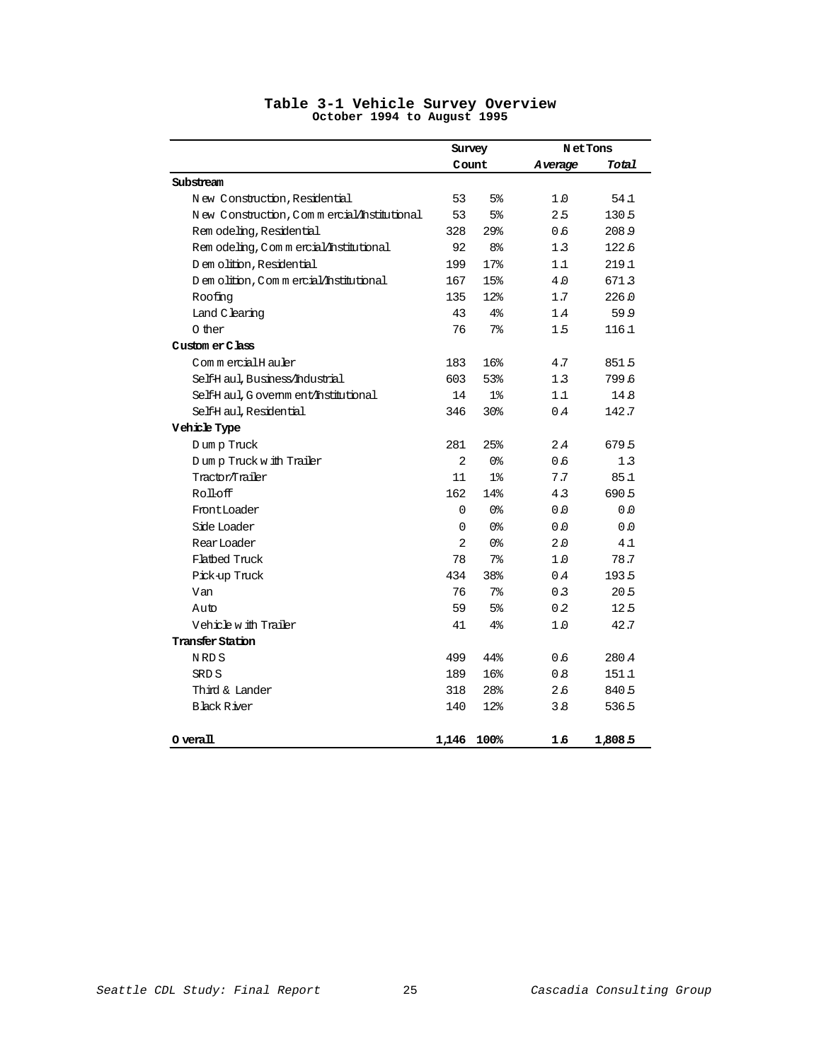## Table 3-1 Vehicle Survey Overview

**October 1994 to August 1995**

| | Survey Count | | Net Tons | |
|---|---|---|---|---|
| | | | *Average* | *Total* |
| **Substream** | | | | |
| New Construction, Residential | 53 | 5% | 1.0 | 54.1 |
| New Construction, Commercial/Institutional | 53 | 5% | 2.5 | 130.5 |
| Remodeling, Residential | 328 | 29% | 0.6 | 208.9 |
| Remodeling, Commercial/Institutional | 92 | 8% | 1.3 | 122.6 |
| Demolition, Residential | 199 | 17% | 1.1 | 219.1 |
| Demolition, Commercial/Institutional | 167 | 15% | 4.0 | 671.3 |
| Roofing | 135 | 12% | 1.7 | 226.0 |
| Land Clearing | 43 | 4% | 1.4 | 59.9 |
| Other | 76 | 7% | 1.5 | 116.1 |
| **Customer Class** | | | | |
| Commercial Hauler | 183 | 16% | 4.7 | 851.5 |
| Self-Haul, Business/Industrial | 603 | 53% | 1.3 | 799.6 |
| Self-Haul, Government/Institutional | 14 | 1% | 1.1 | 14.8 |
| Self-Haul, Residential | 346 | 30% | 0.4 | 142.7 |
| **Vehicle Type** | | | | |
| Dump Truck | 281 | 25% | 2.4 | 679.5 |
| Dump Truck with Trailer | 2 | 0% | 0.6 | 1.3 |
| Tractor/Trailer | 11 | 1% | 7.7 | 85.1 |
| Roll-off | 162 | 14% | 4.3 | 690.5 |
| Front Loader | 0 | 0% | 0.0 | 0.0 |
| Side Loader | 0 | 0% | 0.0 | 0.0 |
| Rear Loader | 2 | 0% | 2.0 | 4.1 |
| Flatbed Truck | 78 | 7% | 1.0 | 78.7 |
| Pick-up Truck | 434 | 38% | 0.4 | 193.5 |
| Van | 76 | 7% | 0.3 | 20.5 |
| Auto | 59 | 5% | 0.2 | 12.5 |
| Vehicle with Trailer | 41 | 4% | 1.0 | 42.7 |
| **Transfer Station** | | | | |
| NRDS | 499 | 44% | 0.6 | 280.4 |
| SRDS | 189 | 16% | 0.8 | 151.1 |
| Third & Lander | 318 | 28% | 2.6 | 840.5 |
| Black River | 140 | 12% | 3.8 | 536.5 |
| **Overall** | **1,146** | **100%** | **1.6** | **1,808.5** |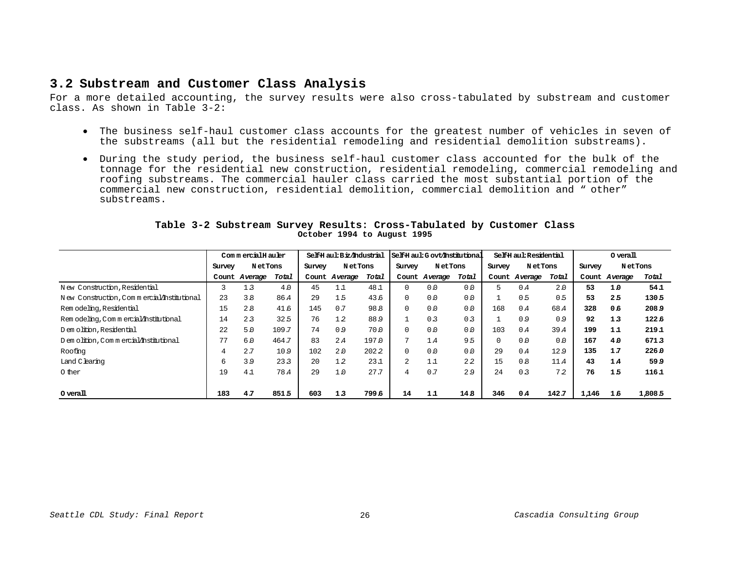## 3.2 Substream and Customer Class Analysis

For a more detailed accounting, the survey results were also cross-tabulated by substream and customer class. As shown in Table 3-2:

- The business self-haul customer class accounts for the greatest number of vehicles in seven of the substreams (all but the residential remodeling and residential demolition substreams).
- During the study period, the business self-haul customer class accounted for the bulk of the tonnage for the residential new construction, residential remodeling, commercial remodeling and roofing substreams. The commercial hauler class carried the most substantial portion of the commercial new construction, residential demolition, commercial demolition and “ other” substreams.

**Table 3-2 Substream Survey Results: Cross-Tabulated by Customer Class**
**October 1994 to August 1995**

| | Commercial Hauler | | | Self-Haul: Biz/Industrial | | | Self-Haul: Govt/Institutional | | | Self-Haul: Residential | | | Overall | | |
|---|---|---|---|---|---|---|---|---|---|---|---|---|---|---|---|
| | Survey | Net Tons | | Survey | Net Tons | | Survey | Net Tons | | Survey | Net Tons | | Survey | Net Tons | |
| | Count | *Average* | *Total* | Count | *Average* | *Total* | Count | *Average* | *Total* | Count | *Average* | *Total* | Count | *Average* | *Total* |
| New Construction, Residential | 3 | 1.3 | 4.0 | 45 | 1.1 | 48.1 | 0 | 0.0 | 0.0 | 5 | 0.4 | 2.0 | **53** | **1.0** | **54.1** |
| New Construction, Commercial/Institutional | 23 | 3.8 | 86.4 | 29 | 1.5 | 43.6 | 0 | 0.0 | 0.0 | 1 | 0.5 | 0.5 | **53** | **2.5** | **130.5** |
| Remodeling, Residential | 15 | 2.8 | 41.6 | 145 | 0.7 | 98.8 | 0 | 0.0 | 0.0 | 168 | 0.4 | 68.4 | **328** | **0.6** | **208.9** |
| Remodeling, Commercial/Institutional | 14 | 2.3 | 32.5 | 76 | 1.2 | 88.9 | 1 | 0.3 | 0.3 | 1 | 0.9 | 0.9 | **92** | **1.3** | **122.6** |
| Demolition, Residential | 22 | 5.0 | 109.7 | 74 | 0.9 | 70.0 | 0 | 0.0 | 0.0 | 103 | 0.4 | 39.4 | **199** | **1.1** | **219.1** |
| Demolition, Commercial/Institutional | 77 | 6.0 | 464.7 | 83 | 2.4 | 197.0 | 7 | 1.4 | 9.5 | 0 | 0.0 | 0.0 | **167** | **4.0** | **671.3** |
| Roofing | 4 | 2.7 | 10.9 | 102 | 2.0 | 202.2 | 0 | 0.0 | 0.0 | 29 | 0.4 | 12.9 | **135** | **1.7** | **226.0** |
| Land Clearing | 6 | 3.9 | 23.3 | 20 | 1.2 | 23.1 | 2 | 1.1 | 2.2 | 15 | 0.8 | 11.4 | **43** | **1.4** | **59.9** |
| Other | 19 | 4.1 | 78.4 | 29 | 1.0 | 27.7 | 4 | 0.7 | 2.9 | 24 | 0.3 | 7.2 | **76** | **1.5** | **116.1** |
| **Overall** | **183** | **4.7** | **851.5** | **603** | **1.3** | **799.6** | **14** | **1.1** | **14.8** | **346** | **0.4** | **142.7** | **1,146** | **1.6** | **1,808.5** |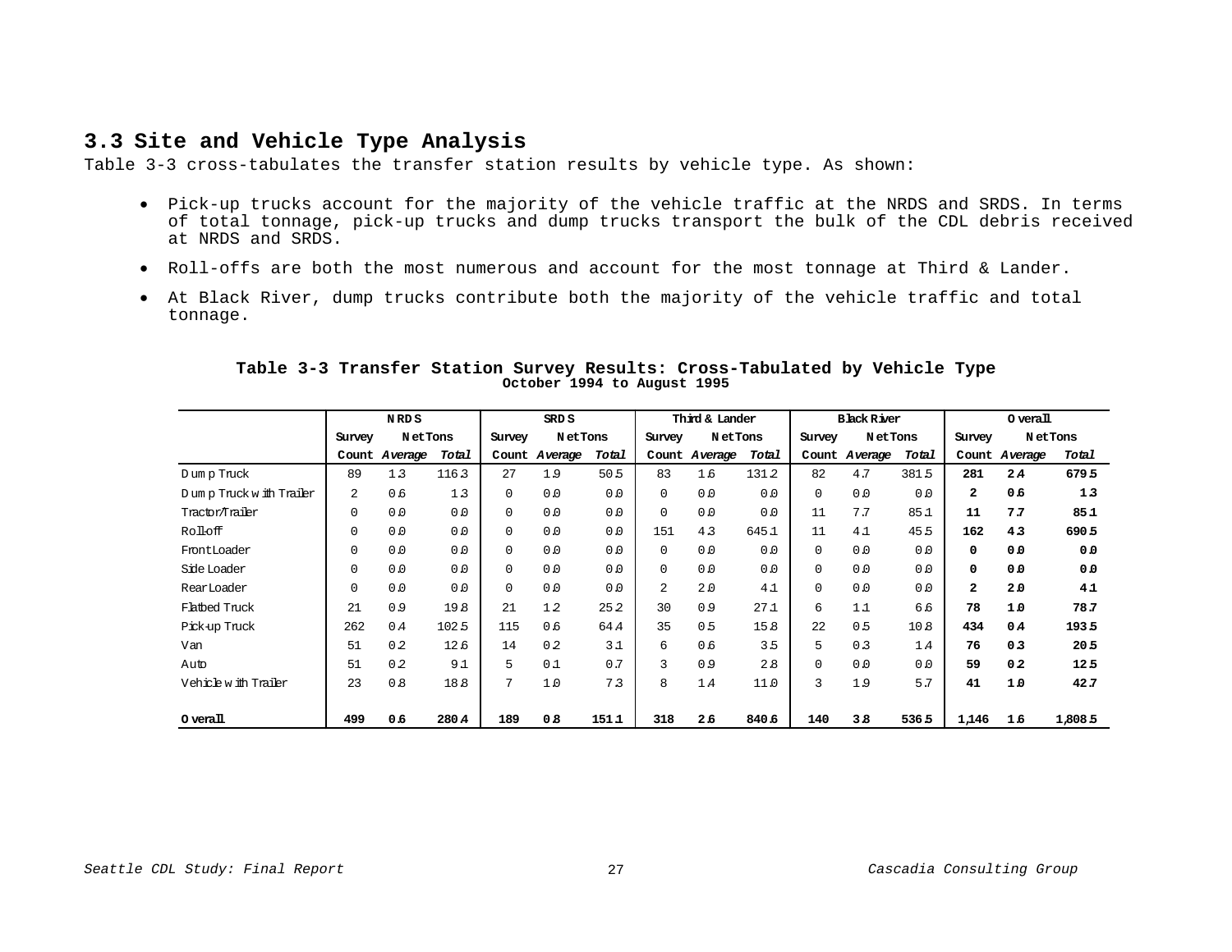### 3.3 Site and Vehicle Type Analysis

Table 3-3 cross-tabulates the transfer station results by vehicle type. As shown:

- Pick-up trucks account for the majority of the vehicle traffic at the NRDS and SRDS. In terms of total tonnage, pick-up trucks and dump trucks transport the bulk of the CDL debris received at NRDS and SRDS.
- Roll-offs are both the most numerous and account for the most tonnage at Third & Lander.
- At Black River, dump trucks contribute both the majority of the vehicle traffic and total tonnage.

**Table 3-3 Transfer Station Survey Results: Cross-Tabulated by Vehicle Type**
**October 1994 to August 1995**

| | NRDS | | | SRDS | | | Third & Lander | | | Black River | | | Overall | | |
|---|---|---|---|---|---|---|---|---|---|---|---|---|---|---|---|
| | Survey | Net Tons | | Survey | Net Tons | | Survey | Net Tons | | Survey | Net Tons | | Survey | Net Tons | |
| | Count | *Average* | *Total* | Count | *Average* | *Total* | Count | *Average* | *Total* | Count | *Average* | *Total* | Count | *Average* | *Total* |
| Dump Truck | 89 | 1.3 | 116.3 | 27 | 1.9 | 50.5 | 83 | 1.6 | 131.2 | 82 | 4.7 | 381.5 | **281** | **2.4** | **679.5** |
| Dump Truck with Trailer | 2 | 0.6 | 1.3 | 0 | 0.0 | 0.0 | 0 | 0.0 | 0.0 | 0 | 0.0 | 0.0 | **2** | **0.6** | **1.3** |
| Tractor/Trailer | 0 | 0.0 | 0.0 | 0 | 0.0 | 0.0 | 0 | 0.0 | 0.0 | 11 | 7.7 | 85.1 | **11** | **7.7** | **85.1** |
| Roll-off | 0 | 0.0 | 0.0 | 0 | 0.0 | 0.0 | 151 | 4.3 | 645.1 | 11 | 4.1 | 45.5 | **162** | **4.3** | **690.5** |
| Front Loader | 0 | 0.0 | 0.0 | 0 | 0.0 | 0.0 | 0 | 0.0 | 0.0 | 0 | 0.0 | 0.0 | **0** | **0.0** | **0.0** |
| Side Loader | 0 | 0.0 | 0.0 | 0 | 0.0 | 0.0 | 0 | 0.0 | 0.0 | 0 | 0.0 | 0.0 | **0** | **0.0** | **0.0** |
| Rear Loader | 0 | 0.0 | 0.0 | 0 | 0.0 | 0.0 | 2 | 2.0 | 4.1 | 0 | 0.0 | 0.0 | **2** | **2.0** | **4.1** |
| Flatbed Truck | 21 | 0.9 | 19.8 | 21 | 1.2 | 25.2 | 30 | 0.9 | 27.1 | 6 | 1.1 | 6.6 | **78** | **1.0** | **78.7** |
| Pick-up Truck | 262 | 0.4 | 102.5 | 115 | 0.6 | 64.4 | 35 | 0.5 | 15.8 | 22 | 0.5 | 10.8 | **434** | **0.4** | **193.5** |
| Van | 51 | 0.2 | 12.6 | 14 | 0.2 | 3.1 | 6 | 0.6 | 3.5 | 5 | 0.3 | 1.4 | **76** | **0.3** | **20.5** |
| Auto | 51 | 0.2 | 9.1 | 5 | 0.1 | 0.7 | 3 | 0.9 | 2.8 | 0 | 0.0 | 0.0 | **59** | **0.2** | **12.5** |
| Vehicle with Trailer | 23 | 0.8 | 18.8 | 7 | 1.0 | 7.3 | 8 | 1.4 | 11.0 | 3 | 1.9 | 5.7 | **41** | **1.0** | **42.7** |
| **Overall** | **499** | **0.6** | **280.4** | **189** | **0.8** | **151.1** | **318** | **2.6** | **840.6** | **140** | **3.8** | **536.5** | **1,146** | **1.6** | **1,808.5** |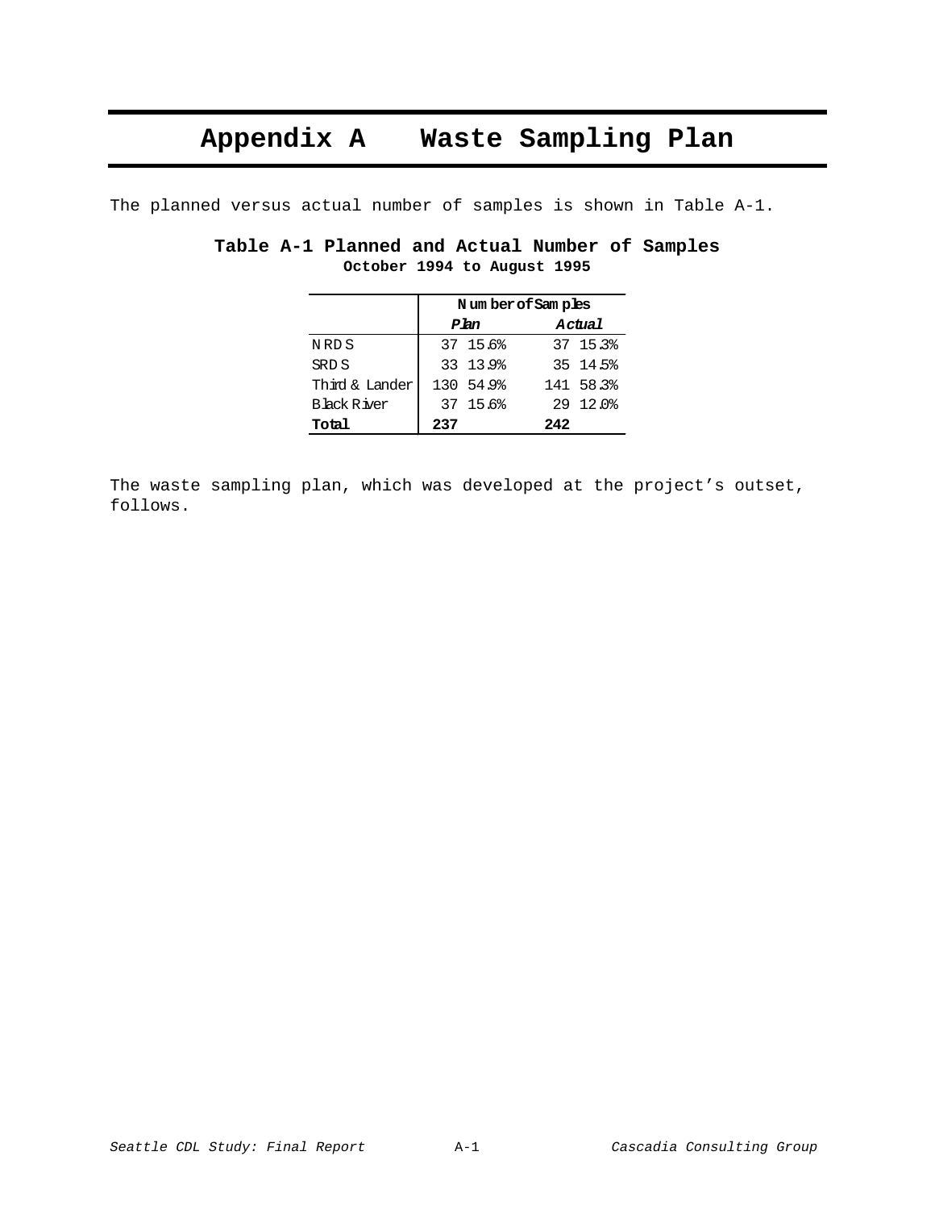# Appendix A Waste Sampling Plan

The planned versus actual number of samples is shown in Table A-1.

**Table A-1 Planned and Actual Number of Samples**
**October 1994 to August 1995**

| | Number of Samples | | | |
|---|---|---|---|---|
| | *Plan* | | *Actual* | |
| NRDS | 37 | 15.6% | 37 | 15.3% |
| SRDS | 33 | 13.9% | 35 | 14.5% |
| Third & Lander | 130 | 54.9% | 141 | 58.3% |
| Black River | 37 | 15.6% | 29 | 12.0% |
| **Total** | **237** | | **242** | |

The waste sampling plan, which was developed at the project's outset, follows.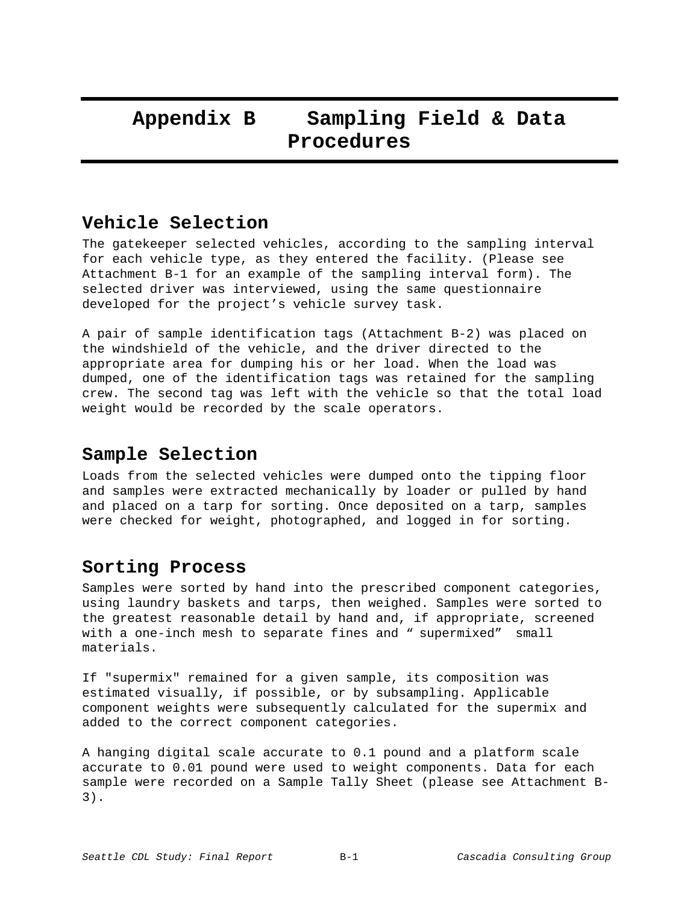# Appendix B Sampling Field & Data Procedures

## Vehicle Selection

The gatekeeper selected vehicles, according to the sampling interval for each vehicle type, as they entered the facility. (Please see Attachment B-1 for an example of the sampling interval form). The selected driver was interviewed, using the same questionnaire developed for the project's vehicle survey task.

A pair of sample identification tags (Attachment B-2) was placed on the windshield of the vehicle, and the driver directed to the appropriate area for dumping his or her load. When the load was dumped, one of the identification tags was retained for the sampling crew. The second tag was left with the vehicle so that the total load weight would be recorded by the scale operators.

## Sample Selection

Loads from the selected vehicles were dumped onto the tipping floor and samples were extracted mechanically by loader or pulled by hand and placed on a tarp for sorting. Once deposited on a tarp, samples were checked for weight, photographed, and logged in for sorting.

## Sorting Process

Samples were sorted by hand into the prescribed component categories, using laundry baskets and tarps, then weighed. Samples were sorted to the greatest reasonable detail by hand and, if appropriate, screened with a one-inch mesh to separate fines and " supermixed" small materials.

If "supermix" remained for a given sample, its composition was estimated visually, if possible, or by subsampling. Applicable component weights were subsequently calculated for the supermix and added to the correct component categories.

A hanging digital scale accurate to 0.1 pound and a platform scale accurate to 0.01 pound were used to weight components. Data for each sample were recorded on a Sample Tally Sheet (please see Attachment B-3).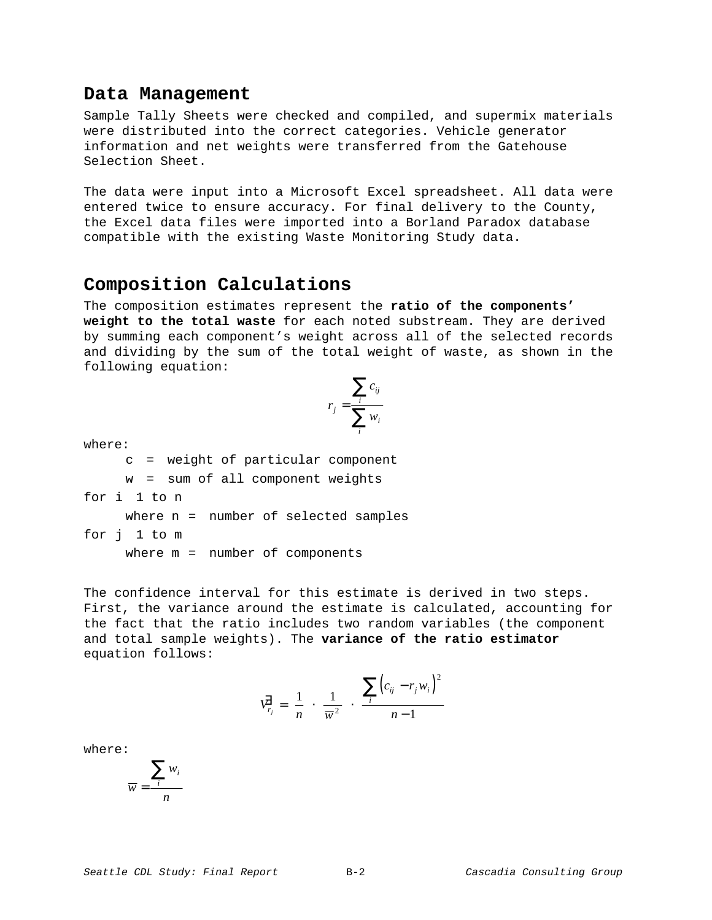## Data Management

Sample Tally Sheets were checked and compiled, and supermix materials were distributed into the correct categories. Vehicle generator information and net weights were transferred from the Gatehouse Selection Sheet.

The data were input into a Microsoft Excel spreadsheet. All data were entered twice to ensure accuracy. For final delivery to the County, the Excel data files were imported into a Borland Paradox database compatible with the existing Waste Monitoring Study data.

## Composition Calculations

The composition estimates represent the **ratio of the components' weight to the total waste** for each noted substream. They are derived by summing each component's weight across all of the selected records and dividing by the sum of the total weight of waste, as shown in the following equation:

$$r_j = \frac{\sum_i c_{ij}}{\sum_i w_i}$$

where:

c = weight of particular component

w = sum of all component weights

for i 1 to n

where n = number of selected samples

for j 1 to m

where m = number of components

The confidence interval for this estimate is derived in two steps. First, the variance around the estimate is calculated, accounting for the fact that the ratio includes two random variables (the component and total sample weights). The **variance of the ratio estimator** equation follows:

$$\hat{V}_{r_j} = \frac{1}{n} \cdot \frac{1}{\overline{w}^2} \cdot \frac{\sum_i \left(c_{ij} - r_j w_i\right)^2}{n-1}$$

where:

$$\overline{w} = \frac{\sum_i w_i}{n}$$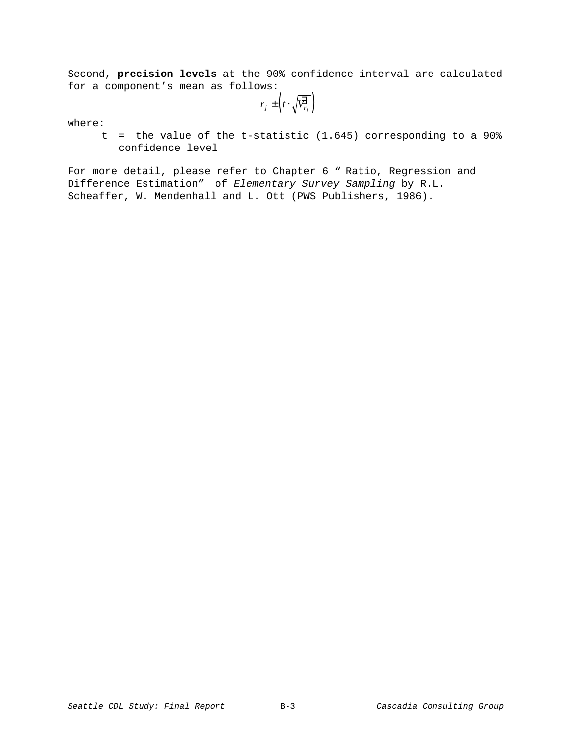Second, **precision levels** at the 90% confidence interval are calculated for a component's mean as follows:

$$r_j \pm \left( t \cdot \sqrt{\hat{V}_{r_j}} \right)$$

where:

t = the value of the t-statistic (1.645) corresponding to a 90% confidence level

For more detail, please refer to Chapter 6 " Ratio, Regression and Difference Estimation" of *Elementary Survey Sampling* by R.L. Scheaffer, W. Mendenhall and L. Ott (PWS Publishers, 1986).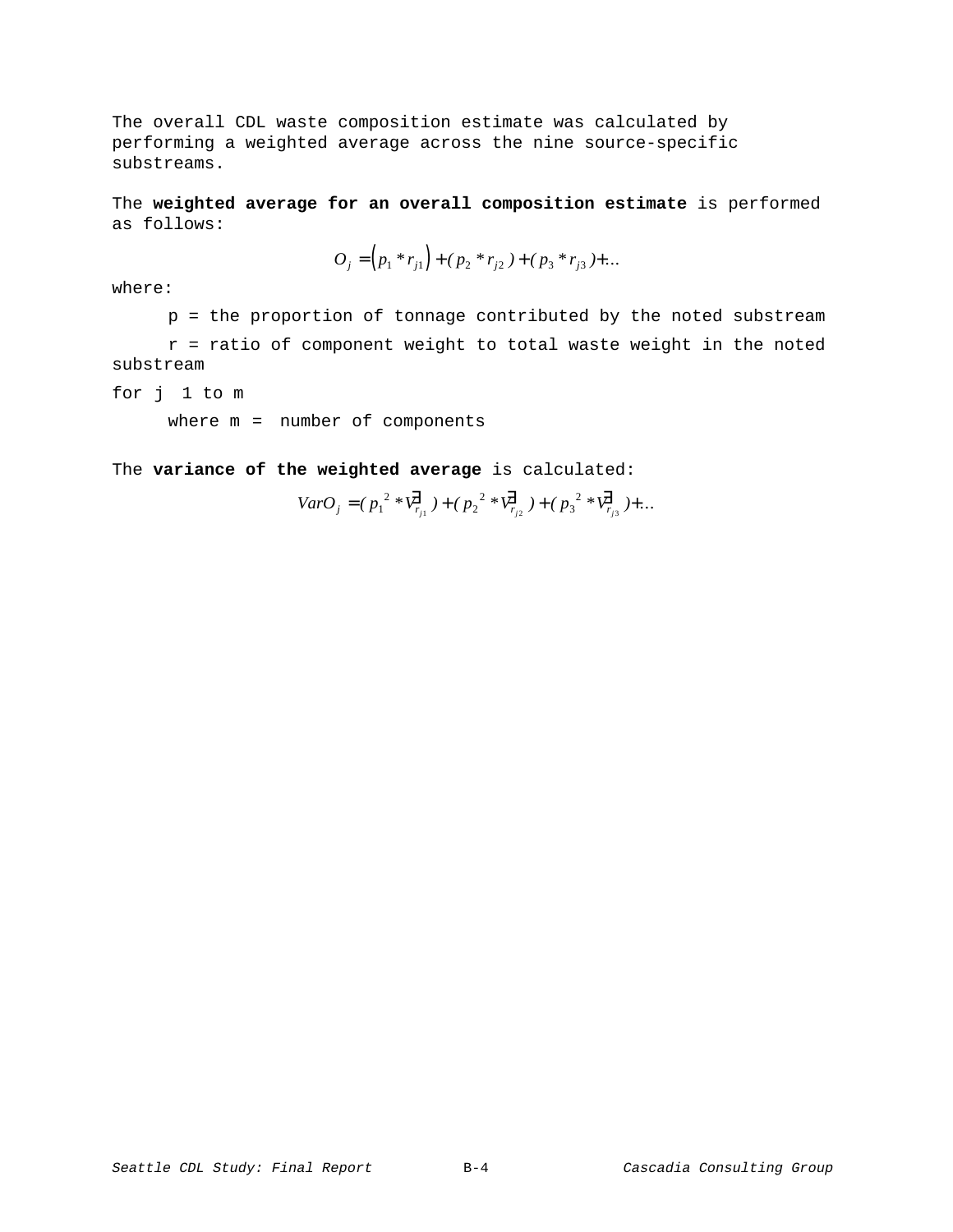The overall CDL waste composition estimate was calculated by performing a weighted average across the nine source-specific substreams.

The **weighted average for an overall composition estimate** is performed as follows:

$$O_j = (p_1 * r_{j1}) + (p_2 * r_{j2}) + (p_3 * r_{j3}) + \ldots$$

where:

p = the proportion of tonnage contributed by the noted substream

r = ratio of component weight to total waste weight in the noted substream

for j 1 to m

where m = number of components

The **variance of the weighted average** is calculated:

$$VarO_j = (p_1^{\,2} * \hat{V}_{r_{j1}}) + (p_2^{\,2} * \hat{V}_{r_{j2}}) + (p_3^{\,2} * \hat{V}_{r_{j3}}) + \ldots$$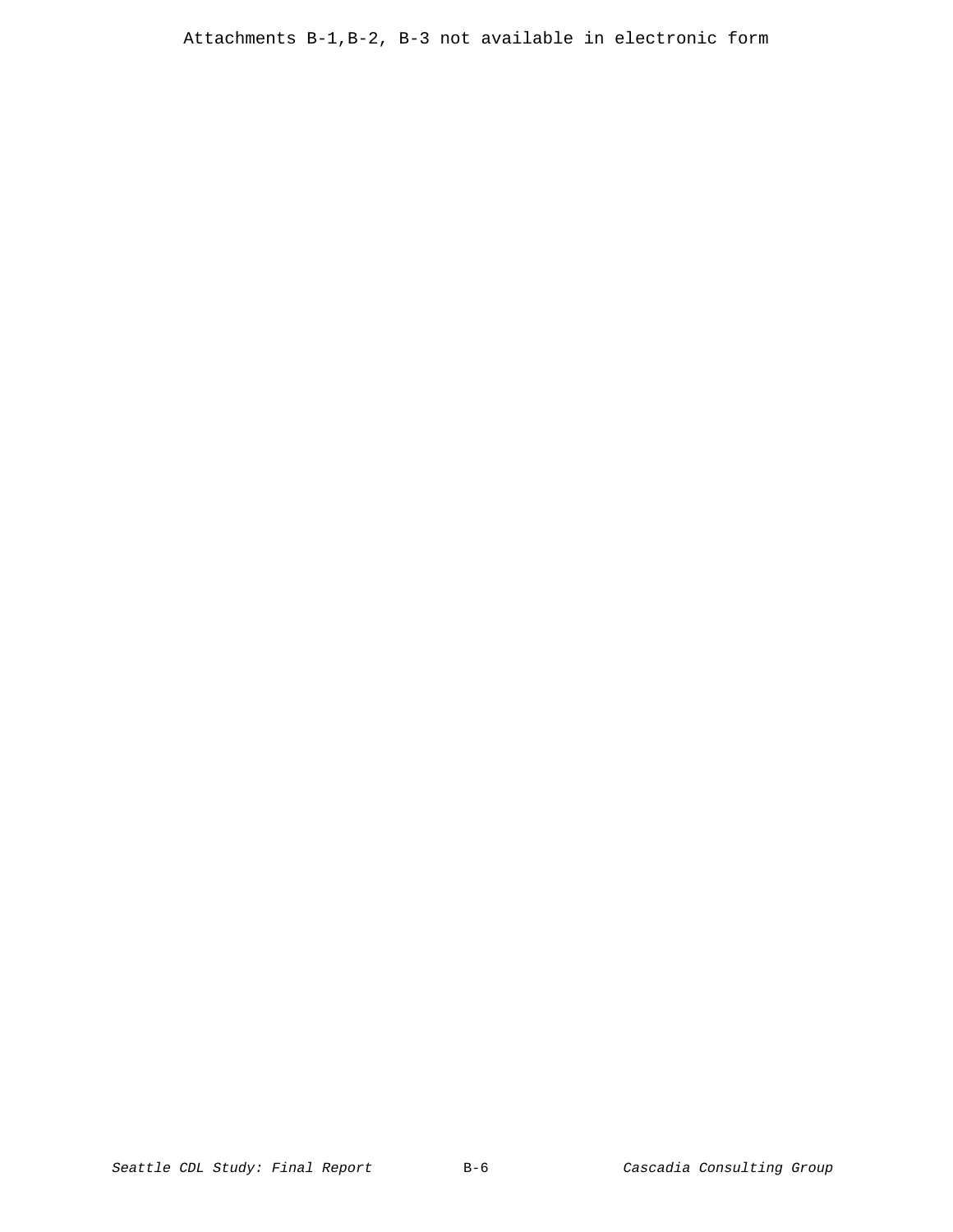Attachments B-1,B-2, B-3 not available in electronic form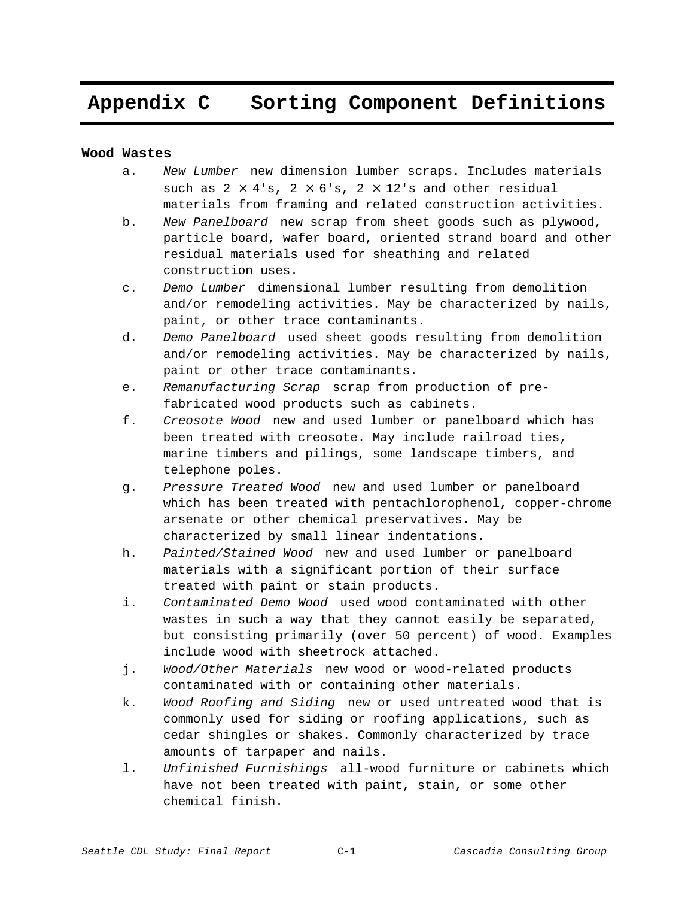# Appendix C Sorting Component Definitions

**Wood Wastes**

a. *New Lumber* new dimension lumber scraps. Includes materials such as 2 × 4's, 2 × 6's, 2 × 12's and other residual materials from framing and related construction activities.

b. *New Panelboard* new scrap from sheet goods such as plywood, particle board, wafer board, oriented strand board and other residual materials used for sheathing and related construction uses.

c. *Demo Lumber* dimensional lumber resulting from demolition and/or remodeling activities. May be characterized by nails, paint, or other trace contaminants.

d. *Demo Panelboard* used sheet goods resulting from demolition and/or remodeling activities. May be characterized by nails, paint or other trace contaminants.

e. *Remanufacturing Scrap* scrap from production of pre-fabricated wood products such as cabinets.

f. *Creosote Wood* new and used lumber or panelboard which has been treated with creosote. May include railroad ties, marine timbers and pilings, some landscape timbers, and telephone poles.

g. *Pressure Treated Wood* new and used lumber or panelboard which has been treated with pentachlorophenol, copper-chrome arsenate or other chemical preservatives. May be characterized by small linear indentations.

h. *Painted/Stained Wood* new and used lumber or panelboard materials with a significant portion of their surface treated with paint or stain products.

i. *Contaminated Demo Wood* used wood contaminated with other wastes in such a way that they cannot easily be separated, but consisting primarily (over 50 percent) of wood. Examples include wood with sheetrock attached.

j. *Wood/Other Materials* new wood or wood-related products contaminated with or containing other materials.

k. *Wood Roofing and Siding* new or used untreated wood that is commonly used for siding or roofing applications, such as cedar shingles or shakes. Commonly characterized by trace amounts of tarpaper and nails.

l. *Unfinished Furnishings* all-wood furniture or cabinets which have not been treated with paint, stain, or some other chemical finish.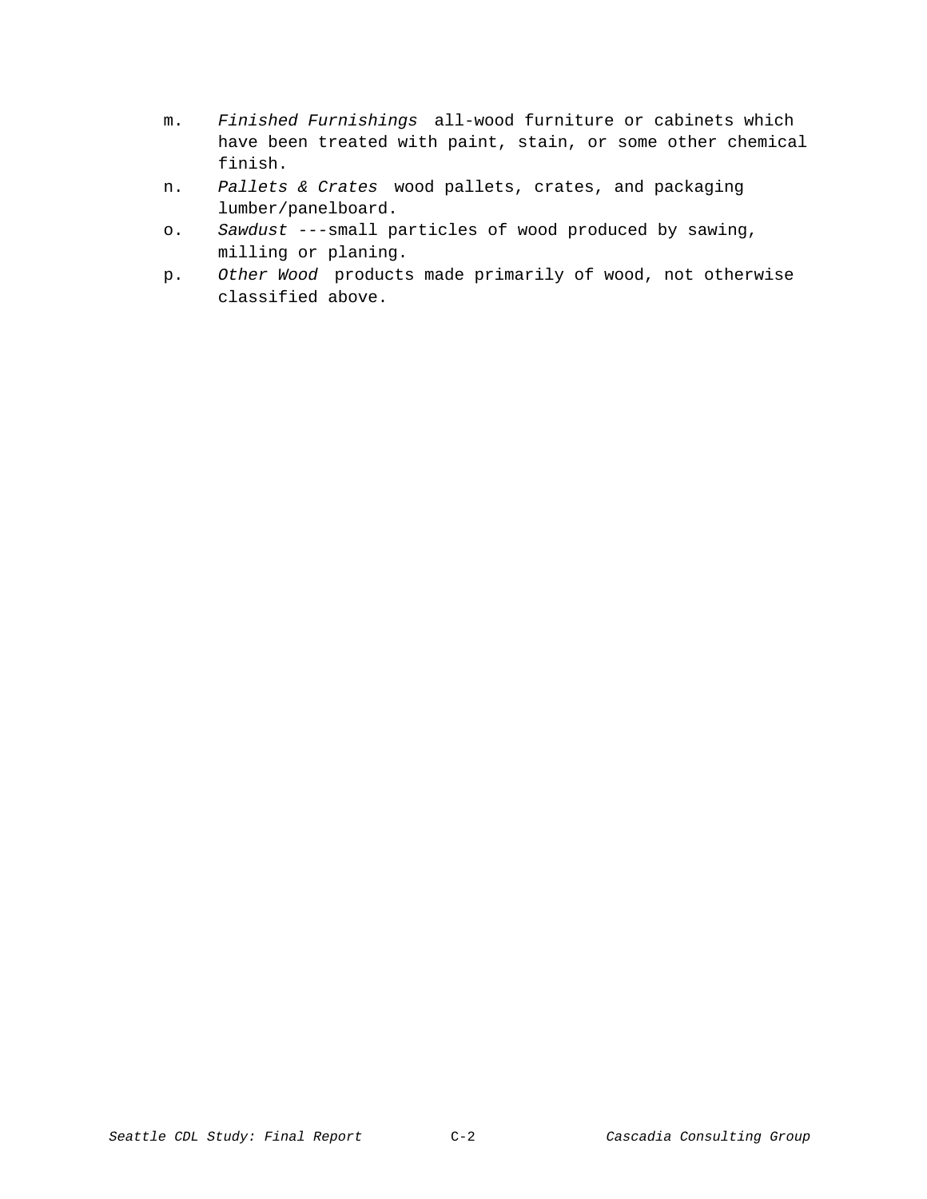m. *Finished Furnishings* all-wood furniture or cabinets which have been treated with paint, stain, or some other chemical finish.

n. *Pallets & Crates* wood pallets, crates, and packaging lumber/panelboard.

o. *Sawdust* ---small particles of wood produced by sawing, milling or planing.

p. *Other Wood* products made primarily of wood, not otherwise classified above.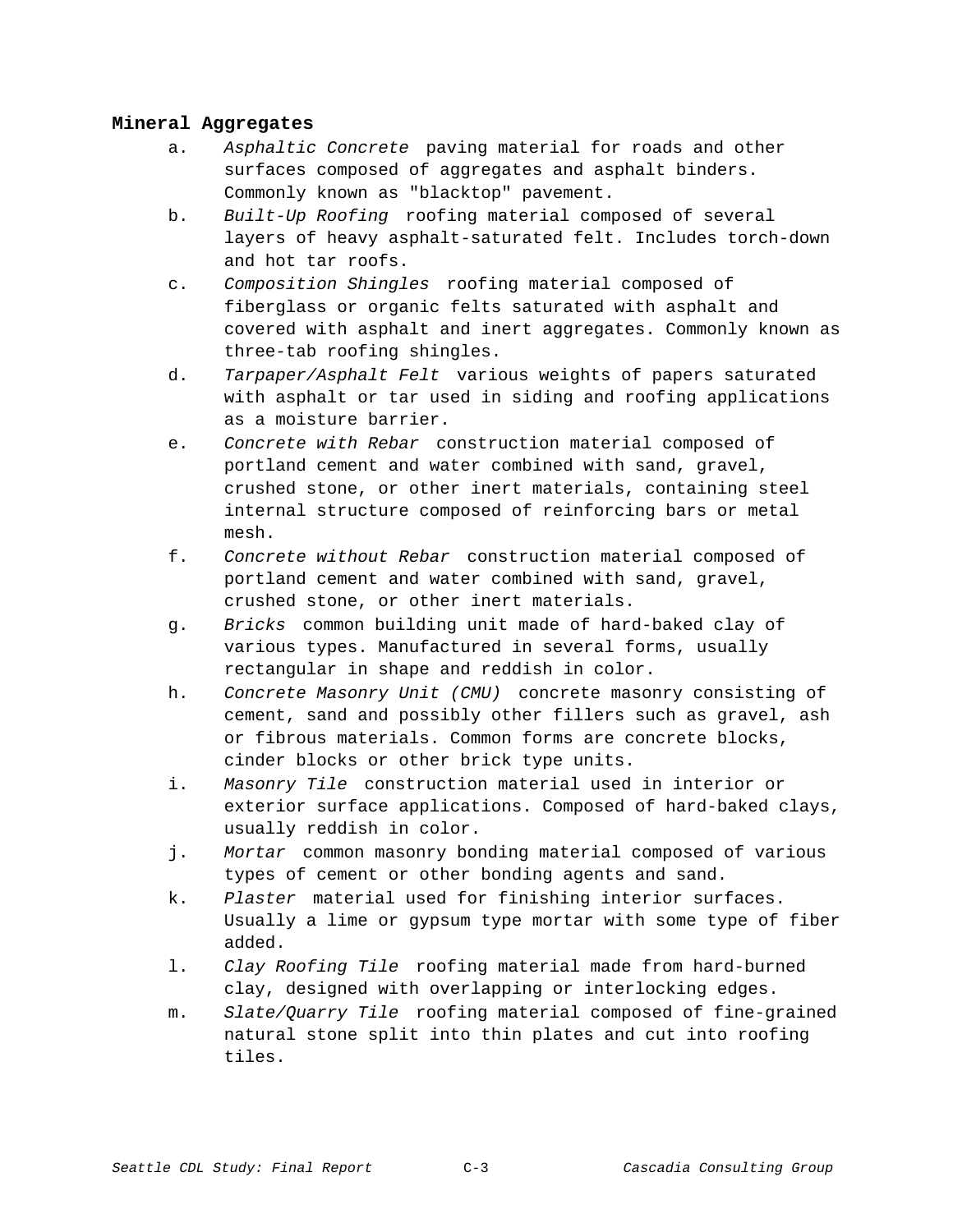**Mineral Aggregates**

a. *Asphaltic Concrete* paving material for roads and other surfaces composed of aggregates and asphalt binders. Commonly known as "blacktop" pavement.
b. *Built-Up Roofing* roofing material composed of several layers of heavy asphalt-saturated felt. Includes torch-down and hot tar roofs.
c. *Composition Shingles* roofing material composed of fiberglass or organic felts saturated with asphalt and covered with asphalt and inert aggregates. Commonly known as three-tab roofing shingles.
d. *Tarpaper/Asphalt Felt* various weights of papers saturated with asphalt or tar used in siding and roofing applications as a moisture barrier.
e. *Concrete with Rebar* construction material composed of portland cement and water combined with sand, gravel, crushed stone, or other inert materials, containing steel internal structure composed of reinforcing bars or metal mesh.
f. *Concrete without Rebar* construction material composed of portland cement and water combined with sand, gravel, crushed stone, or other inert materials.
g. *Bricks* common building unit made of hard-baked clay of various types. Manufactured in several forms, usually rectangular in shape and reddish in color.
h. *Concrete Masonry Unit (CMU)* concrete masonry consisting of cement, sand and possibly other fillers such as gravel, ash or fibrous materials. Common forms are concrete blocks, cinder blocks or other brick type units.
i. *Masonry Tile* construction material used in interior or exterior surface applications. Composed of hard-baked clays, usually reddish in color.
j. *Mortar* common masonry bonding material composed of various types of cement or other bonding agents and sand.
k. *Plaster* material used for finishing interior surfaces. Usually a lime or gypsum type mortar with some type of fiber added.
l. *Clay Roofing Tile* roofing material made from hard-burned clay, designed with overlapping or interlocking edges.
m. *Slate/Quarry Tile* roofing material composed of fine-grained natural stone split into thin plates and cut into roofing tiles.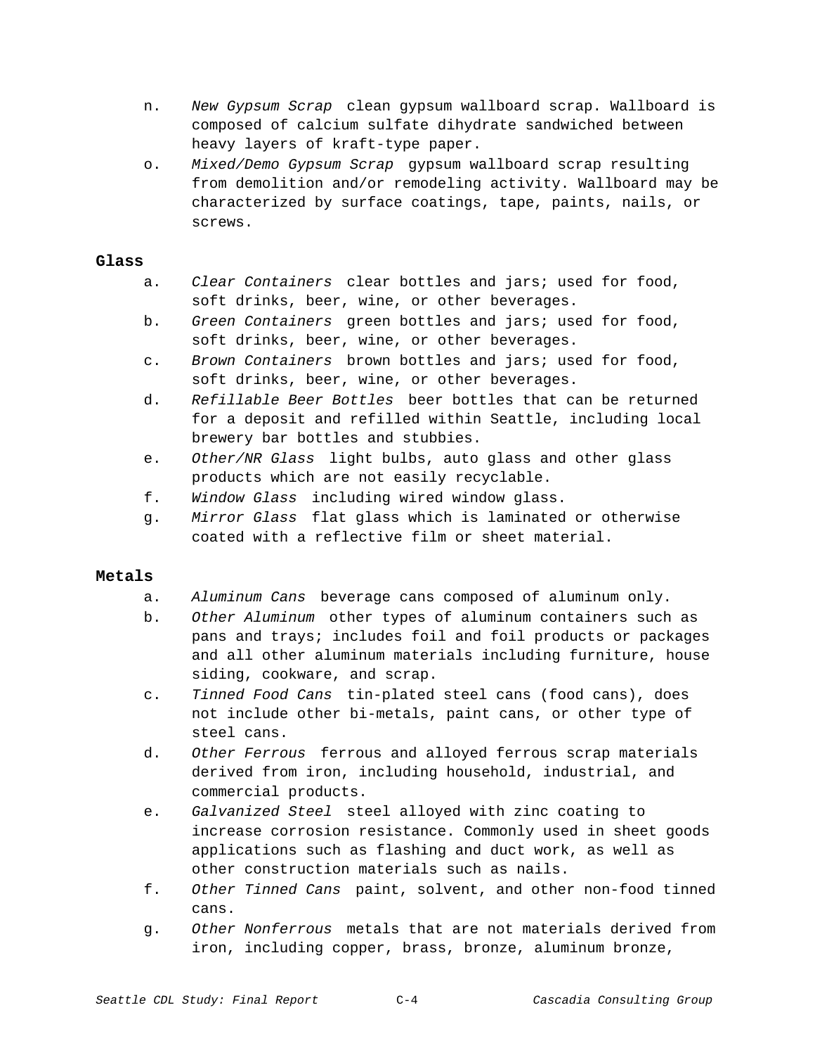n. *New Gypsum Scrap* clean gypsum wallboard scrap. Wallboard is composed of calcium sulfate dihydrate sandwiched between heavy layers of kraft-type paper.

o. *Mixed/Demo Gypsum Scrap* gypsum wallboard scrap resulting from demolition and/or remodeling activity. Wallboard may be characterized by surface coatings, tape, paints, nails, or screws.

**Glass**

a. *Clear Containers* clear bottles and jars; used for food, soft drinks, beer, wine, or other beverages.

b. *Green Containers* green bottles and jars; used for food, soft drinks, beer, wine, or other beverages.

c. *Brown Containers* brown bottles and jars; used for food, soft drinks, beer, wine, or other beverages.

d. *Refillable Beer Bottles* beer bottles that can be returned for a deposit and refilled within Seattle, including local brewery bar bottles and stubbies.

e. *Other/NR Glass* light bulbs, auto glass and other glass products which are not easily recyclable.

f. *Window Glass* including wired window glass.

g. *Mirror Glass* flat glass which is laminated or otherwise coated with a reflective film or sheet material.

**Metals**

a. *Aluminum Cans* beverage cans composed of aluminum only.

b. *Other Aluminum* other types of aluminum containers such as pans and trays; includes foil and foil products or packages and all other aluminum materials including furniture, house siding, cookware, and scrap.

c. *Tinned Food Cans* tin-plated steel cans (food cans), does not include other bi-metals, paint cans, or other type of steel cans.

d. *Other Ferrous* ferrous and alloyed ferrous scrap materials derived from iron, including household, industrial, and commercial products.

e. *Galvanized Steel* steel alloyed with zinc coating to increase corrosion resistance. Commonly used in sheet goods applications such as flashing and duct work, as well as other construction materials such as nails.

f. *Other Tinned Cans* paint, solvent, and other non-food tinned cans.

g. *Other Nonferrous* metals that are not materials derived from iron, including copper, brass, bronze, aluminum bronze,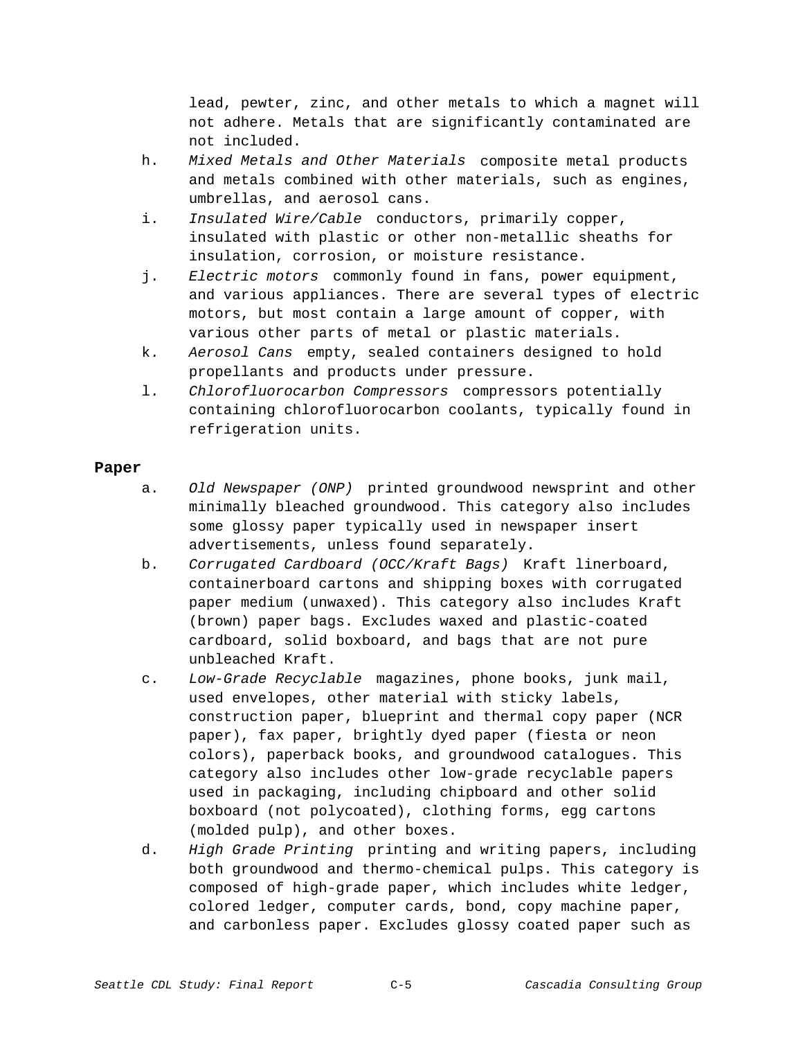lead, pewter, zinc, and other metals to which a magnet will not adhere. Metals that are significantly contaminated are not included.

h. *Mixed Metals and Other Materials* composite metal products and metals combined with other materials, such as engines, umbrellas, and aerosol cans.
i. *Insulated Wire/Cable* conductors, primarily copper, insulated with plastic or other non-metallic sheaths for insulation, corrosion, or moisture resistance.
j. *Electric motors* commonly found in fans, power equipment, and various appliances. There are several types of electric motors, but most contain a large amount of copper, with various other parts of metal or plastic materials.
k. *Aerosol Cans* empty, sealed containers designed to hold propellants and products under pressure.
l. *Chlorofluorocarbon Compressors* compressors potentially containing chlorofluorocarbon coolants, typically found in refrigeration units.

**Paper**

a. *Old Newspaper (ONP)* printed groundwood newsprint and other minimally bleached groundwood. This category also includes some glossy paper typically used in newspaper insert advertisements, unless found separately.
b. *Corrugated Cardboard (OCC/Kraft Bags)* Kraft linerboard, containerboard cartons and shipping boxes with corrugated paper medium (unwaxed). This category also includes Kraft (brown) paper bags. Excludes waxed and plastic-coated cardboard, solid boxboard, and bags that are not pure unbleached Kraft.
c. *Low-Grade Recyclable* magazines, phone books, junk mail, used envelopes, other material with sticky labels, construction paper, blueprint and thermal copy paper (NCR paper), fax paper, brightly dyed paper (fiesta or neon colors), paperback books, and groundwood catalogues. This category also includes other low-grade recyclable papers used in packaging, including chipboard and other solid boxboard (not polycoated), clothing forms, egg cartons (molded pulp), and other boxes.
d. *High Grade Printing* printing and writing papers, including both groundwood and thermo-chemical pulps. This category is composed of high-grade paper, which includes white ledger, colored ledger, computer cards, bond, copy machine paper, and carbonless paper. Excludes glossy coated paper such as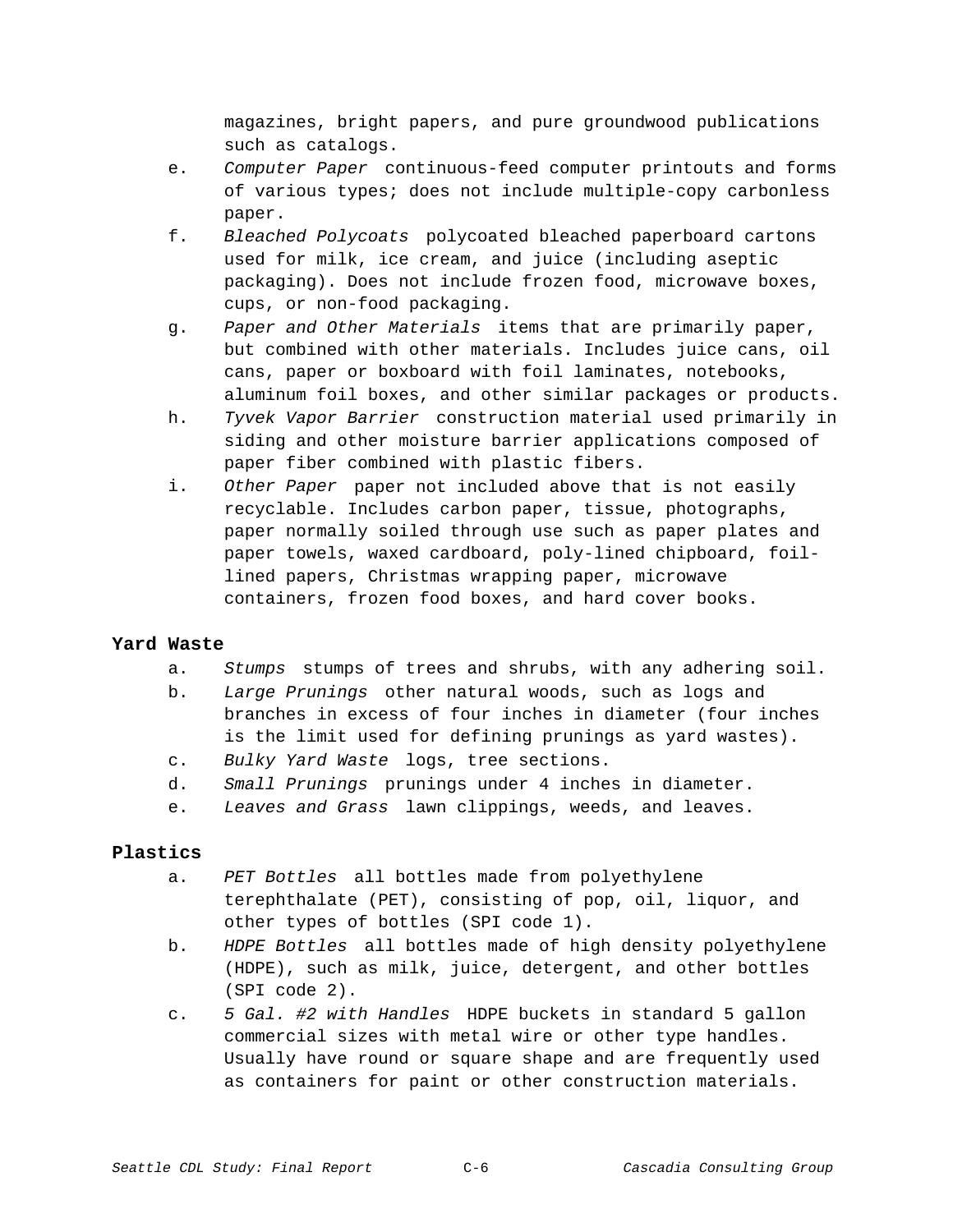magazines, bright papers, and pure groundwood publications such as catalogs.

e. *Computer Paper* continuous-feed computer printouts and forms of various types; does not include multiple-copy carbonless paper.

f. *Bleached Polycoats* polycoated bleached paperboard cartons used for milk, ice cream, and juice (including aseptic packaging). Does not include frozen food, microwave boxes, cups, or non-food packaging.

g. *Paper and Other Materials* items that are primarily paper, but combined with other materials. Includes juice cans, oil cans, paper or boxboard with foil laminates, notebooks, aluminum foil boxes, and other similar packages or products.

h. *Tyvek Vapor Barrier* construction material used primarily in siding and other moisture barrier applications composed of paper fiber combined with plastic fibers.

i. *Other Paper* paper not included above that is not easily recyclable. Includes carbon paper, tissue, photographs, paper normally soiled through use such as paper plates and paper towels, waxed cardboard, poly-lined chipboard, foil-lined papers, Christmas wrapping paper, microwave containers, frozen food boxes, and hard cover books.

**Yard Waste**

a. *Stumps* stumps of trees and shrubs, with any adhering soil.

b. *Large Prunings* other natural woods, such as logs and branches in excess of four inches in diameter (four inches is the limit used for defining prunings as yard wastes).

c. *Bulky Yard Waste* logs, tree sections.

d. *Small Prunings* prunings under 4 inches in diameter.

e. *Leaves and Grass* lawn clippings, weeds, and leaves.

**Plastics**

a. *PET Bottles* all bottles made from polyethylene terephthalate (PET), consisting of pop, oil, liquor, and other types of bottles (SPI code 1).

b. *HDPE Bottles* all bottles made of high density polyethylene (HDPE), such as milk, juice, detergent, and other bottles (SPI code 2).

c. *5 Gal. #2 with Handles* HDPE buckets in standard 5 gallon commercial sizes with metal wire or other type handles. Usually have round or square shape and are frequently used as containers for paint or other construction materials.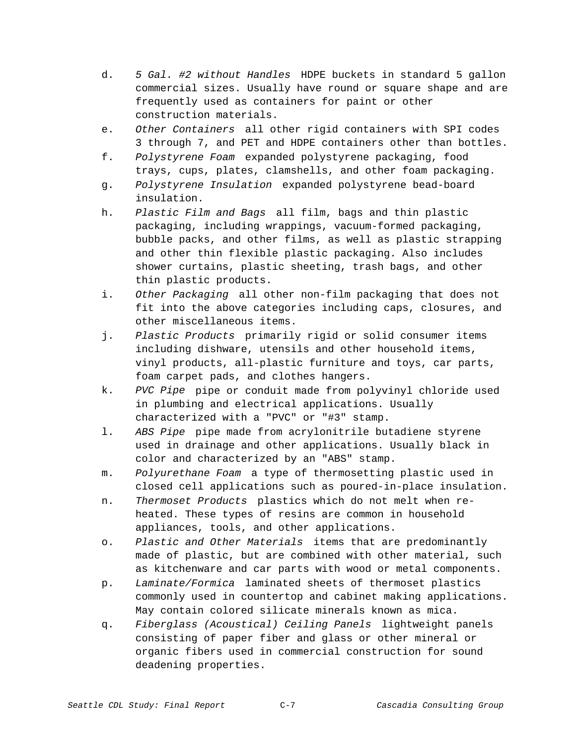d. *5 Gal. #2 without Handles* HDPE buckets in standard 5 gallon commercial sizes. Usually have round or square shape and are frequently used as containers for paint or other construction materials.

e. *Other Containers* all other rigid containers with SPI codes 3 through 7, and PET and HDPE containers other than bottles.

f. *Polystyrene Foam* expanded polystyrene packaging, food trays, cups, plates, clamshells, and other foam packaging.

g. *Polystyrene Insulation* expanded polystyrene bead-board insulation.

h. *Plastic Film and Bags* all film, bags and thin plastic packaging, including wrappings, vacuum-formed packaging, bubble packs, and other films, as well as plastic strapping and other thin flexible plastic packaging. Also includes shower curtains, plastic sheeting, trash bags, and other thin plastic products.

i. *Other Packaging* all other non-film packaging that does not fit into the above categories including caps, closures, and other miscellaneous items.

j. *Plastic Products* primarily rigid or solid consumer items including dishware, utensils and other household items, vinyl products, all-plastic furniture and toys, car parts, foam carpet pads, and clothes hangers.

k. *PVC Pipe* pipe or conduit made from polyvinyl chloride used in plumbing and electrical applications. Usually characterized with a "PVC" or "#3" stamp.

l. *ABS Pipe* pipe made from acrylonitrile butadiene styrene used in drainage and other applications. Usually black in color and characterized by an "ABS" stamp.

m. *Polyurethane Foam* a type of thermosetting plastic used in closed cell applications such as poured-in-place insulation.

n. *Thermoset Products* plastics which do not melt when re-heated. These types of resins are common in household appliances, tools, and other applications.

o. *Plastic and Other Materials* items that are predominantly made of plastic, but are combined with other material, such as kitchenware and car parts with wood or metal components.

p. *Laminate/Formica* laminated sheets of thermoset plastics commonly used in countertop and cabinet making applications. May contain colored silicate minerals known as mica.

q. *Fiberglass (Acoustical) Ceiling Panels* lightweight panels consisting of paper fiber and glass or other mineral or organic fibers used in commercial construction for sound deadening properties.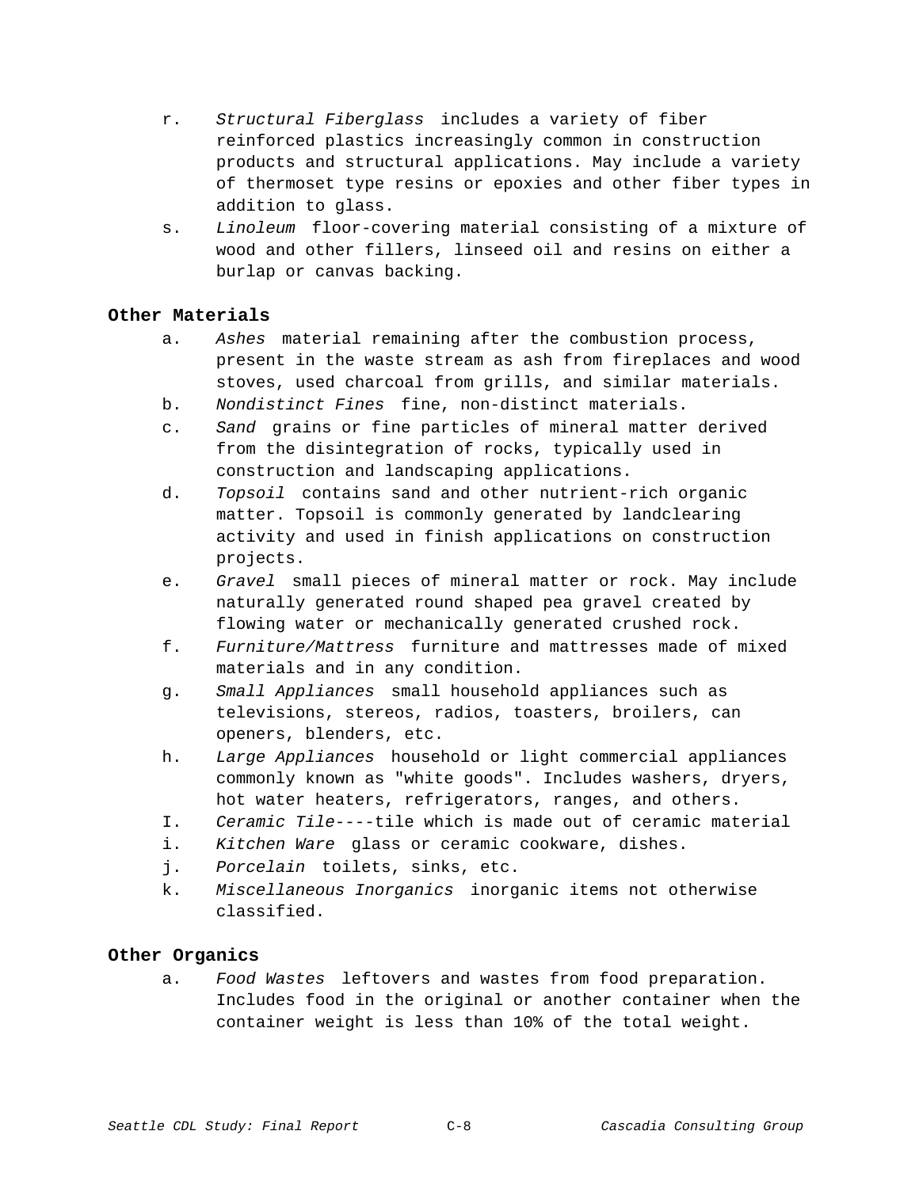r. *Structural Fiberglass* includes a variety of fiber reinforced plastics increasingly common in construction products and structural applications. May include a variety of thermoset type resins or epoxies and other fiber types in addition to glass.

s. *Linoleum* floor-covering material consisting of a mixture of wood and other fillers, linseed oil and resins on either a burlap or canvas backing.

**Other Materials**

a. *Ashes* material remaining after the combustion process, present in the waste stream as ash from fireplaces and wood stoves, used charcoal from grills, and similar materials.

b. *Nondistinct Fines* fine, non-distinct materials.

c. *Sand* grains or fine particles of mineral matter derived from the disintegration of rocks, typically used in construction and landscaping applications.

d. *Topsoil* contains sand and other nutrient-rich organic matter. Topsoil is commonly generated by landclearing activity and used in finish applications on construction projects.

e. *Gravel* small pieces of mineral matter or rock. May include naturally generated round shaped pea gravel created by flowing water or mechanically generated crushed rock.

f. *Furniture/Mattress* furniture and mattresses made of mixed materials and in any condition.

g. *Small Appliances* small household appliances such as televisions, stereos, radios, toasters, broilers, can openers, blenders, etc.

h. *Large Appliances* household or light commercial appliances commonly known as "white goods". Includes washers, dryers, hot water heaters, refrigerators, ranges, and others.

I. *Ceramic Tile*----tile which is made out of ceramic material

i. *Kitchen Ware* glass or ceramic cookware, dishes.

j. *Porcelain* toilets, sinks, etc.

k. *Miscellaneous Inorganics* inorganic items not otherwise classified.

**Other Organics**

a. *Food Wastes* leftovers and wastes from food preparation. Includes food in the original or another container when the container weight is less than 10% of the total weight.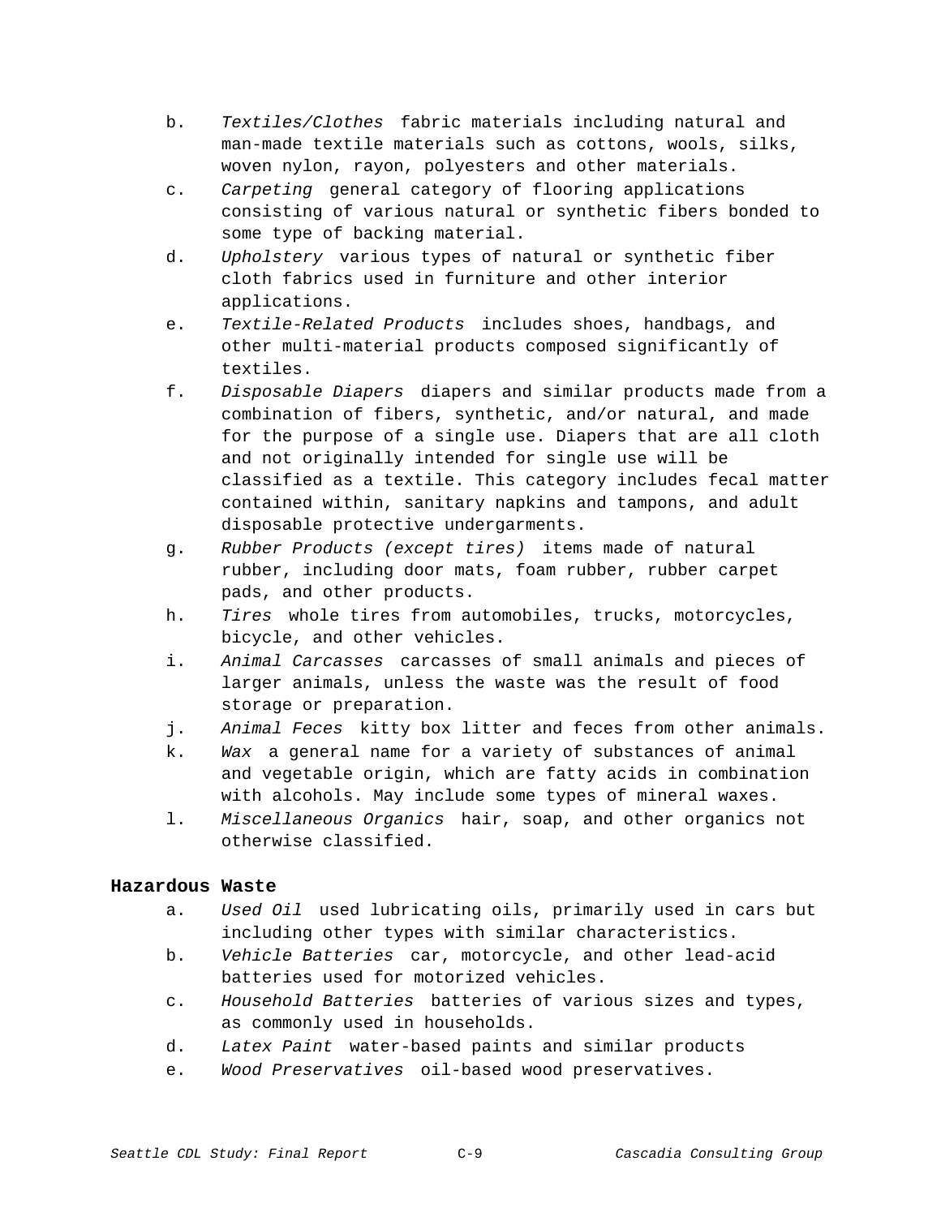b. *Textiles/Clothes* fabric materials including natural and man-made textile materials such as cottons, wools, silks, woven nylon, rayon, polyesters and other materials.
c. *Carpeting* general category of flooring applications consisting of various natural or synthetic fibers bonded to some type of backing material.
d. *Upholstery* various types of natural or synthetic fiber cloth fabrics used in furniture and other interior applications.
e. *Textile-Related Products* includes shoes, handbags, and other multi-material products composed significantly of textiles.
f. *Disposable Diapers* diapers and similar products made from a combination of fibers, synthetic, and/or natural, and made for the purpose of a single use. Diapers that are all cloth and not originally intended for single use will be classified as a textile. This category includes fecal matter contained within, sanitary napkins and tampons, and adult disposable protective undergarments.
g. *Rubber Products (except tires)* items made of natural rubber, including door mats, foam rubber, rubber carpet pads, and other products.
h. *Tires* whole tires from automobiles, trucks, motorcycles, bicycle, and other vehicles.
i. *Animal Carcasses* carcasses of small animals and pieces of larger animals, unless the waste was the result of food storage or preparation.
j. *Animal Feces* kitty box litter and feces from other animals.
k. *Wax* a general name for a variety of substances of animal and vegetable origin, which are fatty acids in combination with alcohols. May include some types of mineral waxes.
l. *Miscellaneous Organics* hair, soap, and other organics not otherwise classified.

**Hazardous Waste**

a. *Used Oil* used lubricating oils, primarily used in cars but including other types with similar characteristics.
b. *Vehicle Batteries* car, motorcycle, and other lead-acid batteries used for motorized vehicles.
c. *Household Batteries* batteries of various sizes and types, as commonly used in households.
d. *Latex Paint* water-based paints and similar products
e. *Wood Preservatives* oil-based wood preservatives.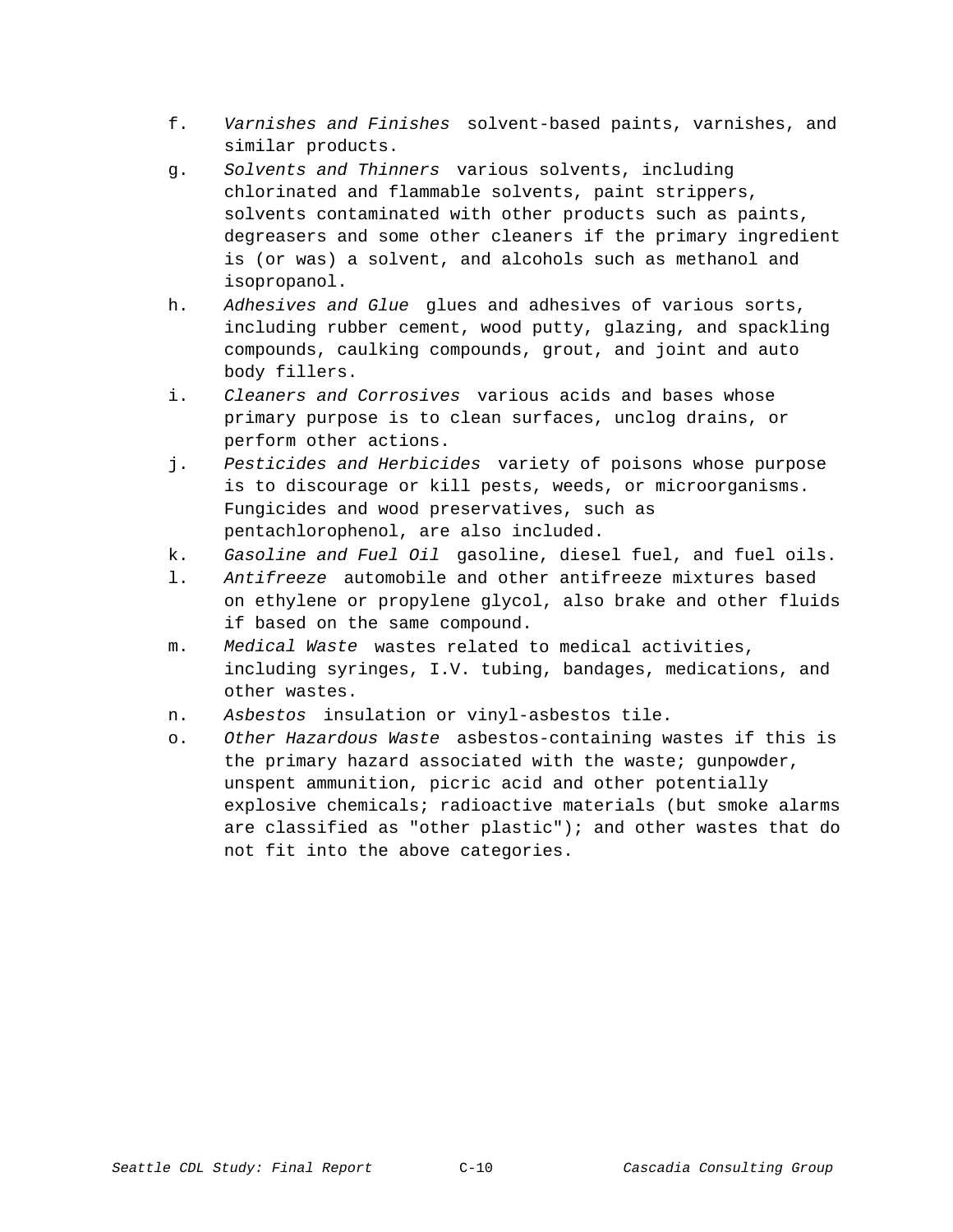f. *Varnishes and Finishes* solvent-based paints, varnishes, and similar products.

g. *Solvents and Thinners* various solvents, including chlorinated and flammable solvents, paint strippers, solvents contaminated with other products such as paints, degreasers and some other cleaners if the primary ingredient is (or was) a solvent, and alcohols such as methanol and isopropanol.

h. *Adhesives and Glue* glues and adhesives of various sorts, including rubber cement, wood putty, glazing, and spackling compounds, caulking compounds, grout, and joint and auto body fillers.

i. *Cleaners and Corrosives* various acids and bases whose primary purpose is to clean surfaces, unclog drains, or perform other actions.

j. *Pesticides and Herbicides* variety of poisons whose purpose is to discourage or kill pests, weeds, or microorganisms. Fungicides and wood preservatives, such as pentachlorophenol, are also included.

k. *Gasoline and Fuel Oil* gasoline, diesel fuel, and fuel oils.

l. *Antifreeze* automobile and other antifreeze mixtures based on ethylene or propylene glycol, also brake and other fluids if based on the same compound.

m. *Medical Waste* wastes related to medical activities, including syringes, I.V. tubing, bandages, medications, and other wastes.

n. *Asbestos* insulation or vinyl-asbestos tile.

o. *Other Hazardous Waste* asbestos-containing wastes if this is the primary hazard associated with the waste; gunpowder, unspent ammunition, picric acid and other potentially explosive chemicals; radioactive materials (but smoke alarms are classified as "other plastic"); and other wastes that do not fit into the above categories.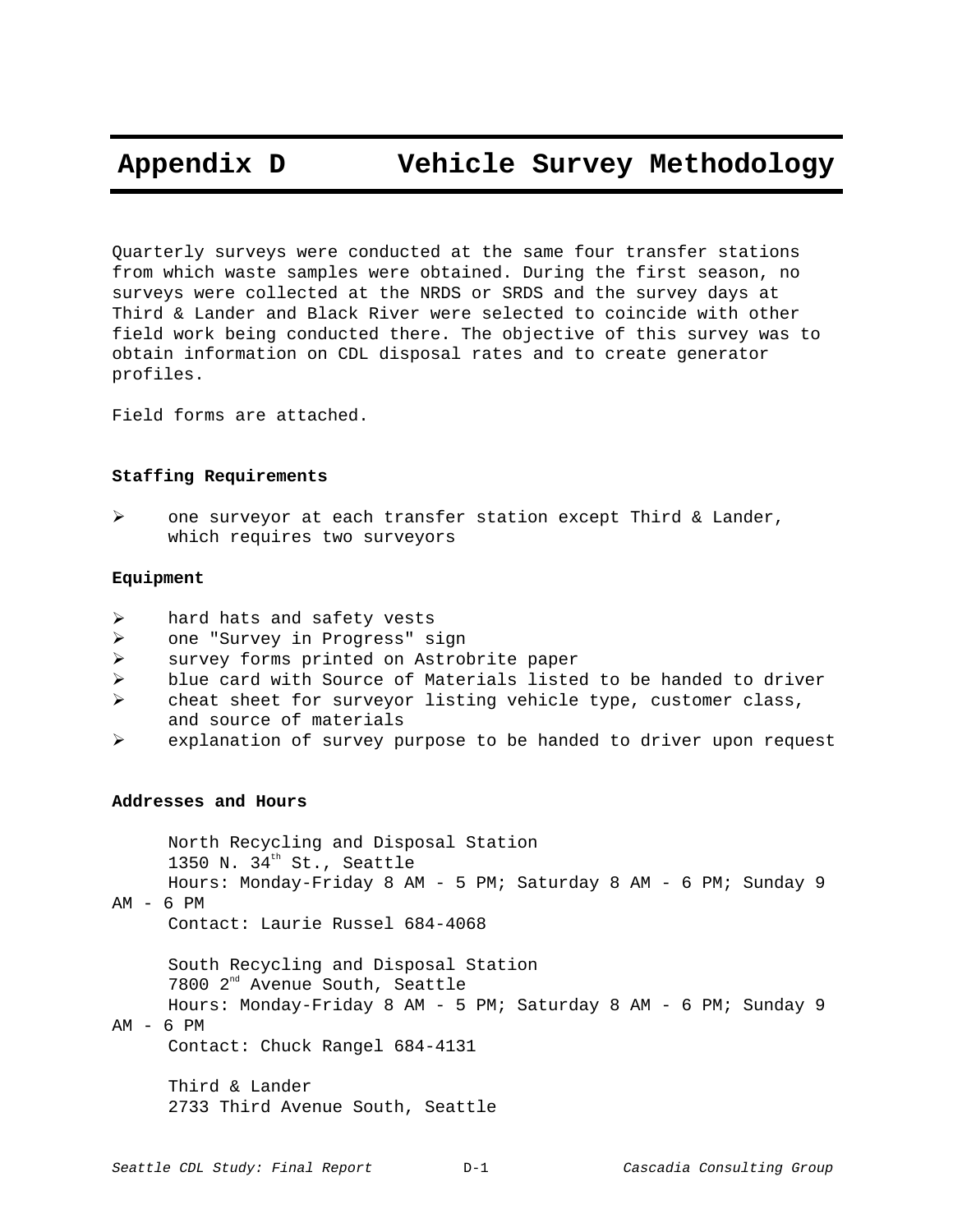# Appendix D Vehicle Survey Methodology

Quarterly surveys were conducted at the same four transfer stations from which waste samples were obtained. During the first season, no surveys were collected at the NRDS or SRDS and the survey days at Third & Lander and Black River were selected to coincide with other field work being conducted there. The objective of this survey was to obtain information on CDL disposal rates and to create generator profiles.

Field forms are attached.

**Staffing Requirements**

- one surveyor at each transfer station except Third & Lander, which requires two surveyors

**Equipment**

- hard hats and safety vests
- one "Survey in Progress" sign
- survey forms printed on Astrobrite paper
- blue card with Source of Materials listed to be handed to driver
- cheat sheet for surveyor listing vehicle type, customer class, and source of materials
- explanation of survey purpose to be handed to driver upon request

**Addresses and Hours**

North Recycling and Disposal Station
1350 N. 34th St., Seattle
Hours: Monday-Friday 8 AM - 5 PM; Saturday 8 AM - 6 PM; Sunday 9 AM - 6 PM
Contact: Laurie Russel 684-4068

South Recycling and Disposal Station
7800 2nd Avenue South, Seattle
Hours: Monday-Friday 8 AM - 5 PM; Saturday 8 AM - 6 PM; Sunday 9 AM - 6 PM
Contact: Chuck Rangel 684-4131

Third & Lander
2733 Third Avenue South, Seattle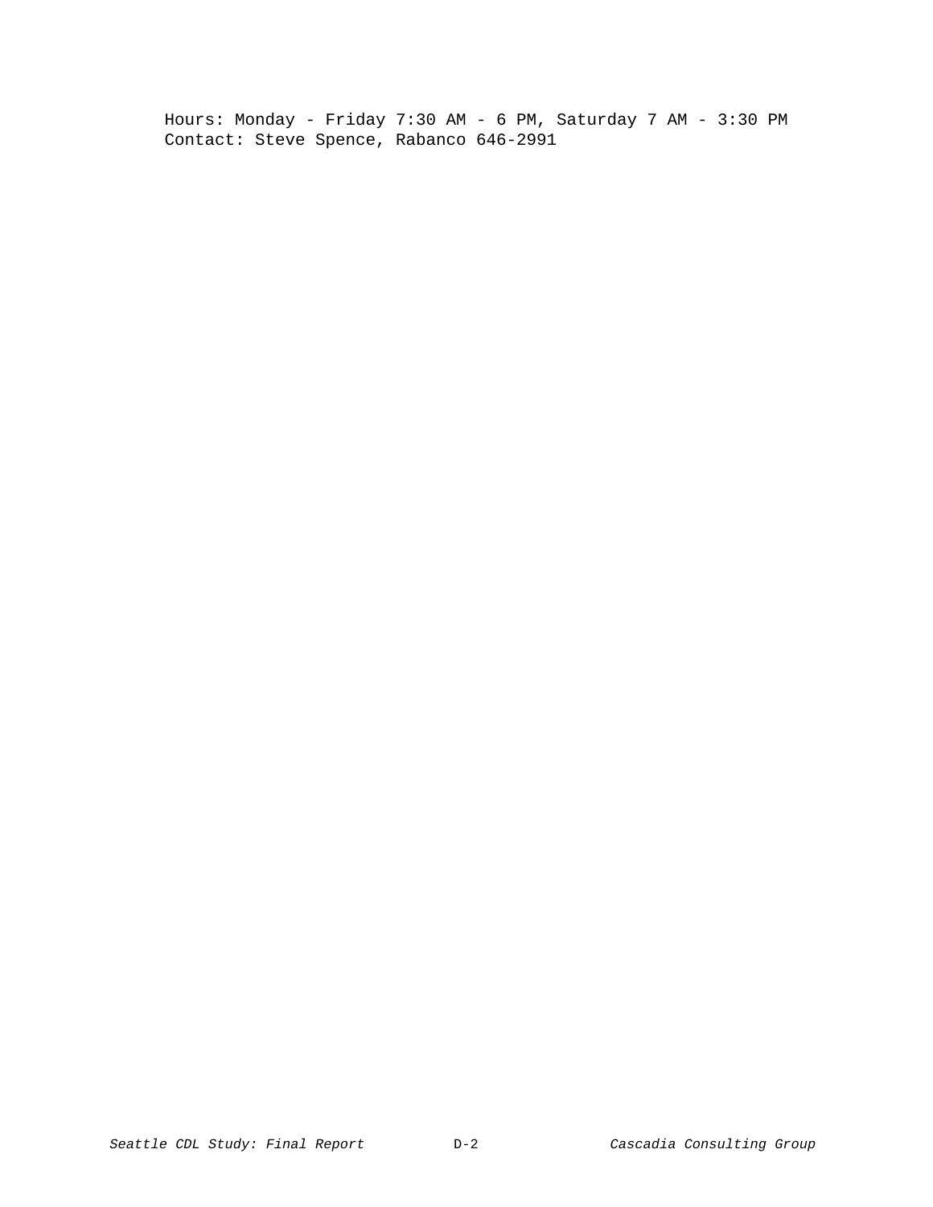Hours: Monday - Friday 7:30 AM - 6 PM, Saturday 7 AM - 3:30 PM
Contact: Steve Spence, Rabanco 646-2991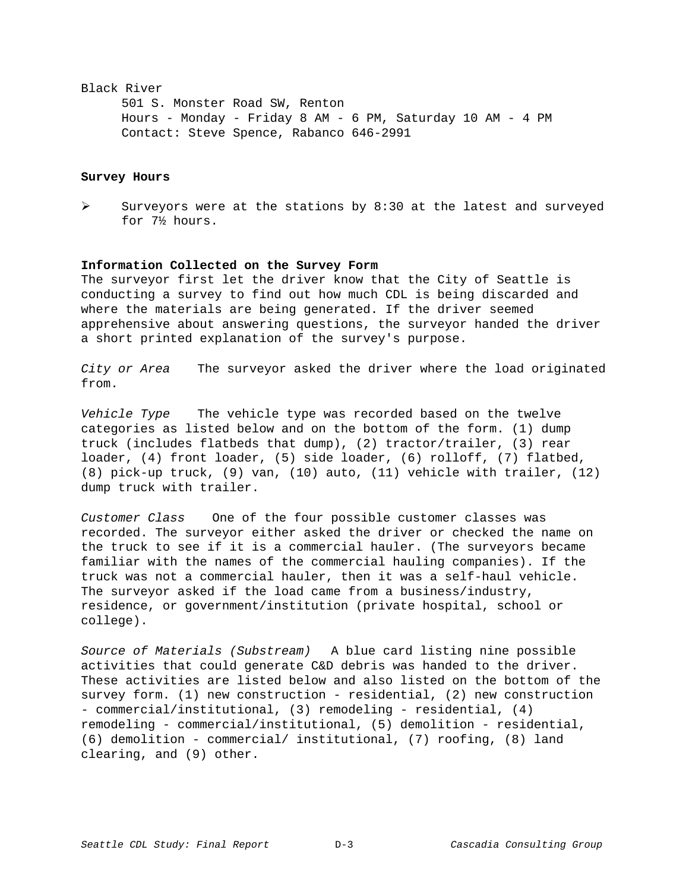Black River

501 S. Monster Road SW, Renton
Hours - Monday - Friday 8 AM - 6 PM, Saturday 10 AM - 4 PM
Contact: Steve Spence, Rabanco 646-2991

**Survey Hours**

- Surveyors were at the stations by 8:30 at the latest and surveyed for 7½ hours.

**Information Collected on the Survey Form**

The surveyor first let the driver know that the City of Seattle is conducting a survey to find out how much CDL is being discarded and where the materials are being generated. If the driver seemed apprehensive about answering questions, the surveyor handed the driver a short printed explanation of the survey's purpose.

*City or Area* The surveyor asked the driver where the load originated from.

*Vehicle Type* The vehicle type was recorded based on the twelve categories as listed below and on the bottom of the form. (1) dump truck (includes flatbeds that dump), (2) tractor/trailer, (3) rear loader, (4) front loader, (5) side loader, (6) rolloff, (7) flatbed, (8) pick-up truck, (9) van, (10) auto, (11) vehicle with trailer, (12) dump truck with trailer.

*Customer Class* One of the four possible customer classes was recorded. The surveyor either asked the driver or checked the name on the truck to see if it is a commercial hauler. (The surveyors became familiar with the names of the commercial hauling companies). If the truck was not a commercial hauler, then it was a self-haul vehicle. The surveyor asked if the load came from a business/industry, residence, or government/institution (private hospital, school or college).

*Source of Materials (Substream)* A blue card listing nine possible activities that could generate C&D debris was handed to the driver. These activities are listed below and also listed on the bottom of the survey form. (1) new construction - residential, (2) new construction - commercial/institutional, (3) remodeling - residential, (4) remodeling - commercial/institutional, (5) demolition - residential, (6) demolition - commercial/ institutional, (7) roofing, (8) land clearing, and (9) other.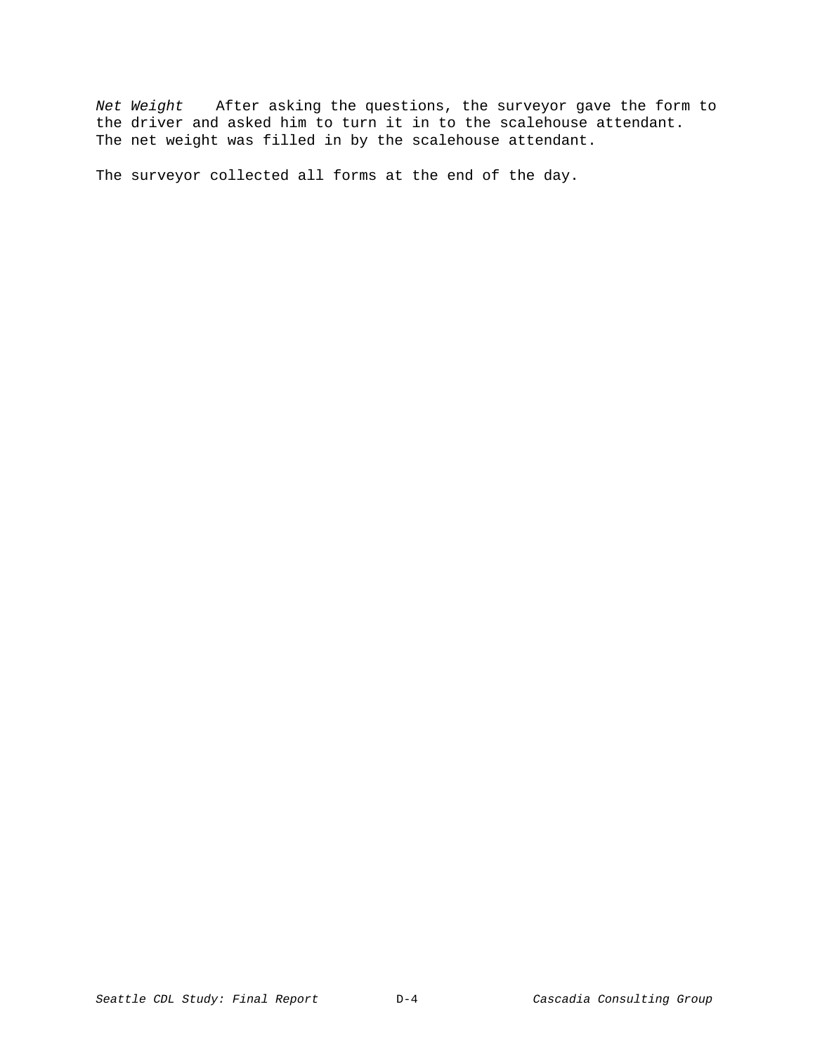*Net Weight* After asking the questions, the surveyor gave the form to the driver and asked him to turn it in to the scalehouse attendant. The net weight was filled in by the scalehouse attendant.

The surveyor collected all forms at the end of the day.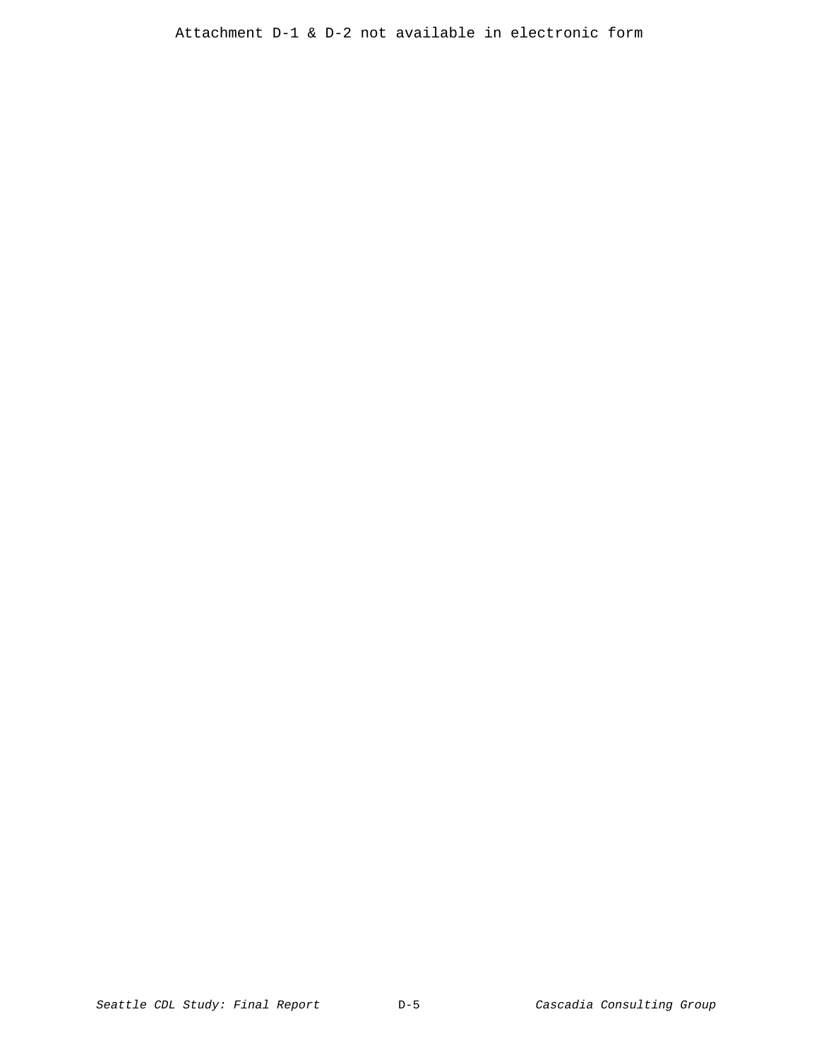Attachment D-1 & D-2 not available in electronic form